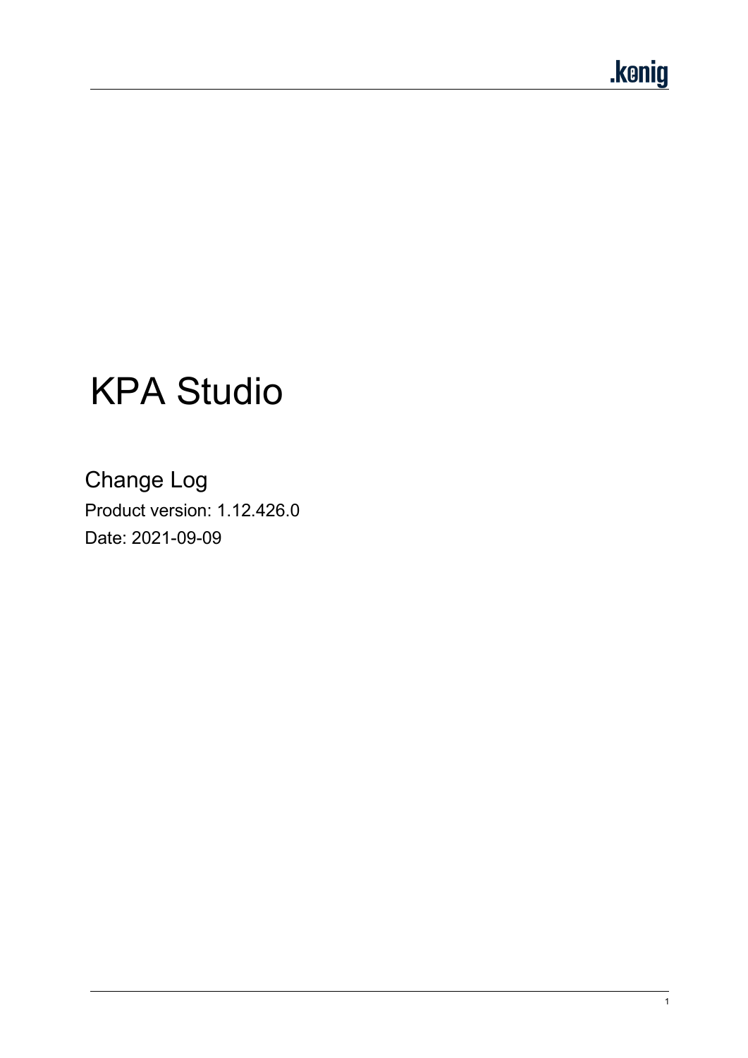# KPA Studio

## Change Log

Product version: 1.12.426.0

Date: 2021-09-09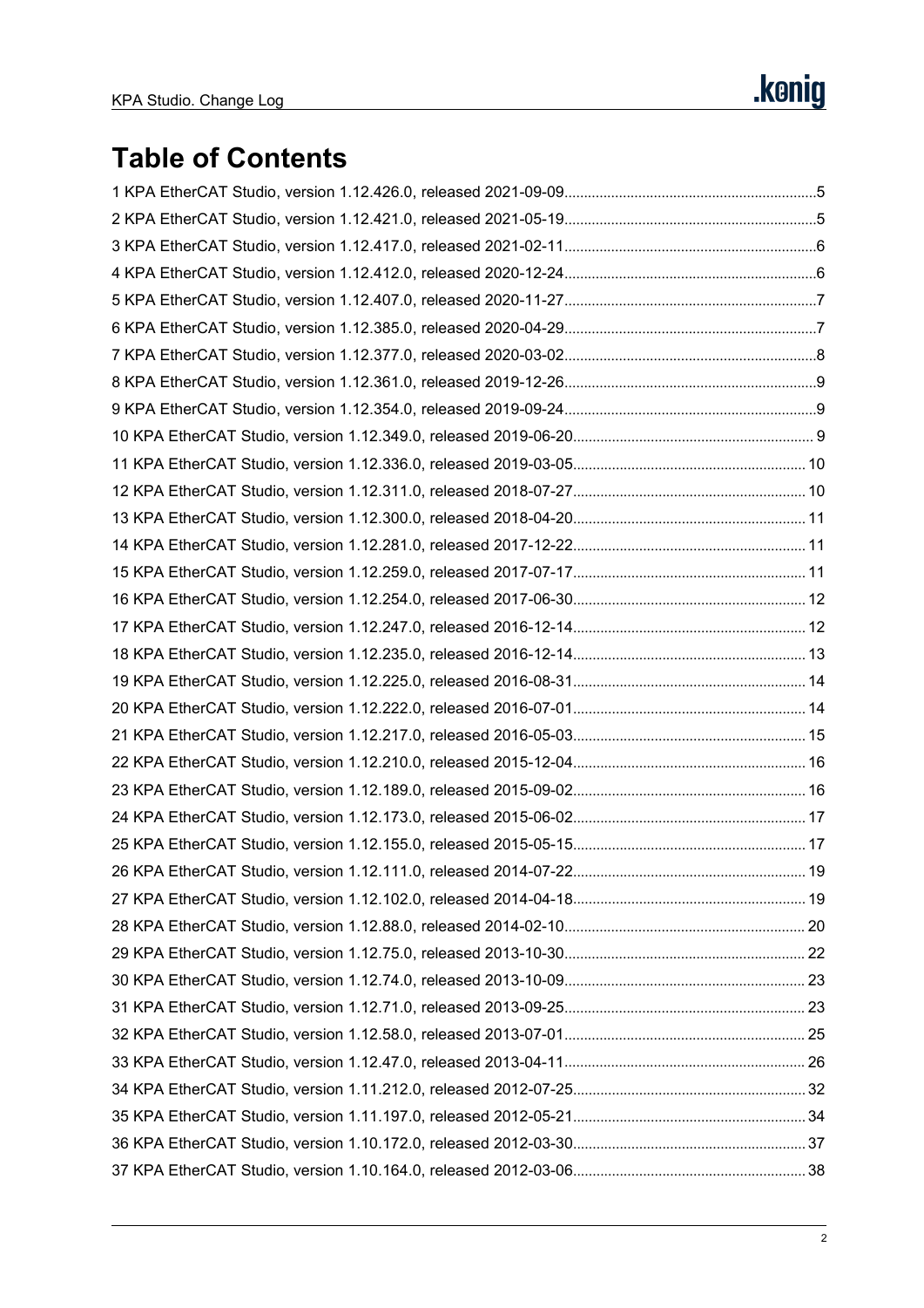# Table of Contents

1 KPA EtherCAT Studio, version 1.12.426.0, released 2021-09-09 ........ 5
2 KPA EtherCAT Studio, version 1.12.421.0, released 2021-05-19 ........ 5
3 KPA EtherCAT Studio, version 1.12.417.0, released 2021-02-11 ........ 6
4 KPA EtherCAT Studio, version 1.12.412.0, released 2020-12-24 ........ 6
5 KPA EtherCAT Studio, version 1.12.407.0, released 2020-11-27 ........ 7
6 KPA EtherCAT Studio, version 1.12.385.0, released 2020-04-29 ........ 7
7 KPA EtherCAT Studio, version 1.12.377.0, released 2020-03-02 ........ 8
8 KPA EtherCAT Studio, version 1.12.361.0, released 2019-12-26 ........ 9
9 KPA EtherCAT Studio, version 1.12.354.0, released 2019-09-24 ........ 9
10 KPA EtherCAT Studio, version 1.12.349.0, released 2019-06-20 ........ 9
11 KPA EtherCAT Studio, version 1.12.336.0, released 2019-03-05 ........ 10
12 KPA EtherCAT Studio, version 1.12.311.0, released 2018-07-27 ........ 10
13 KPA EtherCAT Studio, version 1.12.300.0, released 2018-04-20 ........ 11
14 KPA EtherCAT Studio, version 1.12.281.0, released 2017-12-22 ........ 11
15 KPA EtherCAT Studio, version 1.12.259.0, released 2017-07-17 ........ 11
16 KPA EtherCAT Studio, version 1.12.254.0, released 2017-06-30 ........ 12
17 KPA EtherCAT Studio, version 1.12.247.0, released 2016-12-14 ........ 12
18 KPA EtherCAT Studio, version 1.12.235.0, released 2016-12-14 ........ 13
19 KPA EtherCAT Studio, version 1.12.225.0, released 2016-08-31 ........ 14
20 KPA EtherCAT Studio, version 1.12.222.0, released 2016-07-01 ........ 14
21 KPA EtherCAT Studio, version 1.12.217.0, released 2016-05-03 ........ 15
22 KPA EtherCAT Studio, version 1.12.210.0, released 2015-12-04 ........ 16
23 KPA EtherCAT Studio, version 1.12.189.0, released 2015-09-02 ........ 16
24 KPA EtherCAT Studio, version 1.12.173.0, released 2015-06-02 ........ 17
25 KPA EtherCAT Studio, version 1.12.155.0, released 2015-05-15 ........ 17
26 KPA EtherCAT Studio, version 1.12.111.0, released 2014-07-22 ........ 19
27 KPA EtherCAT Studio, version 1.12.102.0, released 2014-04-18 ........ 19
28 KPA EtherCAT Studio, version 1.12.88.0, released 2014-02-10 ........ 20
29 KPA EtherCAT Studio, version 1.12.75.0, released 2013-10-30 ........ 22
30 KPA EtherCAT Studio, version 1.12.74.0, released 2013-10-09 ........ 23
31 KPA EtherCAT Studio, version 1.12.71.0, released 2013-09-25 ........ 23
32 KPA EtherCAT Studio, version 1.12.58.0, released 2013-07-01 ........ 25
33 KPA EtherCAT Studio, version 1.12.47.0, released 2013-04-11 ........ 26
34 KPA EtherCAT Studio, version 1.11.212.0, released 2012-07-25 ........ 32
35 KPA EtherCAT Studio, version 1.11.197.0, released 2012-05-21 ........ 34
36 KPA EtherCAT Studio, version 1.10.172.0, released 2012-03-30 ........ 37
37 KPA EtherCAT Studio, version 1.10.164.0, released 2012-03-06 ........ 38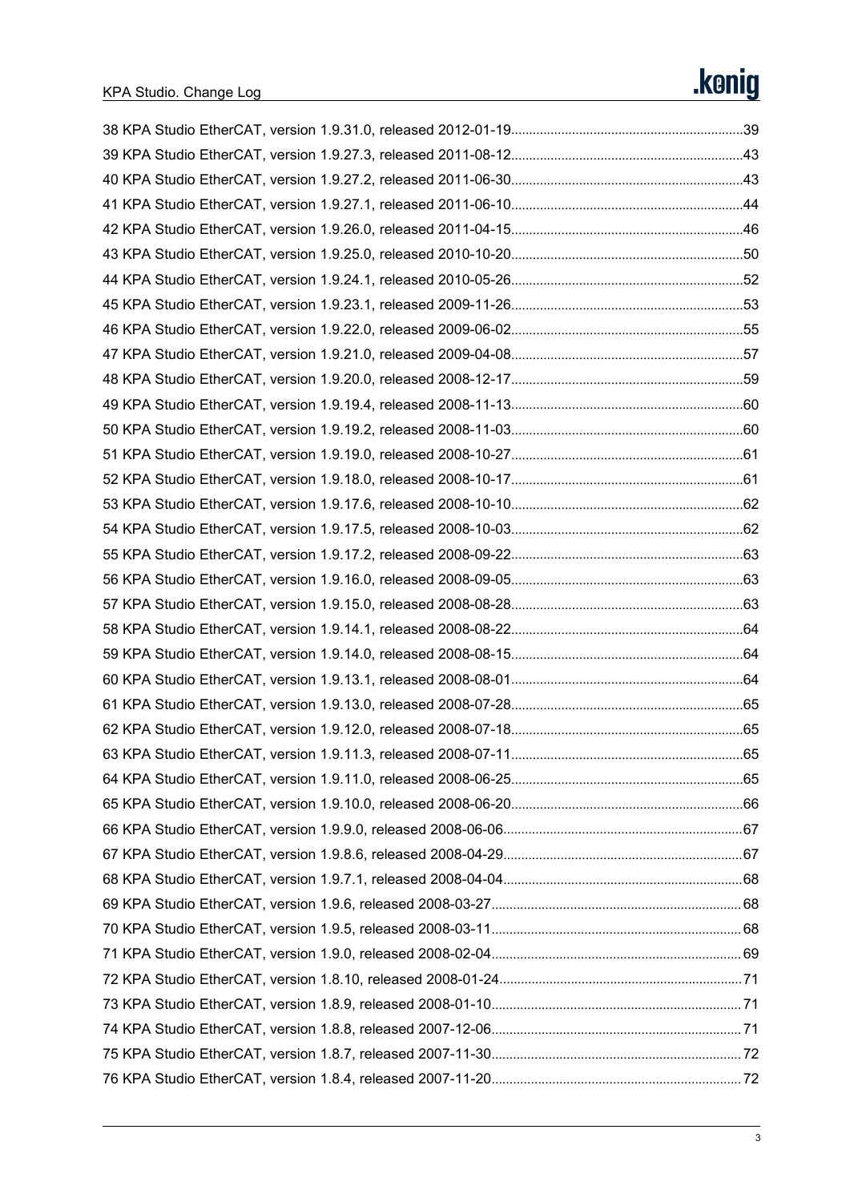38 KPA Studio EtherCAT, version 1.9.31.0, released 2012-01-19 ........ 39
39 KPA Studio EtherCAT, version 1.9.27.3, released 2011-08-12 ........ 43
40 KPA Studio EtherCAT, version 1.9.27.2, released 2011-06-30 ........ 43
41 KPA Studio EtherCAT, version 1.9.27.1, released 2011-06-10 ........ 44
42 KPA Studio EtherCAT, version 1.9.26.0, released 2011-04-15 ........ 46
43 KPA Studio EtherCAT, version 1.9.25.0, released 2010-10-20 ........ 50
44 KPA Studio EtherCAT, version 1.9.24.1, released 2010-05-26 ........ 52
45 KPA Studio EtherCAT, version 1.9.23.1, released 2009-11-26 ........ 53
46 KPA Studio EtherCAT, version 1.9.22.0, released 2009-06-02 ........ 55
47 KPA Studio EtherCAT, version 1.9.21.0, released 2009-04-08 ........ 57
48 KPA Studio EtherCAT, version 1.9.20.0, released 2008-12-17 ........ 59
49 KPA Studio EtherCAT, version 1.9.19.4, released 2008-11-13 ........ 60
50 KPA Studio EtherCAT, version 1.9.19.2, released 2008-11-03 ........ 60
51 KPA Studio EtherCAT, version 1.9.19.0, released 2008-10-27 ........ 61
52 KPA Studio EtherCAT, version 1.9.18.0, released 2008-10-17 ........ 61
53 KPA Studio EtherCAT, version 1.9.17.6, released 2008-10-10 ........ 62
54 KPA Studio EtherCAT, version 1.9.17.5, released 2008-10-03 ........ 62
55 KPA Studio EtherCAT, version 1.9.17.2, released 2008-09-22 ........ 63
56 KPA Studio EtherCAT, version 1.9.16.0, released 2008-09-05 ........ 63
57 KPA Studio EtherCAT, version 1.9.15.0, released 2008-08-28 ........ 63
58 KPA Studio EtherCAT, version 1.9.14.1, released 2008-08-22 ........ 64
59 KPA Studio EtherCAT, version 1.9.14.0, released 2008-08-15 ........ 64
60 KPA Studio EtherCAT, version 1.9.13.1, released 2008-08-01 ........ 64
61 KPA Studio EtherCAT, version 1.9.13.0, released 2008-07-28 ........ 65
62 KPA Studio EtherCAT, version 1.9.12.0, released 2008-07-18 ........ 65
63 KPA Studio EtherCAT, version 1.9.11.3, released 2008-07-11 ........ 65
64 KPA Studio EtherCAT, version 1.9.11.0, released 2008-06-25 ........ 65
65 KPA Studio EtherCAT, version 1.9.10.0, released 2008-06-20 ........ 66
66 KPA Studio EtherCAT, version 1.9.9.0, released 2008-06-06 ........ 67
67 KPA Studio EtherCAT, version 1.9.8.6, released 2008-04-29 ........ 67
68 KPA Studio EtherCAT, version 1.9.7.1, released 2008-04-04 ........ 68
69 KPA Studio EtherCAT, version 1.9.6, released 2008-03-27 ........ 68
70 KPA Studio EtherCAT, version 1.9.5, released 2008-03-11 ........ 68
71 KPA Studio EtherCAT, version 1.9.0, released 2008-02-04 ........ 69
72 KPA Studio EtherCAT, version 1.8.10, released 2008-01-24 ........ 71
73 KPA Studio EtherCAT, version 1.8.9, released 2008-01-10 ........ 71
74 KPA Studio EtherCAT, version 1.8.8, released 2007-12-06 ........ 71
75 KPA Studio EtherCAT, version 1.8.7, released 2007-11-30 ........ 72
76 KPA Studio EtherCAT, version 1.8.4, released 2007-11-20 ........ 72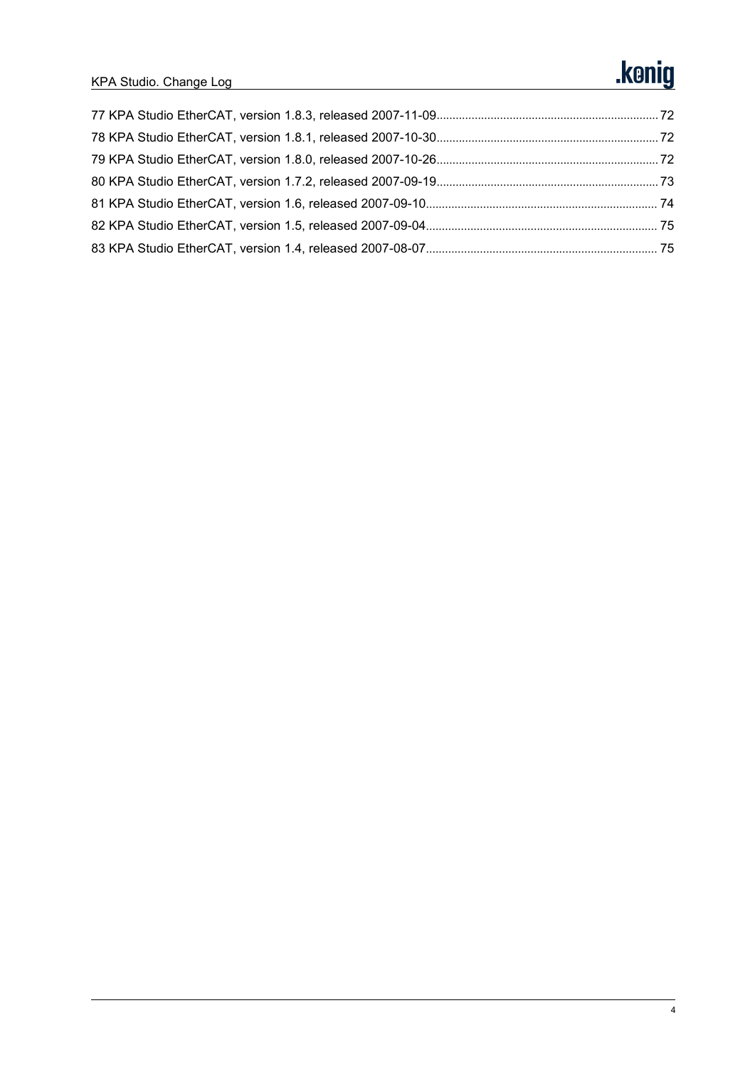77 KPA Studio EtherCAT, version 1.8.3, released 2007-11-09 ..... 72

78 KPA Studio EtherCAT, version 1.8.1, released 2007-10-30 ..... 72

79 KPA Studio EtherCAT, version 1.8.0, released 2007-10-26 ..... 72

80 KPA Studio EtherCAT, version 1.7.2, released 2007-09-19 ..... 73

81 KPA Studio EtherCAT, version 1.6, released 2007-09-10 ..... 74

82 KPA Studio EtherCAT, version 1.5, released 2007-09-04 ..... 75

83 KPA Studio EtherCAT, version 1.4, released 2007-08-07 ..... 75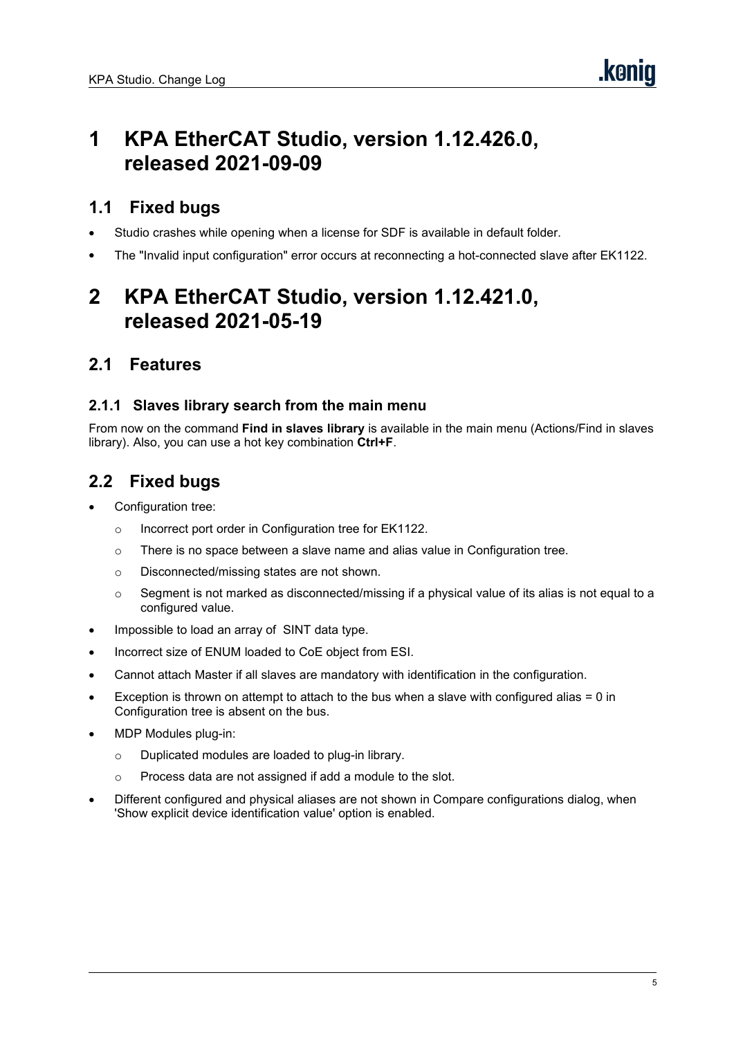# 1 KPA EtherCAT Studio, version 1.12.426.0, released 2021-09-09

## 1.1 Fixed bugs

- Studio crashes while opening when a license for SDF is available in default folder.
- The "Invalid input configuration" error occurs at reconnecting a hot-connected slave after EK1122.

# 2 KPA EtherCAT Studio, version 1.12.421.0, released 2021-05-19

## 2.1 Features

### 2.1.1 Slaves library search from the main menu

From now on the command **Find in slaves library** is available in the main menu (Actions/Find in slaves library). Also, you can use a hot key combination **Ctrl+F**.

## 2.2 Fixed bugs

- Configuration tree:
  - Incorrect port order in Configuration tree for EK1122.
  - There is no space between a slave name and alias value in Configuration tree.
  - Disconnected/missing states are not shown.
  - Segment is not marked as disconnected/missing if a physical value of its alias is not equal to a configured value.
- Impossible to load an array of SINT data type.
- Incorrect size of ENUM loaded to CoE object from ESI.
- Cannot attach Master if all slaves are mandatory with identification in the configuration.
- Exception is thrown on attempt to attach to the bus when a slave with configured alias = 0 in Configuration tree is absent on the bus.
- MDP Modules plug-in:
  - Duplicated modules are loaded to plug-in library.
  - Process data are not assigned if add a module to the slot.
- Different configured and physical aliases are not shown in Compare configurations dialog, when 'Show explicit device identification value' option is enabled.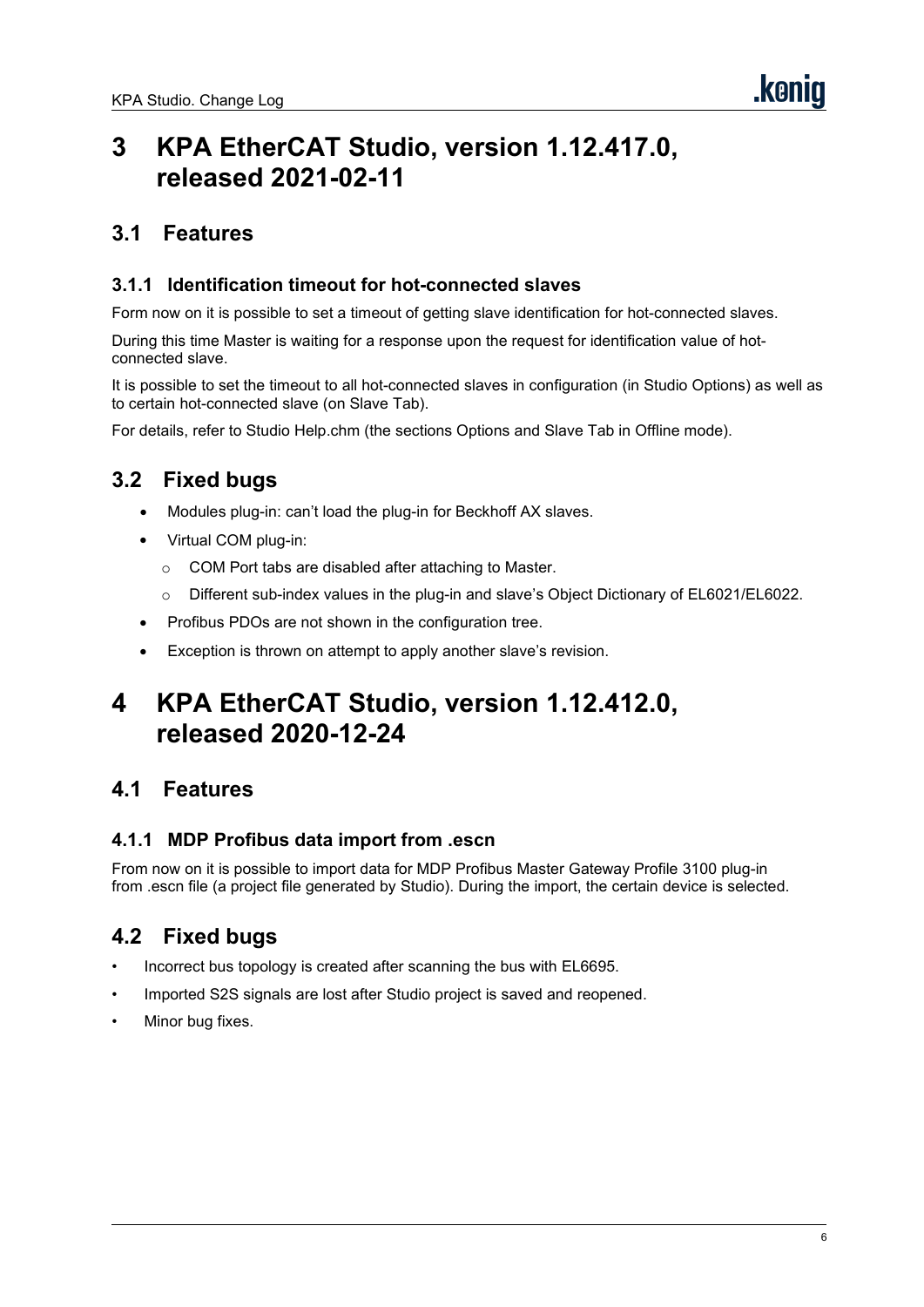# 3 KPA EtherCAT Studio, version 1.12.417.0, released 2021-02-11

## 3.1 Features

### 3.1.1 Identification timeout for hot-connected slaves

Form now on it is possible to set a timeout of getting slave identification for hot-connected slaves.

During this time Master is waiting for a response upon the request for identification value of hot-connected slave.

It is possible to set the timeout to all hot-connected slaves in configuration (in Studio Options) as well as to certain hot-connected slave (on Slave Tab).

For details, refer to Studio Help.chm (the sections Options and Slave Tab in Offline mode).

## 3.2 Fixed bugs

- Modules plug-in: can't load the plug-in for Beckhoff AX slaves.
- Virtual COM plug-in:
  - COM Port tabs are disabled after attaching to Master.
  - Different sub-index values in the plug-in and slave's Object Dictionary of EL6021/EL6022.
- Profibus PDOs are not shown in the configuration tree.
- Exception is thrown on attempt to apply another slave's revision.

# 4 KPA EtherCAT Studio, version 1.12.412.0, released 2020-12-24

## 4.1 Features

### 4.1.1 MDP Profibus data import from .escn

From now on it is possible to import data for MDP Profibus Master Gateway Profile 3100 plug-in from .escn file (a project file generated by Studio). During the import, the certain device is selected.

## 4.2 Fixed bugs

- Incorrect bus topology is created after scanning the bus with EL6695.
- Imported S2S signals are lost after Studio project is saved and reopened.
- Minor bug fixes.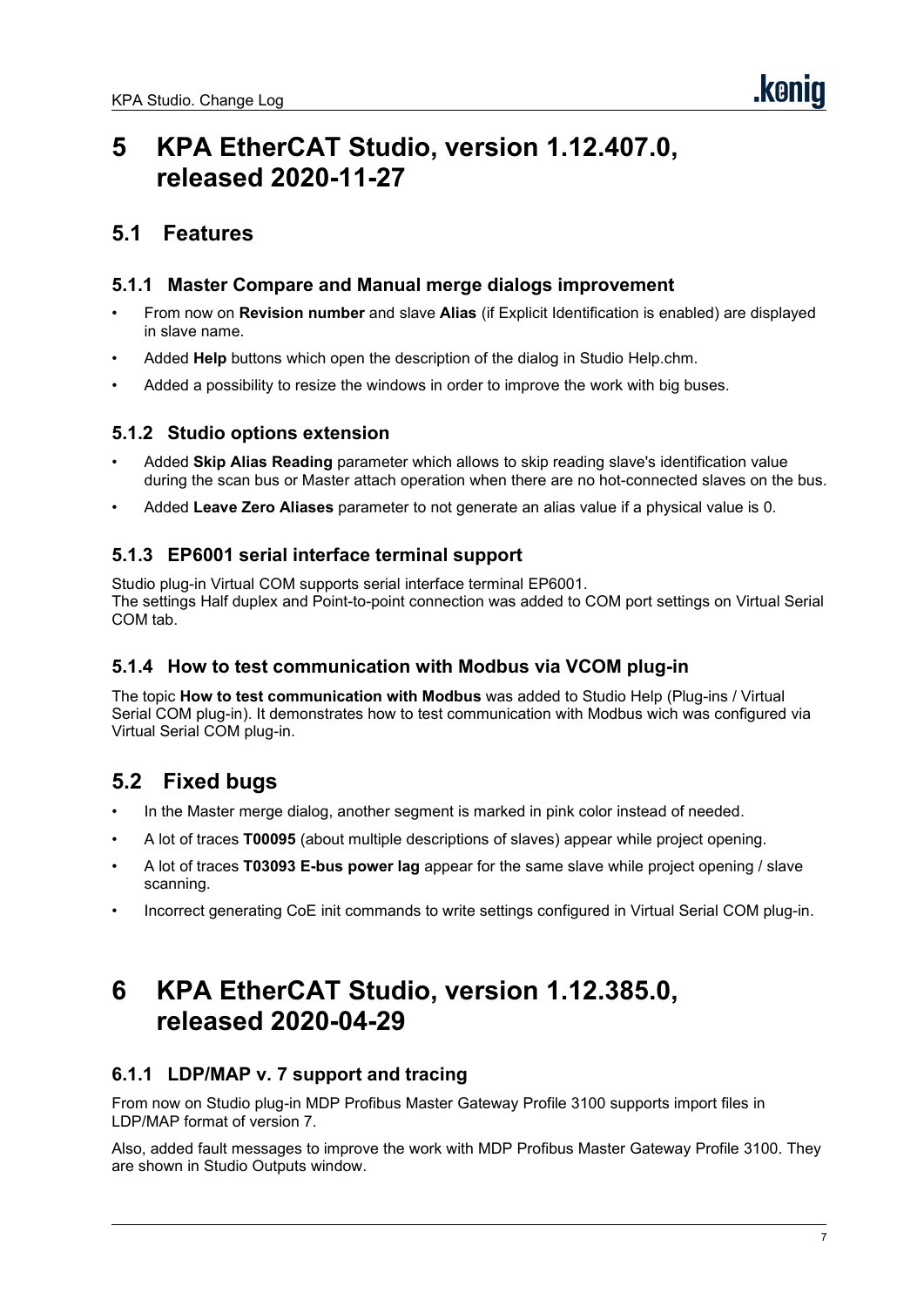# 5 KPA EtherCAT Studio, version 1.12.407.0, released 2020-11-27

## 5.1 Features

### 5.1.1 Master Compare and Manual merge dialogs improvement

- From now on **Revision number** and slave **Alias** (if Explicit Identification is enabled) are displayed in slave name.
- Added **Help** buttons which open the description of the dialog in Studio Help.chm.
- Added a possibility to resize the windows in order to improve the work with big buses.

### 5.1.2 Studio options extension

- Added **Skip Alias Reading** parameter which allows to skip reading slave's identification value during the scan bus or Master attach operation when there are no hot-connected slaves on the bus.
- Added **Leave Zero Aliases** parameter to not generate an alias value if a physical value is 0.

### 5.1.3 EP6001 serial interface terminal support

Studio plug-in Virtual COM supports serial interface terminal EP6001.
The settings Half duplex and Point-to-point connection was added to COM port settings on Virtual Serial COM tab.

### 5.1.4 How to test communication with Modbus via VCOM plug-in

The topic **How to test communication with Modbus** was added to Studio Help (Plug-ins / Virtual Serial COM plug-in). It demonstrates how to test communication with Modbus wich was configured via Virtual Serial COM plug-in.

## 5.2 Fixed bugs

- In the Master merge dialog, another segment is marked in pink color instead of needed.
- A lot of traces **T00095** (about multiple descriptions of slaves) appear while project opening.
- A lot of traces **T03093 E-bus power lag** appear for the same slave while project opening / slave scanning.
- Incorrect generating CoE init commands to write settings configured in Virtual Serial COM plug-in.

# 6 KPA EtherCAT Studio, version 1.12.385.0, released 2020-04-29

### 6.1.1 LDP/MAP v. 7 support and tracing

From now on Studio plug-in MDP Profibus Master Gateway Profile 3100 supports import files in LDP/MAP format of version 7.

Also, added fault messages to improve the work with MDP Profibus Master Gateway Profile 3100. They are shown in Studio Outputs window.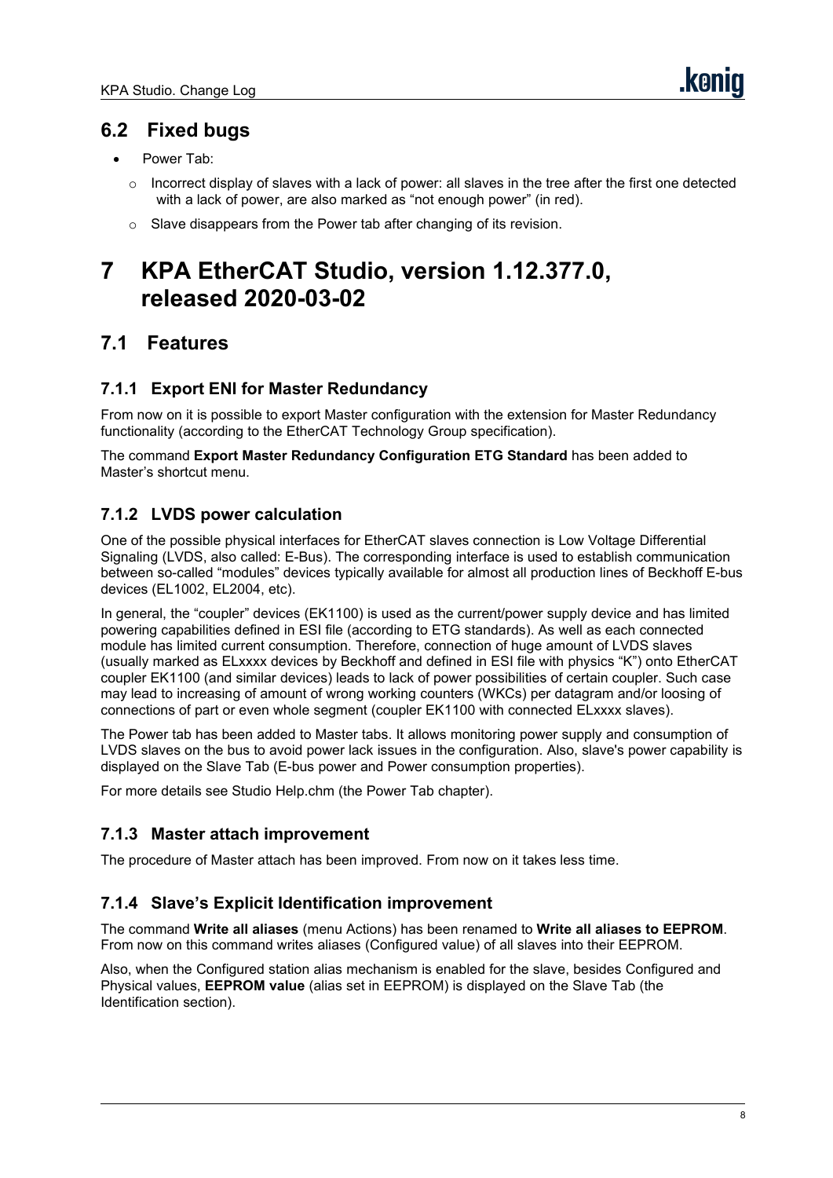## 6.2 Fixed bugs

- Power Tab:
  - Incorrect display of slaves with a lack of power: all slaves in the tree after the first one detected with a lack of power, are also marked as "not enough power" (in red).
  - Slave disappears from the Power tab after changing of its revision.

# 7 KPA EtherCAT Studio, version 1.12.377.0, released 2020-03-02

## 7.1 Features

### 7.1.1 Export ENI for Master Redundancy

From now on it is possible to export Master configuration with the extension for Master Redundancy functionality (according to the EtherCAT Technology Group specification).

The command **Export Master Redundancy Configuration ETG Standard** has been added to Master's shortcut menu.

### 7.1.2 LVDS power calculation

One of the possible physical interfaces for EtherCAT slaves connection is Low Voltage Differential Signaling (LVDS, also called: E-Bus). The corresponding interface is used to establish communication between so-called "modules" devices typically available for almost all production lines of Beckhoff E-bus devices (EL1002, EL2004, etc).

In general, the "coupler" devices (EK1100) is used as the current/power supply device and has limited powering capabilities defined in ESI file (according to ETG standards). As well as each connected module has limited current consumption. Therefore, connection of huge amount of LVDS slaves (usually marked as ELxxxx devices by Beckhoff and defined in ESI file with physics "K") onto EtherCAT coupler EK1100 (and similar devices) leads to lack of power possibilities of certain coupler. Such case may lead to increasing of amount of wrong working counters (WKCs) per datagram and/or loosing of connections of part or even whole segment (coupler EK1100 with connected ELxxxx slaves).

The Power tab has been added to Master tabs. It allows monitoring power supply and consumption of LVDS slaves on the bus to avoid power lack issues in the configuration. Also, slave's power capability is displayed on the Slave Tab (E-bus power and Power consumption properties).

For more details see Studio Help.chm (the Power Tab chapter).

### 7.1.3 Master attach improvement

The procedure of Master attach has been improved. From now on it takes less time.

### 7.1.4 Slave's Explicit Identification improvement

The command **Write all aliases** (menu Actions) has been renamed to **Write all aliases to EEPROM**. From now on this command writes aliases (Configured value) of all slaves into their EEPROM.

Also, when the Configured station alias mechanism is enabled for the slave, besides Configured and Physical values, **EEPROM value** (alias set in EEPROM) is displayed on the Slave Tab (the Identification section).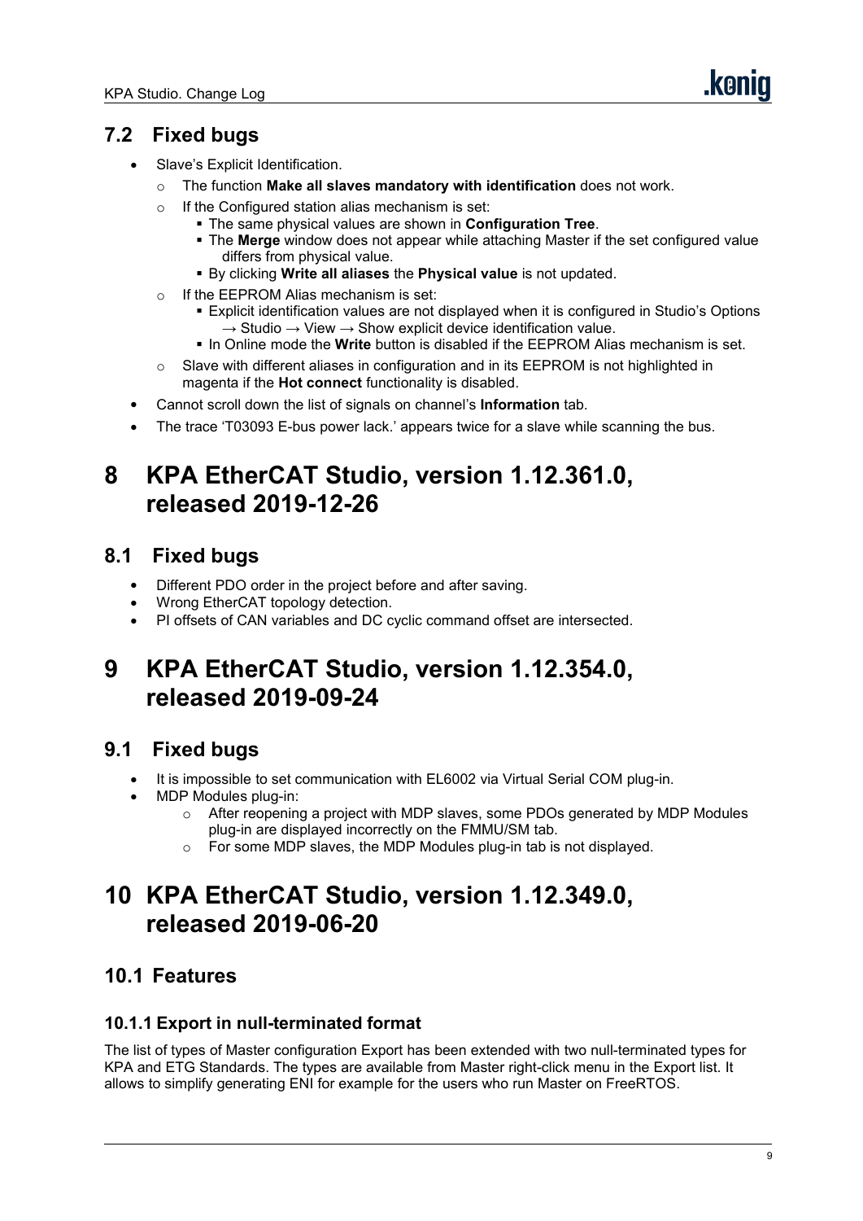## 7.2 Fixed bugs

- Slave's Explicit Identification.
  - The function **Make all slaves mandatory with identification** does not work.
  - If the Configured station alias mechanism is set:
    - The same physical values are shown in **Configuration Tree**.
    - The **Merge** window does not appear while attaching Master if the set configured value differs from physical value.
    - By clicking **Write all aliases** the **Physical value** is not updated.
  - If the EEPROM Alias mechanism is set:
    - Explicit identification values are not displayed when it is configured in Studio's Options → Studio → View → Show explicit device identification value.
    - In Online mode the **Write** button is disabled if the EEPROM Alias mechanism is set.
  - Slave with different aliases in configuration and in its EEPROM is not highlighted in magenta if the **Hot connect** functionality is disabled.
- Cannot scroll down the list of signals on channel's **Information** tab.
- The trace 'T03093 E-bus power lack.' appears twice for a slave while scanning the bus.

# 8 KPA EtherCAT Studio, version 1.12.361.0, released 2019-12-26

## 8.1 Fixed bugs

- Different PDO order in the project before and after saving.
- Wrong EtherCAT topology detection.
- PI offsets of CAN variables and DC cyclic command offset are intersected.

# 9 KPA EtherCAT Studio, version 1.12.354.0, released 2019-09-24

## 9.1 Fixed bugs

- It is impossible to set communication with EL6002 via Virtual Serial COM plug-in.
- MDP Modules plug-in:
  - After reopening a project with MDP slaves, some PDOs generated by MDP Modules plug-in are displayed incorrectly on the FMMU/SM tab.
  - For some MDP slaves, the MDP Modules plug-in tab is not displayed.

# 10 KPA EtherCAT Studio, version 1.12.349.0, released 2019-06-20

## 10.1 Features

### 10.1.1 Export in null-terminated format

The list of types of Master configuration Export has been extended with two null-terminated types for KPA and ETG Standards. The types are available from Master right-click menu in the Export list. It allows to simplify generating ENI for example for the users who run Master on FreeRTOS.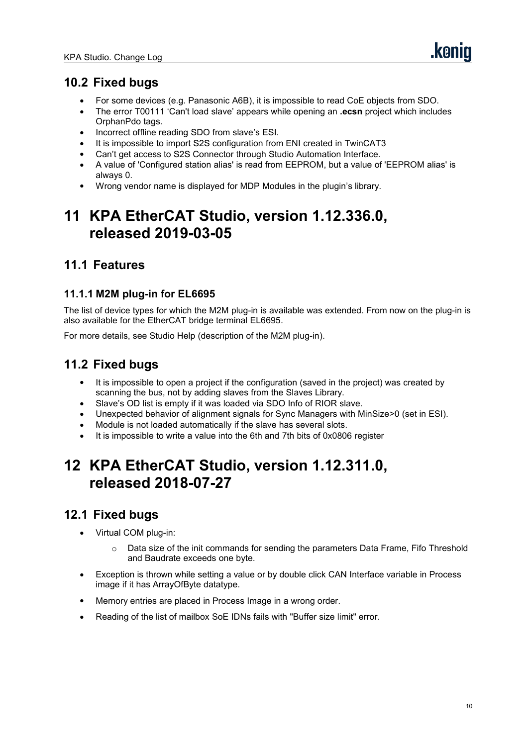## 10.2 Fixed bugs

- For some devices (e.g. Panasonic A6B), it is impossible to read CoE objects from SDO.
- The error T00111 'Can't load slave' appears while opening an **.ecsn** project which includes OrphanPdo tags.
- Incorrect offline reading SDO from slave's ESI.
- It is impossible to import S2S configuration from ENI created in TwinCAT3
- Can't get access to S2S Connector through Studio Automation Interface.
- A value of 'Configured station alias' is read from EEPROM, but a value of 'EEPROM alias' is always 0.
- Wrong vendor name is displayed for MDP Modules in the plugin's library.

# 11 KPA EtherCAT Studio, version 1.12.336.0, released 2019-03-05

## 11.1 Features

### 11.1.1 M2M plug-in for EL6695

The list of device types for which the M2M plug-in is available was extended. From now on the plug-in is also available for the EtherCAT bridge terminal EL6695.

For more details, see Studio Help (description of the M2M plug-in).

## 11.2 Fixed bugs

- It is impossible to open a project if the configuration (saved in the project) was created by scanning the bus, not by adding slaves from the Slaves Library.
- Slave's OD list is empty if it was loaded via SDO Info of RIOR slave.
- Unexpected behavior of alignment signals for Sync Managers with MinSize>0 (set in ESI).
- Module is not loaded automatically if the slave has several slots.
- It is impossible to write a value into the 6th and 7th bits of 0x0806 register

# 12 KPA EtherCAT Studio, version 1.12.311.0, released 2018-07-27

## 12.1 Fixed bugs

- Virtual COM plug-in:
  - Data size of the init commands for sending the parameters Data Frame, Fifo Threshold and Baudrate exceeds one byte.
- Exception is thrown while setting a value or by double click CAN Interface variable in Process image if it has ArrayOfByte datatype.
- Memory entries are placed in Process Image in a wrong order.
- Reading of the list of mailbox SoE IDNs fails with "Buffer size limit" error.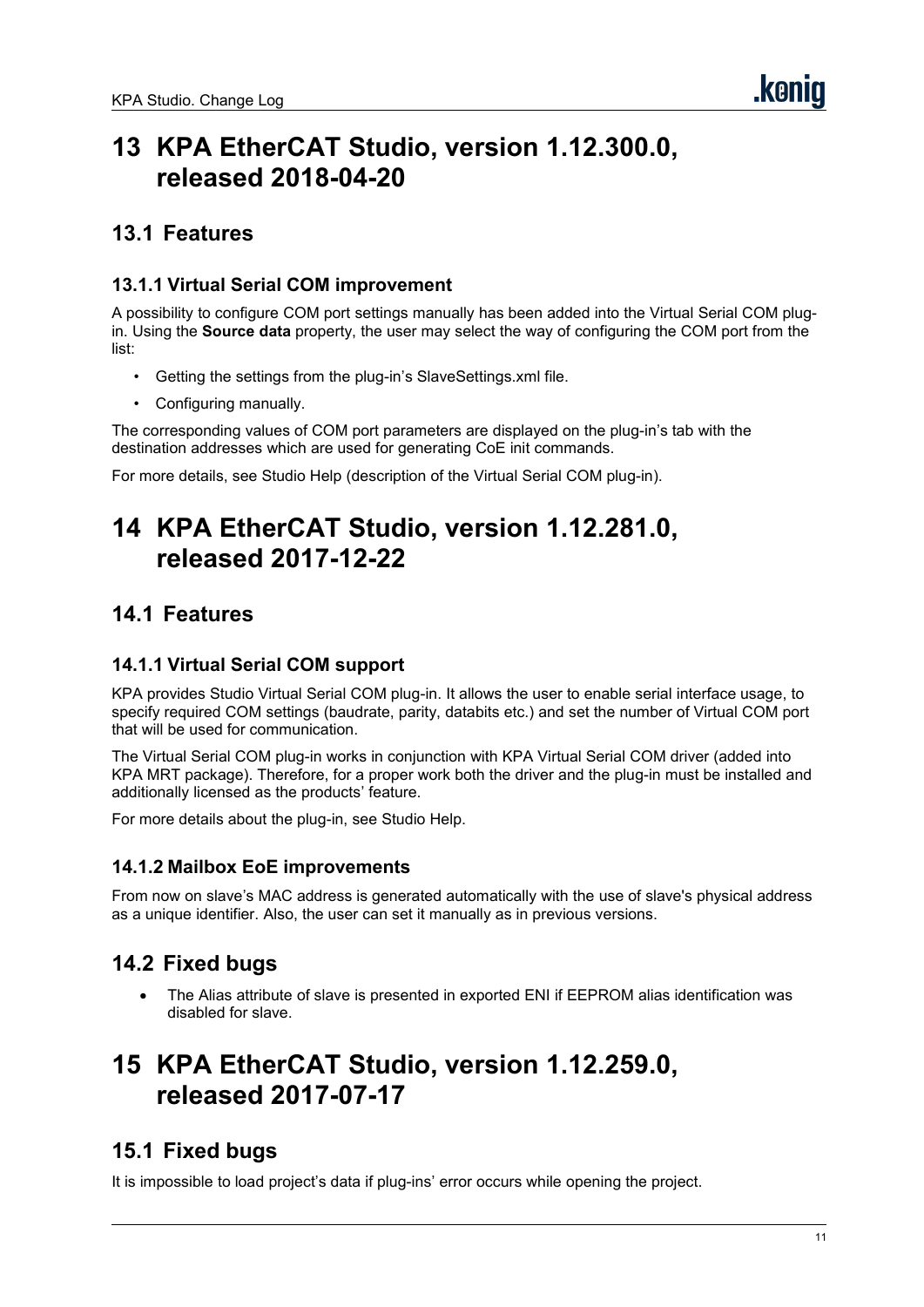# 13 KPA EtherCAT Studio, version 1.12.300.0, released 2018-04-20

## 13.1 Features

### 13.1.1 Virtual Serial COM improvement

A possibility to configure COM port settings manually has been added into the Virtual Serial COM plug-in. Using the **Source data** property, the user may select the way of configuring the COM port from the list:

- Getting the settings from the plug-in's SlaveSettings.xml file.
- Configuring manually.

The corresponding values of COM port parameters are displayed on the plug-in's tab with the destination addresses which are used for generating CoE init commands.

For more details, see Studio Help (description of the Virtual Serial COM plug-in).

# 14 KPA EtherCAT Studio, version 1.12.281.0, released 2017-12-22

## 14.1 Features

### 14.1.1 Virtual Serial COM support

KPA provides Studio Virtual Serial COM plug-in. It allows the user to enable serial interface usage, to specify required COM settings (baudrate, parity, databits etc.) and set the number of Virtual COM port that will be used for communication.

The Virtual Serial COM plug-in works in conjunction with KPA Virtual Serial COM driver (added into KPA MRT package). Therefore, for a proper work both the driver and the plug-in must be installed and additionally licensed as the products' feature.

For more details about the plug-in, see Studio Help.

### 14.1.2 Mailbox EoE improvements

From now on slave's MAC address is generated automatically with the use of slave's physical address as a unique identifier. Also, the user can set it manually as in previous versions.

## 14.2 Fixed bugs

- The Alias attribute of slave is presented in exported ENI if EEPROM alias identification was disabled for slave.

# 15 KPA EtherCAT Studio, version 1.12.259.0, released 2017-07-17

## 15.1 Fixed bugs

It is impossible to load project's data if plug-ins' error occurs while opening the project.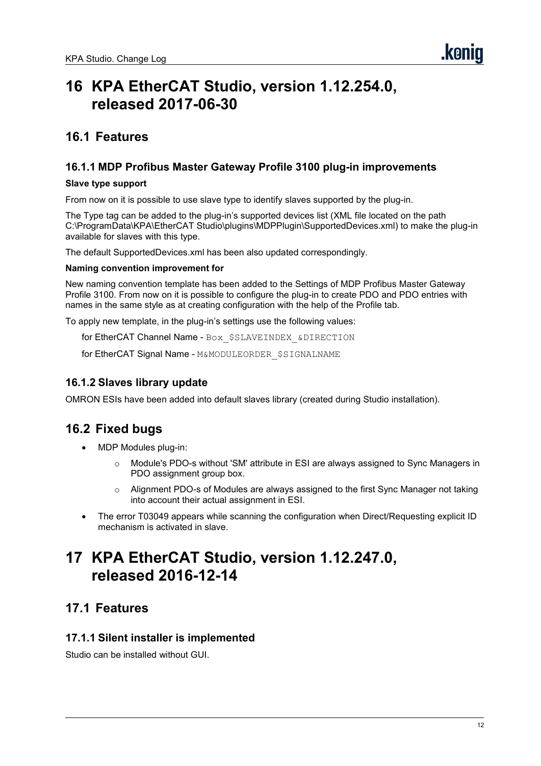# 16 KPA EtherCAT Studio, version 1.12.254.0, released 2017-06-30

## 16.1 Features

### 16.1.1 MDP Profibus Master Gateway Profile 3100 plug-in improvements

**Slave type support**

From now on it is possible to use slave type to identify slaves supported by the plug-in.

The Type tag can be added to the plug-in's supported devices list (XML file located on the path C:\ProgramData\KPA\EtherCAT Studio\plugins\MDPPlugin\SupportedDevices.xml) to make the plug-in available for slaves with this type.

The default SupportedDevices.xml has been also updated correspondingly.

**Naming convention improvement for**

New naming convention template has been added to the Settings of MDP Profibus Master Gateway Profile 3100. From now on it is possible to configure the plug-in to create PDO and PDO entries with names in the same style as at creating configuration with the help of the Profile tab.

To apply new template, in the plug-in's settings use the following values:

for EtherCAT Channel Name - `Box_$SLAVEINDEX_&DIRECTION`

for EtherCAT Signal Name - `M&MODULEORDER_$SIGNALNAME`

### 16.1.2 Slaves library update

OMRON ESIs have been added into default slaves library (created during Studio installation).

## 16.2 Fixed bugs

- MDP Modules plug-in:
  - Module's PDO-s without 'SM' attribute in ESI are always assigned to Sync Managers in PDO assignment group box.
  - Alignment PDO-s of Modules are always assigned to the first Sync Manager not taking into account their actual assignment in ESI.
- The error T03049 appears while scanning the configuration when Direct/Requesting explicit ID mechanism is activated in slave.

# 17 KPA EtherCAT Studio, version 1.12.247.0, released 2016-12-14

## 17.1 Features

### 17.1.1 Silent installer is implemented

Studio can be installed without GUI.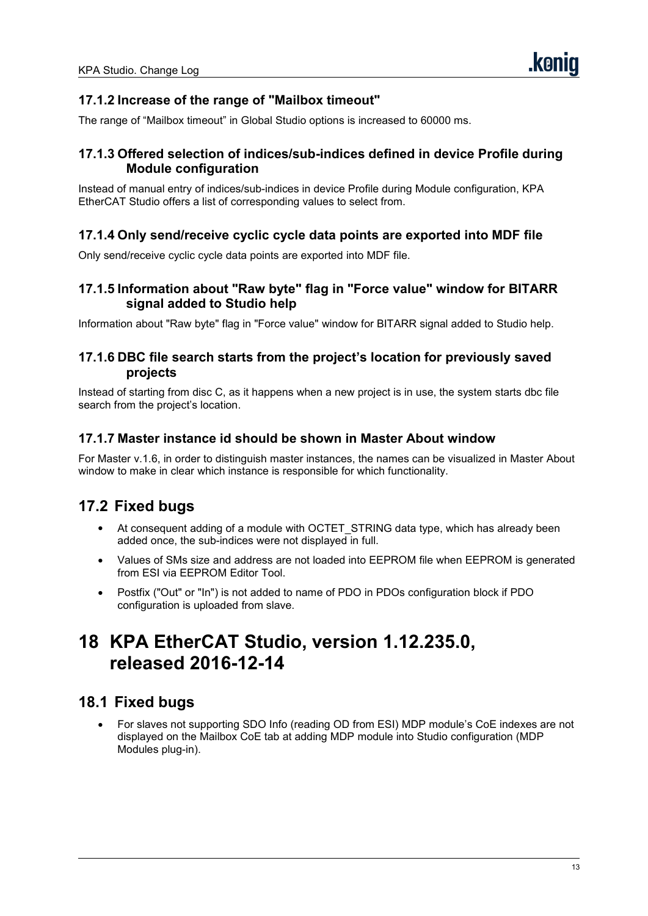### 17.1.2 Increase of the range of "Mailbox timeout"

The range of “Mailbox timeout” in Global Studio options is increased to 60000 ms.

### 17.1.3 Offered selection of indices/sub-indices defined in device Profile during Module configuration

Instead of manual entry of indices/sub-indices in device Profile during Module configuration, KPA EtherCAT Studio offers a list of corresponding values to select from.

### 17.1.4 Only send/receive cyclic cycle data points are exported into MDF file

Only send/receive cyclic cycle data points are exported into MDF file.

### 17.1.5 Information about "Raw byte" flag in "Force value" window for BITARR signal added to Studio help

Information about "Raw byte" flag in "Force value" window for BITARR signal added to Studio help.

### 17.1.6 DBC file search starts from the project’s location for previously saved projects

Instead of starting from disc C, as it happens when a new project is in use, the system starts dbc file search from the project’s location.

### 17.1.7 Master instance id should be shown in Master About window

For Master v.1.6, in order to distinguish master instances, the names can be visualized in Master About window to make in clear which instance is responsible for which functionality.

## 17.2 Fixed bugs

- At consequent adding of a module with OCTET_STRING data type, which has already been added once, the sub-indices were not displayed in full.
- Values of SMs size and address are not loaded into EEPROM file when EEPROM is generated from ESI via EEPROM Editor Tool.
- Postfix ("Out" or "In") is not added to name of PDO in PDOs configuration block if PDO configuration is uploaded from slave.

# 18 KPA EtherCAT Studio, version 1.12.235.0, released 2016-12-14

## 18.1 Fixed bugs

- For slaves not supporting SDO Info (reading OD from ESI) MDP module’s CoE indexes are not displayed on the Mailbox CoE tab at adding MDP module into Studio configuration (MDP Modules plug-in).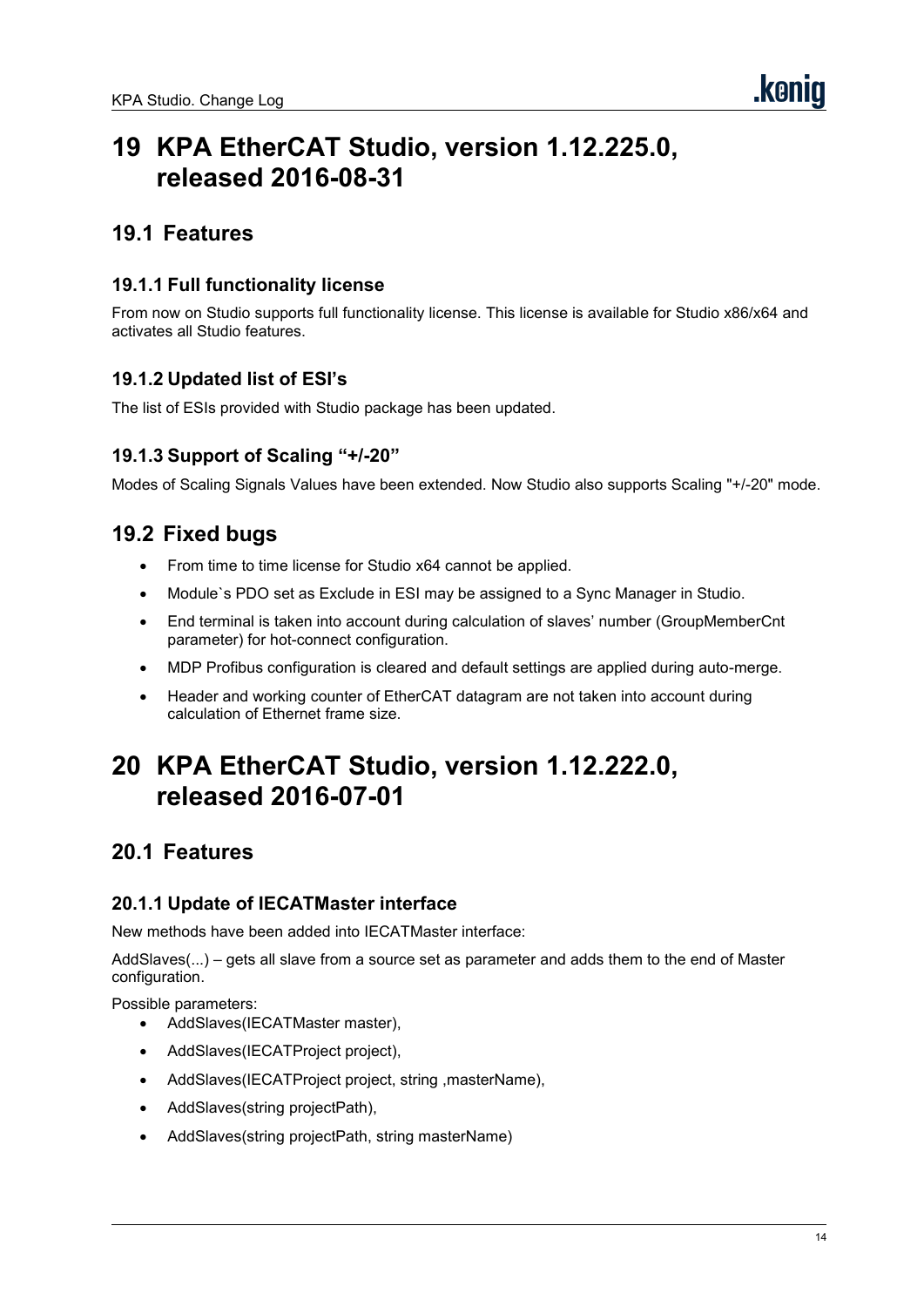# 19 KPA EtherCAT Studio, version 1.12.225.0, released 2016-08-31

## 19.1 Features

### 19.1.1 Full functionality license

From now on Studio supports full functionality license. This license is available for Studio x86/x64 and activates all Studio features.

### 19.1.2 Updated list of ESI's

The list of ESIs provided with Studio package has been updated.

### 19.1.3 Support of Scaling "+/-20"

Modes of Scaling Signals Values have been extended. Now Studio also supports Scaling "+/-20" mode.

## 19.2 Fixed bugs

- From time to time license for Studio x64 cannot be applied.
- Module`s PDO set as Exclude in ESI may be assigned to a Sync Manager in Studio.
- End terminal is taken into account during calculation of slaves' number (GroupMemberCnt parameter) for hot-connect configuration.
- MDP Profibus configuration is cleared and default settings are applied during auto-merge.
- Header and working counter of EtherCAT datagram are not taken into account during calculation of Ethernet frame size.

# 20 KPA EtherCAT Studio, version 1.12.222.0, released 2016-07-01

## 20.1 Features

### 20.1.1 Update of IECATMaster interface

New methods have been added into IECATMaster interface:

AddSlaves(...) – gets all slave from a source set as parameter and adds them to the end of Master configuration.

Possible parameters:

- AddSlaves(IECATMaster master),
- AddSlaves(IECATProject project),
- AddSlaves(IECATProject project, string ,masterName),
- AddSlaves(string projectPath),
- AddSlaves(string projectPath, string masterName)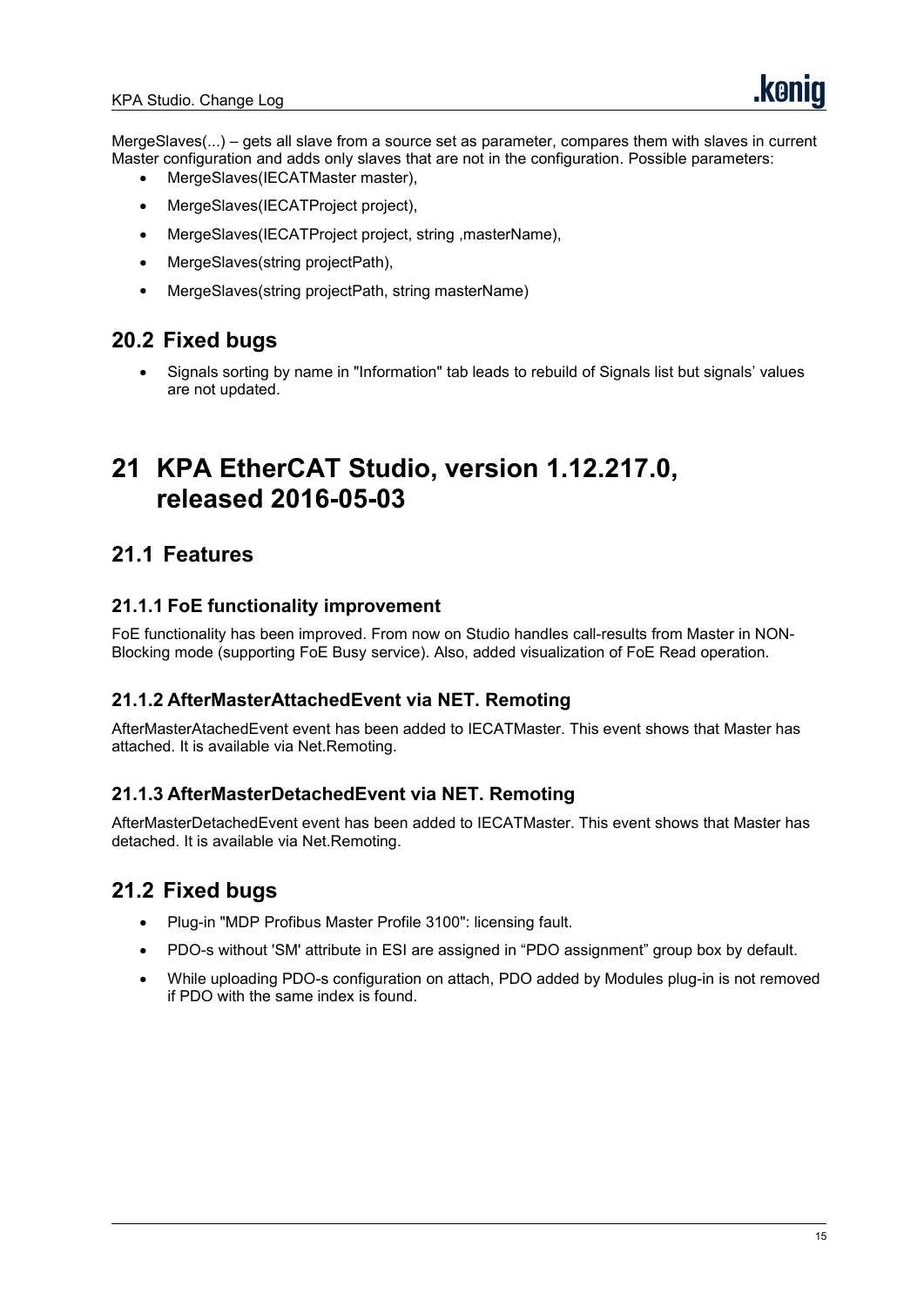MergeSlaves(...) – gets all slave from a source set as parameter, compares them with slaves in current Master configuration and adds only slaves that are not in the configuration. Possible parameters:

- MergeSlaves(IECATMaster master),
- MergeSlaves(IECATProject project),
- MergeSlaves(IECATProject project, string ,masterName),
- MergeSlaves(string projectPath),
- MergeSlaves(string projectPath, string masterName)

## 20.2 Fixed bugs

- Signals sorting by name in "Information" tab leads to rebuild of Signals list but signals' values are not updated.

# 21 KPA EtherCAT Studio, version 1.12.217.0, released 2016-05-03

## 21.1 Features

### 21.1.1 FoE functionality improvement

FoE functionality has been improved. From now on Studio handles call-results from Master in NON-Blocking mode (supporting FoE Busy service). Also, added visualization of FoE Read operation.

### 21.1.2 AfterMasterAttachedEvent via NET. Remoting

AfterMasterAtachedEvent event has been added to IECATMaster. This event shows that Master has attached. It is available via Net.Remoting.

### 21.1.3 AfterMasterDetachedEvent via NET. Remoting

AfterMasterDetachedEvent event has been added to IECATMaster. This event shows that Master has detached. It is available via Net.Remoting.

## 21.2 Fixed bugs

- Plug-in "MDP Profibus Master Profile 3100": licensing fault.
- PDO-s without 'SM' attribute in ESI are assigned in “PDO assignment” group box by default.
- While uploading PDO-s configuration on attach, PDO added by Modules plug-in is not removed if PDO with the same index is found.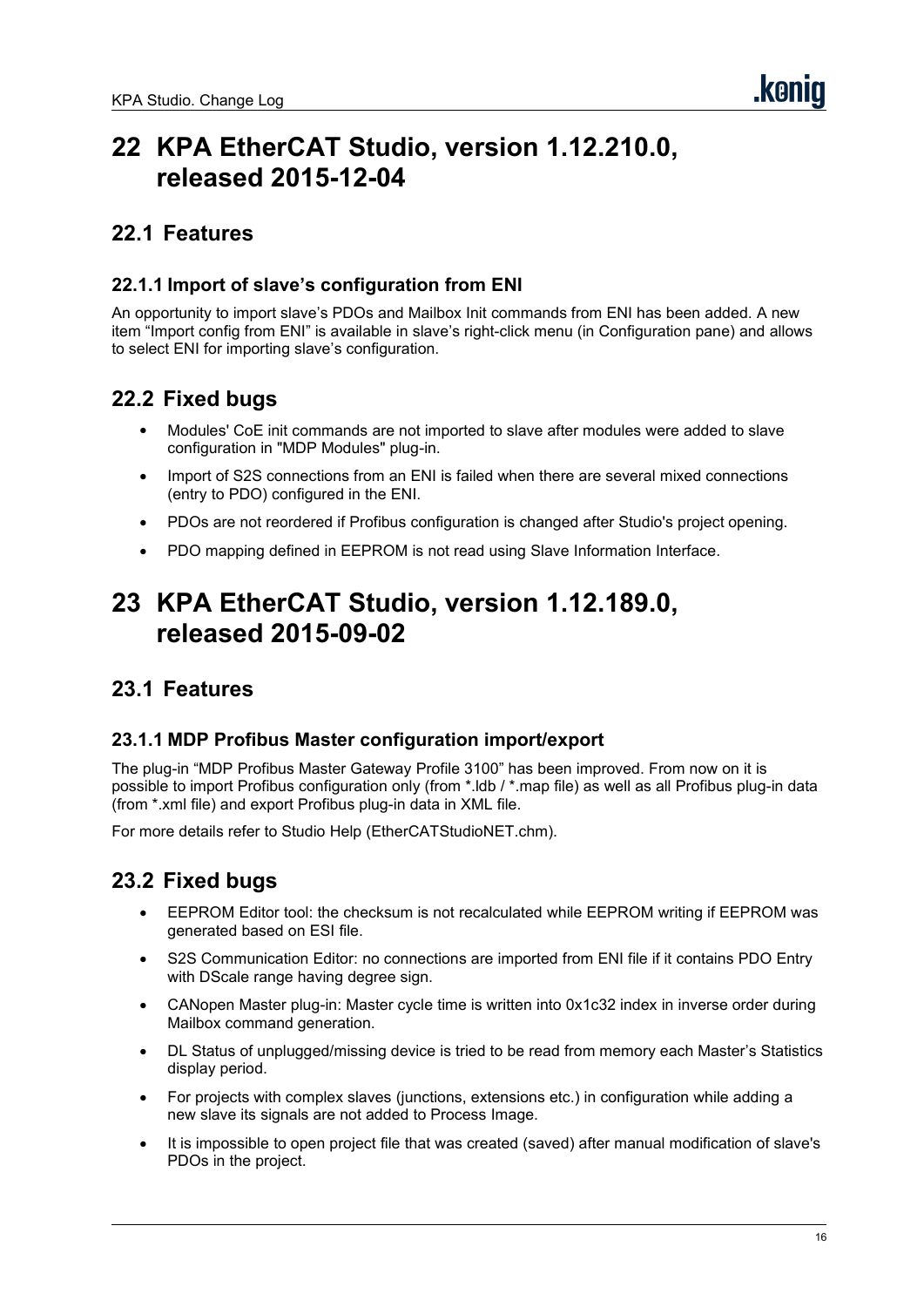# 22 KPA EtherCAT Studio, version 1.12.210.0, released 2015-12-04

## 22.1 Features

### 22.1.1 Import of slave's configuration from ENI

An opportunity to import slave's PDOs and Mailbox Init commands from ENI has been added. A new item "Import config from ENI" is available in slave's right-click menu (in Configuration pane) and allows to select ENI for importing slave's configuration.

## 22.2 Fixed bugs

- Modules' CoE init commands are not imported to slave after modules were added to slave configuration in "MDP Modules" plug-in.
- Import of S2S connections from an ENI is failed when there are several mixed connections (entry to PDO) configured in the ENI.
- PDOs are not reordered if Profibus configuration is changed after Studio's project opening.
- PDO mapping defined in EEPROM is not read using Slave Information Interface.

# 23 KPA EtherCAT Studio, version 1.12.189.0, released 2015-09-02

## 23.1 Features

### 23.1.1 MDP Profibus Master configuration import/export

The plug-in "MDP Profibus Master Gateway Profile 3100" has been improved. From now on it is possible to import Profibus configuration only (from *.ldb / *.map file) as well as all Profibus plug-in data (from *.xml file) and export Profibus plug-in data in XML file.

For more details refer to Studio Help (EtherCATStudioNET.chm).

## 23.2 Fixed bugs

- EEPROM Editor tool: the checksum is not recalculated while EEPROM writing if EEPROM was generated based on ESI file.
- S2S Communication Editor: no connections are imported from ENI file if it contains PDO Entry with DScale range having degree sign.
- CANopen Master plug-in: Master cycle time is written into 0x1c32 index in inverse order during Mailbox command generation.
- DL Status of unplugged/missing device is tried to be read from memory each Master's Statistics display period.
- For projects with complex slaves (junctions, extensions etc.) in configuration while adding a new slave its signals are not added to Process Image.
- It is impossible to open project file that was created (saved) after manual modification of slave's PDOs in the project.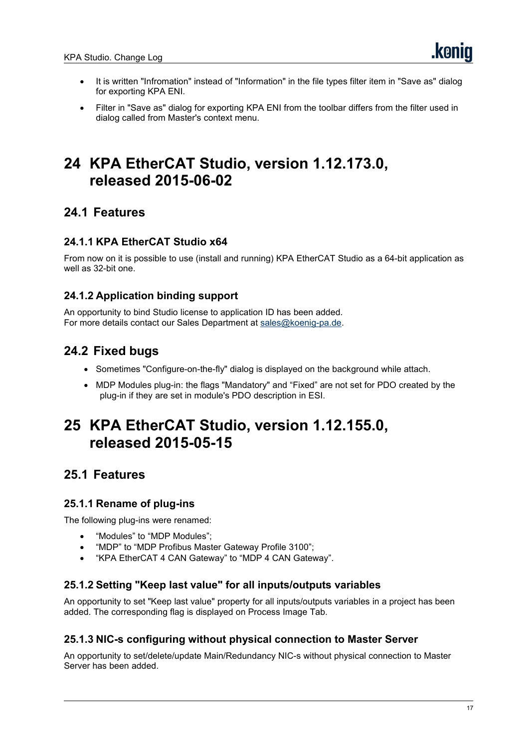- It is written "Infromation" instead of "Information" in the file types filter item in "Save as" dialog for exporting KPA ENI.
- Filter in "Save as" dialog for exporting KPA ENI from the toolbar differs from the filter used in dialog called from Master's context menu.

# 24 KPA EtherCAT Studio, version 1.12.173.0, released 2015-06-02

## 24.1 Features

### 24.1.1 KPA EtherCAT Studio x64

From now on it is possible to use (install and running) KPA EtherCAT Studio as a 64-bit application as well as 32-bit one.

### 24.1.2 Application binding support

An opportunity to bind Studio license to application ID has been added.
For more details contact our Sales Department at sales@koenig-pa.de.

## 24.2 Fixed bugs

- Sometimes "Configure-on-the-fly" dialog is displayed on the background while attach.
- MDP Modules plug-in: the flags "Mandatory" and "Fixed" are not set for PDO created by the plug-in if they are set in module's PDO description in ESI.

# 25 KPA EtherCAT Studio, version 1.12.155.0, released 2015-05-15

## 25.1 Features

### 25.1.1 Rename of plug-ins

The following plug-ins were renamed:

- "Modules" to "MDP Modules";
- "MDP" to "MDP Profibus Master Gateway Profile 3100";
- "KPA EtherCAT 4 CAN Gateway" to "MDP 4 CAN Gateway".

### 25.1.2 Setting "Keep last value" for all inputs/outputs variables

An opportunity to set "Keep last value" property for all inputs/outputs variables in a project has been added. The corresponding flag is displayed on Process Image Tab.

### 25.1.3 NIC-s configuring without physical connection to Master Server

An opportunity to set/delete/update Main/Redundancy NIC-s without physical connection to Master Server has been added.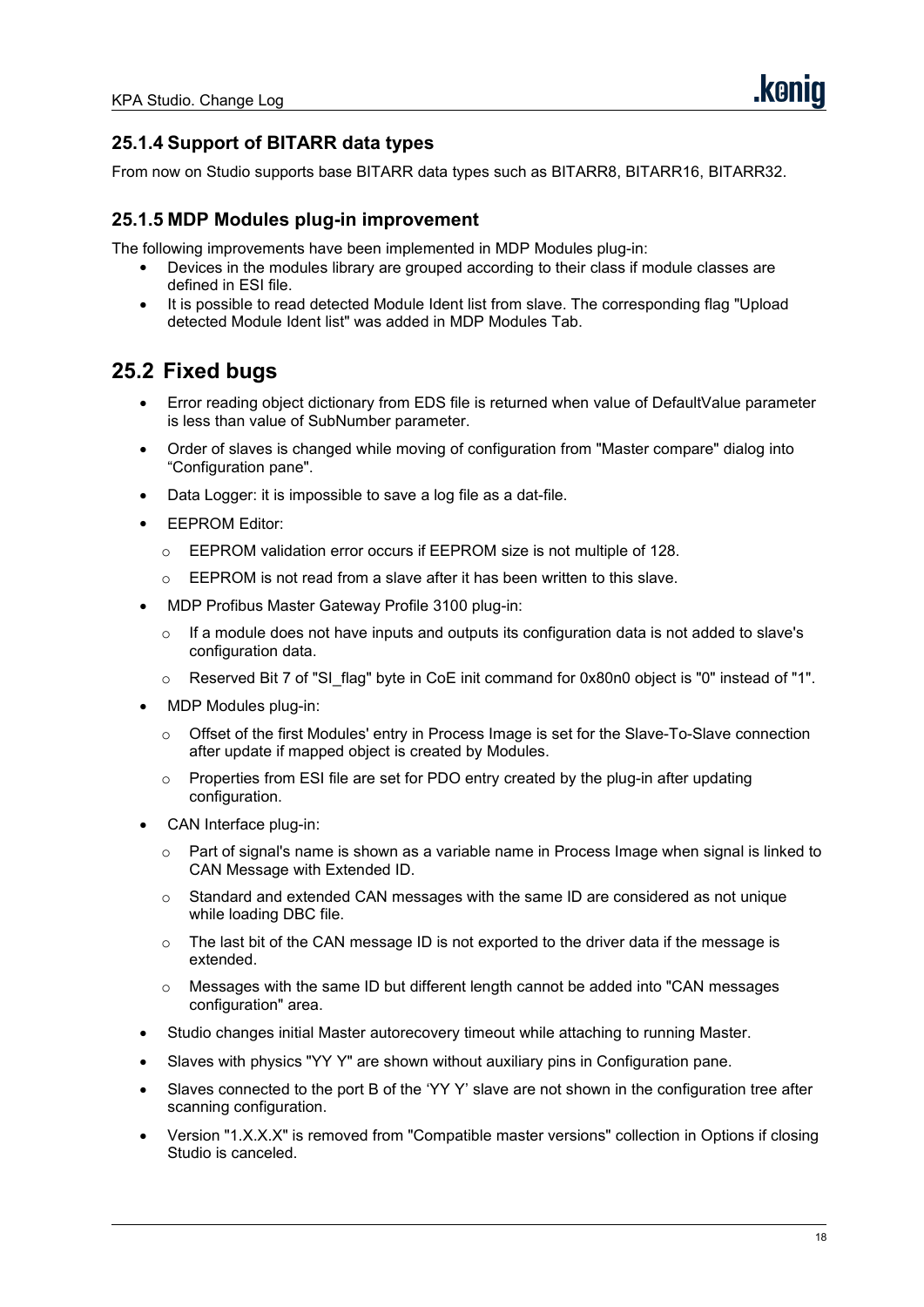### 25.1.4 Support of BITARR data types

From now on Studio supports base BITARR data types such as BITARR8, BITARR16, BITARR32.

### 25.1.5 MDP Modules plug-in improvement

The following improvements have been implemented in MDP Modules plug-in:

- Devices in the modules library are grouped according to their class if module classes are defined in ESI file.
- It is possible to read detected Module Ident list from slave. The corresponding flag "Upload detected Module Ident list" was added in MDP Modules Tab.

## 25.2 Fixed bugs

- Error reading object dictionary from EDS file is returned when value of DefaultValue parameter is less than value of SubNumber parameter.
- Order of slaves is changed while moving of configuration from "Master compare" dialog into “Configuration pane".
- Data Logger: it is impossible to save a log file as a dat-file.
- EEPROM Editor:
  - EEPROM validation error occurs if EEPROM size is not multiple of 128.
  - EEPROM is not read from a slave after it has been written to this slave.
- MDP Profibus Master Gateway Profile 3100 plug-in:
  - If a module does not have inputs and outputs its configuration data is not added to slave's configuration data.
  - Reserved Bit 7 of "SI_flag" byte in CoE init command for 0x80n0 object is "0" instead of "1".
- MDP Modules plug-in:
  - Offset of the first Modules' entry in Process Image is set for the Slave-To-Slave connection after update if mapped object is created by Modules.
  - Properties from ESI file are set for PDO entry created by the plug-in after updating configuration.
- CAN Interface plug-in:
  - Part of signal's name is shown as a variable name in Process Image when signal is linked to CAN Message with Extended ID.
  - Standard and extended CAN messages with the same ID are considered as not unique while loading DBC file.
  - The last bit of the CAN message ID is not exported to the driver data if the message is extended.
  - Messages with the same ID but different length cannot be added into "CAN messages configuration" area.
- Studio changes initial Master autorecovery timeout while attaching to running Master.
- Slaves with physics "YY Y" are shown without auxiliary pins in Configuration pane.
- Slaves connected to the port B of the ‘YY Y’ slave are not shown in the configuration tree after scanning configuration.
- Version "1.X.X.X" is removed from "Compatible master versions" collection in Options if closing Studio is canceled.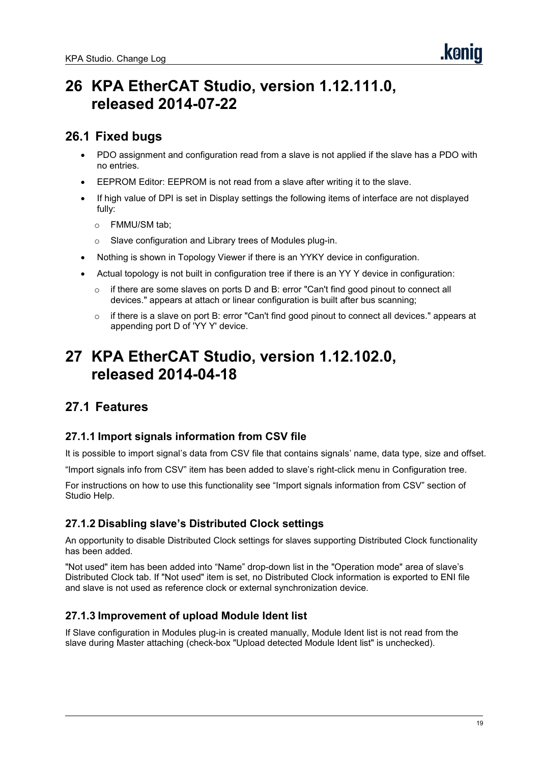# 26 KPA EtherCAT Studio, version 1.12.111.0, released 2014-07-22

## 26.1 Fixed bugs

- PDO assignment and configuration read from a slave is not applied if the slave has a PDO with no entries.
- EEPROM Editor: EEPROM is not read from a slave after writing it to the slave.
- If high value of DPI is set in Display settings the following items of interface are not displayed fully:
  - FMMU/SM tab;
  - Slave configuration and Library trees of Modules plug-in.
- Nothing is shown in Topology Viewer if there is an YYKY device in configuration.
- Actual topology is not built in configuration tree if there is an YY Y device in configuration:
  - if there are some slaves on ports D and B: error "Can't find good pinout to connect all devices." appears at attach or linear configuration is built after bus scanning;
  - if there is a slave on port B: error "Can't find good pinout to connect all devices." appears at appending port D of 'YY Y' device.

# 27 KPA EtherCAT Studio, version 1.12.102.0, released 2014-04-18

## 27.1 Features

### 27.1.1 Import signals information from CSV file

It is possible to import signal's data from CSV file that contains signals' name, data type, size and offset.

"Import signals info from CSV" item has been added to slave's right-click menu in Configuration tree.

For instructions on how to use this functionality see "Import signals information from CSV" section of Studio Help.

### 27.1.2 Disabling slave's Distributed Clock settings

An opportunity to disable Distributed Clock settings for slaves supporting Distributed Clock functionality has been added.

"Not used" item has been added into "Name" drop-down list in the "Operation mode" area of slave's Distributed Clock tab. If "Not used" item is set, no Distributed Clock information is exported to ENI file and slave is not used as reference clock or external synchronization device.

### 27.1.3 Improvement of upload Module Ident list

If Slave configuration in Modules plug-in is created manually, Module Ident list is not read from the slave during Master attaching (check-box "Upload detected Module Ident list" is unchecked).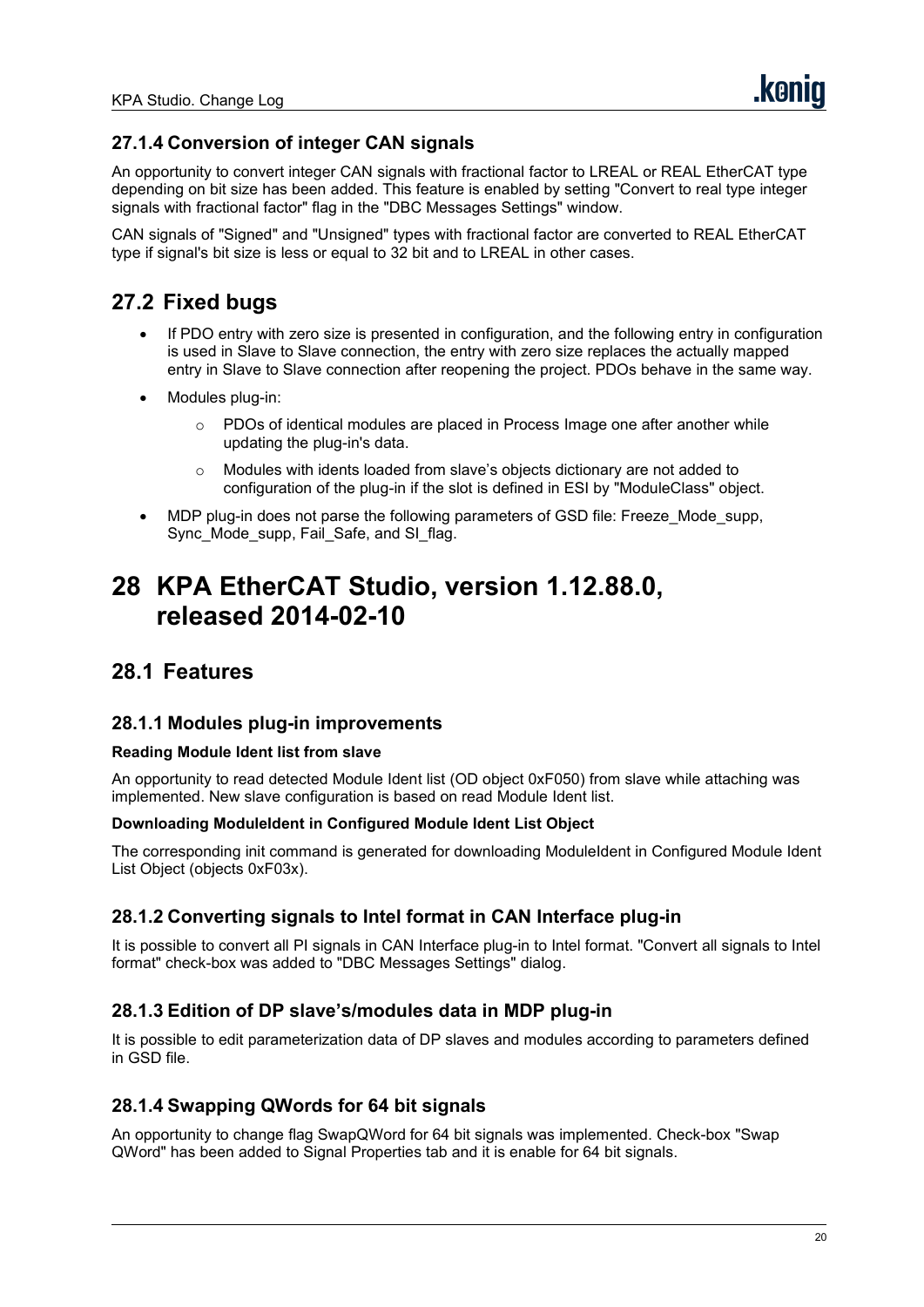### 27.1.4 Conversion of integer CAN signals

An opportunity to convert integer CAN signals with fractional factor to LREAL or REAL EtherCAT type depending on bit size has been added. This feature is enabled by setting "Convert to real type integer signals with fractional factor" flag in the "DBC Messages Settings" window.

CAN signals of "Signed" and "Unsigned" types with fractional factor are converted to REAL EtherCAT type if signal's bit size is less or equal to 32 bit and to LREAL in other cases.

## 27.2 Fixed bugs

- If PDO entry with zero size is presented in configuration, and the following entry in configuration is used in Slave to Slave connection, the entry with zero size replaces the actually mapped entry in Slave to Slave connection after reopening the project. PDOs behave in the same way.
- Modules plug-in:
    - PDOs of identical modules are placed in Process Image one after another while updating the plug-in's data.
    - Modules with idents loaded from slave's objects dictionary are not added to configuration of the plug-in if the slot is defined in ESI by "ModuleClass" object.
- MDP plug-in does not parse the following parameters of GSD file: Freeze_Mode_supp, Sync_Mode_supp, Fail_Safe, and SI_flag.

# 28 KPA EtherCAT Studio, version 1.12.88.0, released 2014-02-10

## 28.1 Features

### 28.1.1 Modules plug-in improvements

**Reading Module Ident list from slave**

An opportunity to read detected Module Ident list (OD object 0xF050) from slave while attaching was implemented. New slave configuration is based on read Module Ident list.

**Downloading ModuleIdent in Configured Module Ident List Object**

The corresponding init command is generated for downloading ModuleIdent in Configured Module Ident List Object (objects 0xF03x).

### 28.1.2 Converting signals to Intel format in CAN Interface plug-in

It is possible to convert all PI signals in CAN Interface plug-in to Intel format. "Convert all signals to Intel format" check-box was added to "DBC Messages Settings" dialog.

### 28.1.3 Edition of DP slave's/modules data in MDP plug-in

It is possible to edit parameterization data of DP slaves and modules according to parameters defined in GSD file.

### 28.1.4 Swapping QWords for 64 bit signals

An opportunity to change flag SwapQWord for 64 bit signals was implemented. Check-box "Swap QWord" has been added to Signal Properties tab and it is enable for 64 bit signals.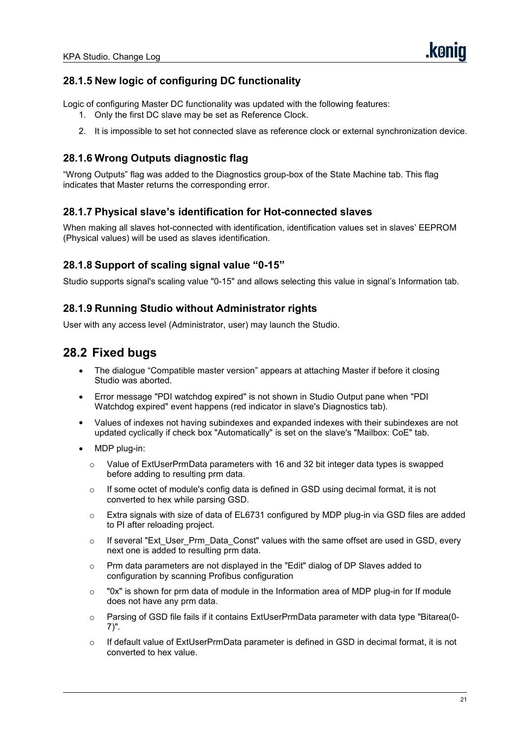### 28.1.5 New logic of configuring DC functionality

Logic of configuring Master DC functionality was updated with the following features:

1. Only the first DC slave may be set as Reference Clock.
2. It is impossible to set hot connected slave as reference clock or external synchronization device.

### 28.1.6 Wrong Outputs diagnostic flag

“Wrong Outputs” flag was added to the Diagnostics group-box of the State Machine tab. This flag indicates that Master returns the corresponding error.

### 28.1.7 Physical slave’s identification for Hot-connected slaves

When making all slaves hot-connected with identification, identification values set in slaves’ EEPROM (Physical values) will be used as slaves identification.

### 28.1.8 Support of scaling signal value “0-15”

Studio supports signal's scaling value "0-15" and allows selecting this value in signal’s Information tab.

### 28.1.9 Running Studio without Administrator rights

User with any access level (Administrator, user) may launch the Studio.

## 28.2 Fixed bugs

- The dialogue “Compatible master version” appears at attaching Master if before it closing Studio was aborted.
- Error message "PDI watchdog expired" is not shown in Studio Output pane when "PDI Watchdog expired" event happens (red indicator in slave's Diagnostics tab).
- Values of indexes not having subindexes and expanded indexes with their subindexes are not updated cyclically if check box "Automatically" is set on the slave's "Mailbox: CoE" tab.
- MDP plug-in:
  - Value of ExtUserPrmData parameters with 16 and 32 bit integer data types is swapped before adding to resulting prm data.
  - If some octet of module's config data is defined in GSD using decimal format, it is not converted to hex while parsing GSD.
  - Extra signals with size of data of EL6731 configured by MDP plug-in via GSD files are added to PI after reloading project.
  - If several "Ext_User_Prm_Data_Const" values with the same offset are used in GSD, every next one is added to resulting prm data.
  - Prm data parameters are not displayed in the "Edit" dialog of DP Slaves added to configuration by scanning Profibus configuration
  - "0x" is shown for prm data of module in the Information area of MDP plug-in for If module does not have any prm data.
  - Parsing of GSD file fails if it contains ExtUserPrmData parameter with data type "Bitarea(0-7)".
  - If default value of ExtUserPrmData parameter is defined in GSD in decimal format, it is not converted to hex value.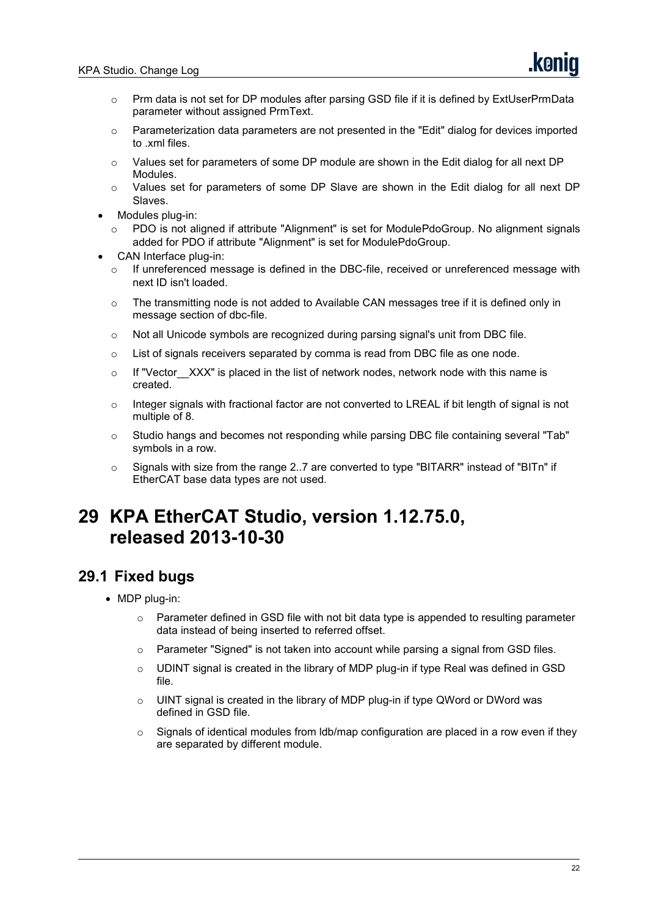- Prm data is not set for DP modules after parsing GSD file if it is defined by ExtUserPrmData parameter without assigned PrmText.
  - Parameterization data parameters are not presented in the "Edit" dialog for devices imported to .xml files.
  - Values set for parameters of some DP module are shown in the Edit dialog for all next DP Modules.
  - Values set for parameters of some DP Slave are shown in the Edit dialog for all next DP Slaves.
- Modules plug-in:
  - PDO is not aligned if attribute "Alignment" is set for ModulePdoGroup. No alignment signals added for PDO if attribute "Alignment" is set for ModulePdoGroup.
- CAN Interface plug-in:
  - If unreferenced message is defined in the DBC-file, received or unreferenced message with next ID isn't loaded.
  - The transmitting node is not added to Available CAN messages tree if it is defined only in message section of dbc-file.
  - Not all Unicode symbols are recognized during parsing signal's unit from DBC file.
  - List of signals receivers separated by comma is read from DBC file as one node.
  - If "Vector__XXX" is placed in the list of network nodes, network node with this name is created.
  - Integer signals with fractional factor are not converted to LREAL if bit length of signal is not multiple of 8.
  - Studio hangs and becomes not responding while parsing DBC file containing several "Tab" symbols in a row.
  - Signals with size from the range 2..7 are converted to type "BITARR" instead of "BITn" if EtherCAT base data types are not used.

# 29 KPA EtherCAT Studio, version 1.12.75.0, released 2013-10-30

## 29.1 Fixed bugs

- MDP plug-in:
  - Parameter defined in GSD file with not bit data type is appended to resulting parameter data instead of being inserted to referred offset.
  - Parameter "Signed" is not taken into account while parsing a signal from GSD files.
  - UDINT signal is created in the library of MDP plug-in if type Real was defined in GSD file.
  - UINT signal is created in the library of MDP plug-in if type QWord or DWord was defined in GSD file.
  - Signals of identical modules from ldb/map configuration are placed in a row even if they are separated by different module.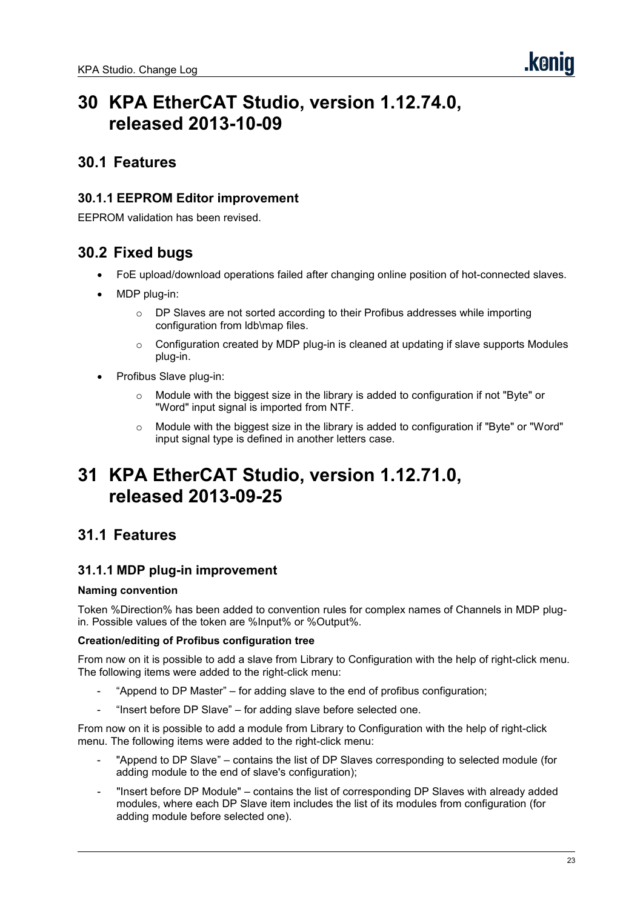# 30 KPA EtherCAT Studio, version 1.12.74.0, released 2013-10-09

## 30.1 Features

### 30.1.1 EEPROM Editor improvement

EEPROM validation has been revised.

## 30.2 Fixed bugs

- FoE upload/download operations failed after changing online position of hot-connected slaves.
- MDP plug-in:
  - DP Slaves are not sorted according to their Profibus addresses while importing configuration from ldb\map files.
  - Configuration created by MDP plug-in is cleaned at updating if slave supports Modules plug-in.
- Profibus Slave plug-in:
  - Module with the biggest size in the library is added to configuration if not "Byte" or "Word" input signal is imported from NTF.
  - Module with the biggest size in the library is added to configuration if "Byte" or "Word" input signal type is defined in another letters case.

# 31 KPA EtherCAT Studio, version 1.12.71.0, released 2013-09-25

## 31.1 Features

### 31.1.1 MDP plug-in improvement

**Naming convention**

Token %Direction% has been added to convention rules for complex names of Channels in MDP plug-in. Possible values of the token are %Input% or %Output%.

**Creation/editing of Profibus configuration tree**

From now on it is possible to add a slave from Library to Configuration with the help of right-click menu. The following items were added to the right-click menu:

- "Append to DP Master" – for adding slave to the end of profibus configuration;
- "Insert before DP Slave" – for adding slave before selected one.

From now on it is possible to add a module from Library to Configuration with the help of right-click menu. The following items were added to the right-click menu:

- "Append to DP Slave" – contains the list of DP Slaves corresponding to selected module (for adding module to the end of slave's configuration);
- "Insert before DP Module" – contains the list of corresponding DP Slaves with already added modules, where each DP Slave item includes the list of its modules from configuration (for adding module before selected one).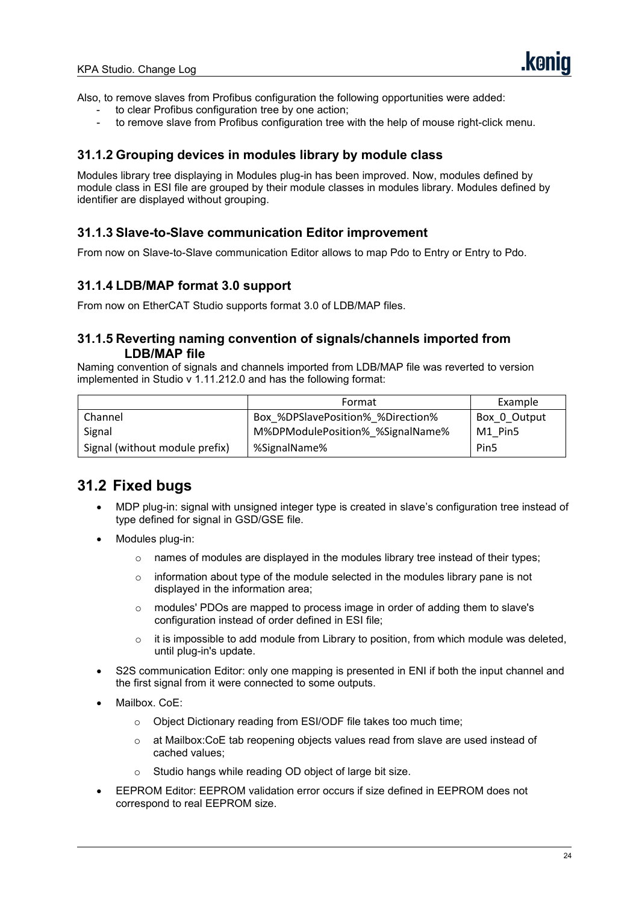Also, to remove slaves from Profibus configuration the following opportunities were added:

- to clear Profibus configuration tree by one action;
- to remove slave from Profibus configuration tree with the help of mouse right-click menu.

### 31.1.2 Grouping devices in modules library by module class

Modules library tree displaying in Modules plug-in has been improved. Now, modules defined by module class in ESI file are grouped by their module classes in modules library. Modules defined by identifier are displayed without grouping.

### 31.1.3 Slave-to-Slave communication Editor improvement

From now on Slave-to-Slave communication Editor allows to map Pdo to Entry or Entry to Pdo.

### 31.1.4 LDB/MAP format 3.0 support

From now on EtherCAT Studio supports format 3.0 of LDB/MAP files.

### 31.1.5 Reverting naming convention of signals/channels imported from LDB/MAP file

Naming convention of signals and channels imported from LDB/MAP file was reverted to version implemented in Studio v 1.11.212.0 and has the following format:

| | Format | Example |
|---|---|---|
| Channel | Box_%DPSlavePosition%_%Direction% | Box_0_Output |
| Signal | M%DPModulePosition%_%SignalName% | M1_Pin5 |
| Signal (without module prefix) | %SignalName% | Pin5 |

## 31.2 Fixed bugs

- MDP plug-in: signal with unsigned integer type is created in slave's configuration tree instead of type defined for signal in GSD/GSE file.
- Modules plug-in:
  - names of modules are displayed in the modules library tree instead of their types;
  - information about type of the module selected in the modules library pane is not displayed in the information area;
  - modules' PDOs are mapped to process image in order of adding them to slave's configuration instead of order defined in ESI file;
  - it is impossible to add module from Library to position, from which module was deleted, until plug-in's update.
- S2S communication Editor: only one mapping is presented in ENI if both the input channel and the first signal from it were connected to some outputs.
- Mailbox. CoE:
  - Object Dictionary reading from ESI/ODF file takes too much time;
  - at Mailbox:CoE tab reopening objects values read from slave are used instead of cached values;
  - Studio hangs while reading OD object of large bit size.
- EEPROM Editor: EEPROM validation error occurs if size defined in EEPROM does not correspond to real EEPROM size.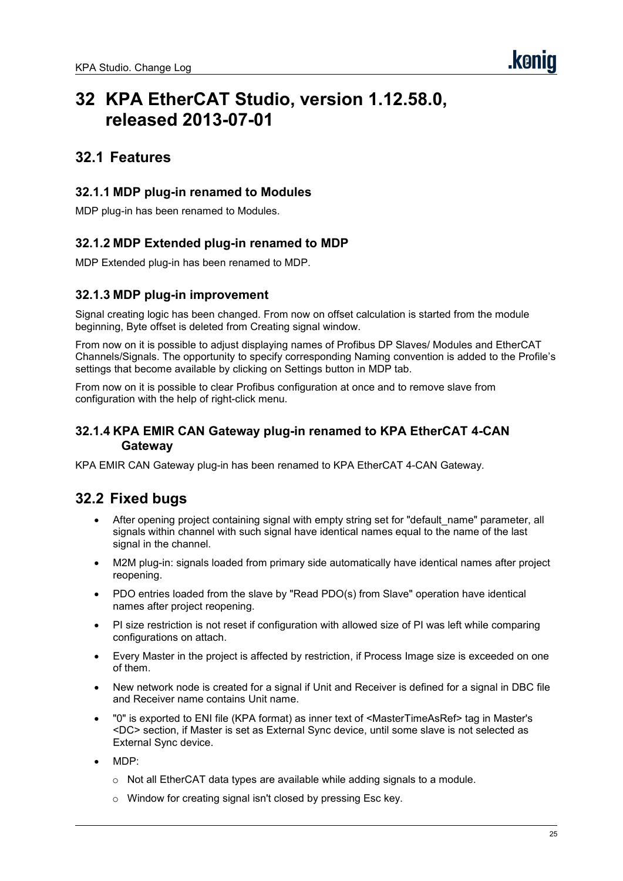# 32 KPA EtherCAT Studio, version 1.12.58.0, released 2013-07-01

## 32.1 Features

### 32.1.1 MDP plug-in renamed to Modules

MDP plug-in has been renamed to Modules.

### 32.1.2 MDP Extended plug-in renamed to MDP

MDP Extended plug-in has been renamed to MDP.

### 32.1.3 MDP plug-in improvement

Signal creating logic has been changed. From now on offset calculation is started from the module beginning, Byte offset is deleted from Creating signal window.

From now on it is possible to adjust displaying names of Profibus DP Slaves/ Modules and EtherCAT Channels/Signals. The opportunity to specify corresponding Naming convention is added to the Profile's settings that become available by clicking on Settings button in MDP tab.

From now on it is possible to clear Profibus configuration at once and to remove slave from configuration with the help of right-click menu.

### 32.1.4 KPA EMIR CAN Gateway plug-in renamed to KPA EtherCAT 4-CAN Gateway

KPA EMIR CAN Gateway plug-in has been renamed to KPA EtherCAT 4-CAN Gateway.

## 32.2 Fixed bugs

- After opening project containing signal with empty string set for "default_name" parameter, all signals within channel with such signal have identical names equal to the name of the last signal in the channel.
- M2M plug-in: signals loaded from primary side automatically have identical names after project reopening.
- PDO entries loaded from the slave by "Read PDO(s) from Slave" operation have identical names after project reopening.
- PI size restriction is not reset if configuration with allowed size of PI was left while comparing configurations on attach.
- Every Master in the project is affected by restriction, if Process Image size is exceeded on one of them.
- New network node is created for a signal if Unit and Receiver is defined for a signal in DBC file and Receiver name contains Unit name.
- "0" is exported to ENI file (KPA format) as inner text of <MasterTimeAsRef> tag in Master's <DC> section, if Master is set as External Sync device, until some slave is not selected as External Sync device.
- MDP:
  - Not all EtherCAT data types are available while adding signals to a module.
  - Window for creating signal isn't closed by pressing Esc key.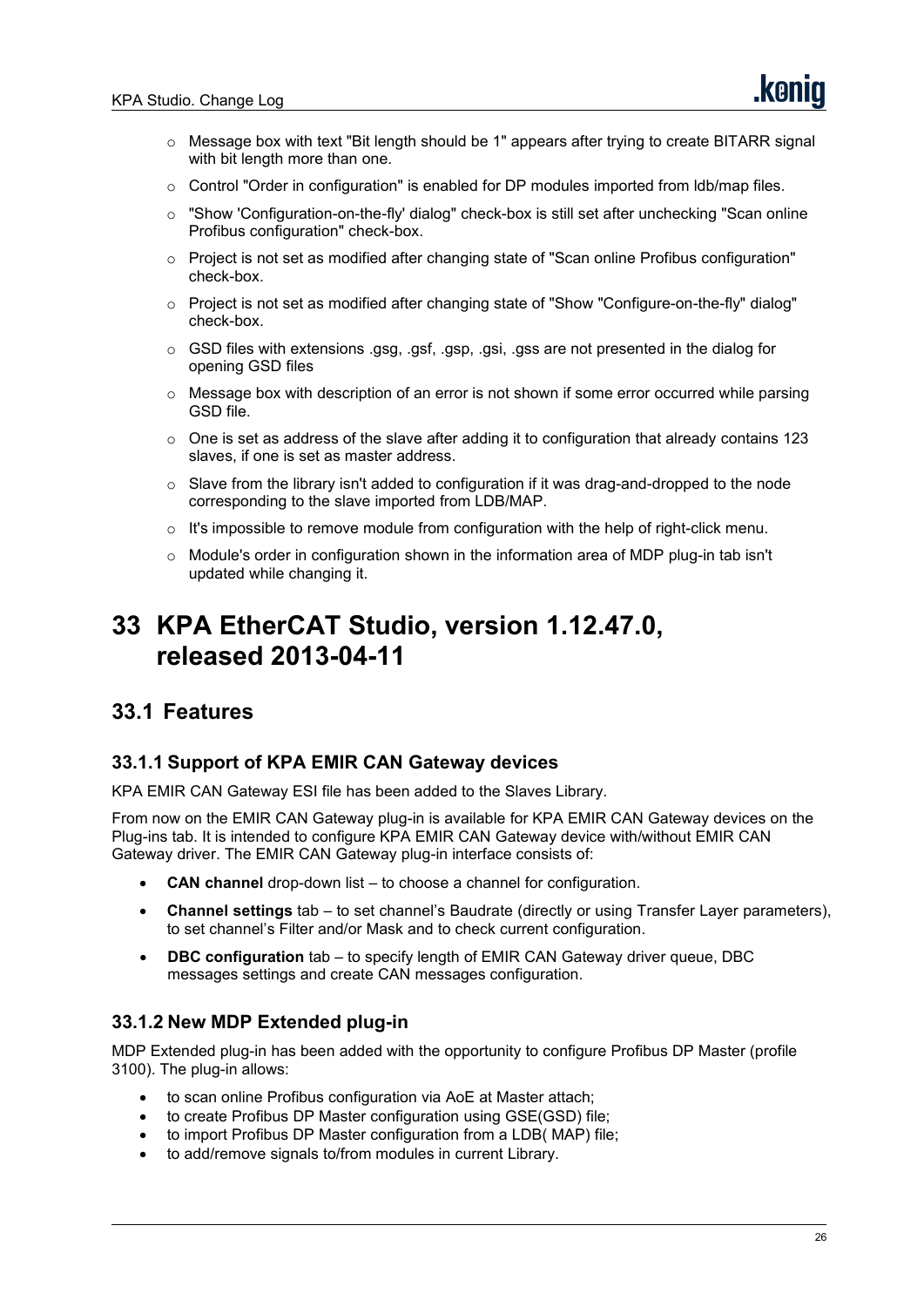- Message box with text "Bit length should be 1" appears after trying to create BITARR signal with bit length more than one.
- Control "Order in configuration" is enabled for DP modules imported from ldb/map files.
- "Show 'Configuration-on-the-fly' dialog" check-box is still set after unchecking "Scan online Profibus configuration" check-box.
- Project is not set as modified after changing state of "Scan online Profibus configuration" check-box.
- Project is not set as modified after changing state of "Show "Configure-on-the-fly" dialog" check-box.
- GSD files with extensions .gsg, .gsf, .gsp, .gsi, .gss are not presented in the dialog for opening GSD files
- Message box with description of an error is not shown if some error occurred while parsing GSD file.
- One is set as address of the slave after adding it to configuration that already contains 123 slaves, if one is set as master address.
- Slave from the library isn't added to configuration if it was drag-and-dropped to the node corresponding to the slave imported from LDB/MAP.
- It's impossible to remove module from configuration with the help of right-click menu.
- Module's order in configuration shown in the information area of MDP plug-in tab isn't updated while changing it.

# 33 KPA EtherCAT Studio, version 1.12.47.0, released 2013-04-11

## 33.1 Features

### 33.1.1 Support of KPA EMIR CAN Gateway devices

KPA EMIR CAN Gateway ESI file has been added to the Slaves Library.

From now on the EMIR CAN Gateway plug-in is available for KPA EMIR CAN Gateway devices on the Plug-ins tab. It is intended to configure KPA EMIR CAN Gateway device with/without EMIR CAN Gateway driver. The EMIR CAN Gateway plug-in interface consists of:

- **CAN channel** drop-down list – to choose a channel for configuration.
- **Channel settings** tab – to set channel's Baudrate (directly or using Transfer Layer parameters), to set channel's Filter and/or Mask and to check current configuration.
- **DBC configuration** tab – to specify length of EMIR CAN Gateway driver queue, DBC messages settings and create CAN messages configuration.

### 33.1.2 New MDP Extended plug-in

MDP Extended plug-in has been added with the opportunity to configure Profibus DP Master (profile 3100). The plug-in allows:

- to scan online Profibus configuration via AoE at Master attach;
- to create Profibus DP Master configuration using GSE(GSD) file;
- to import Profibus DP Master configuration from a LDB( MAP) file;
- to add/remove signals to/from modules in current Library.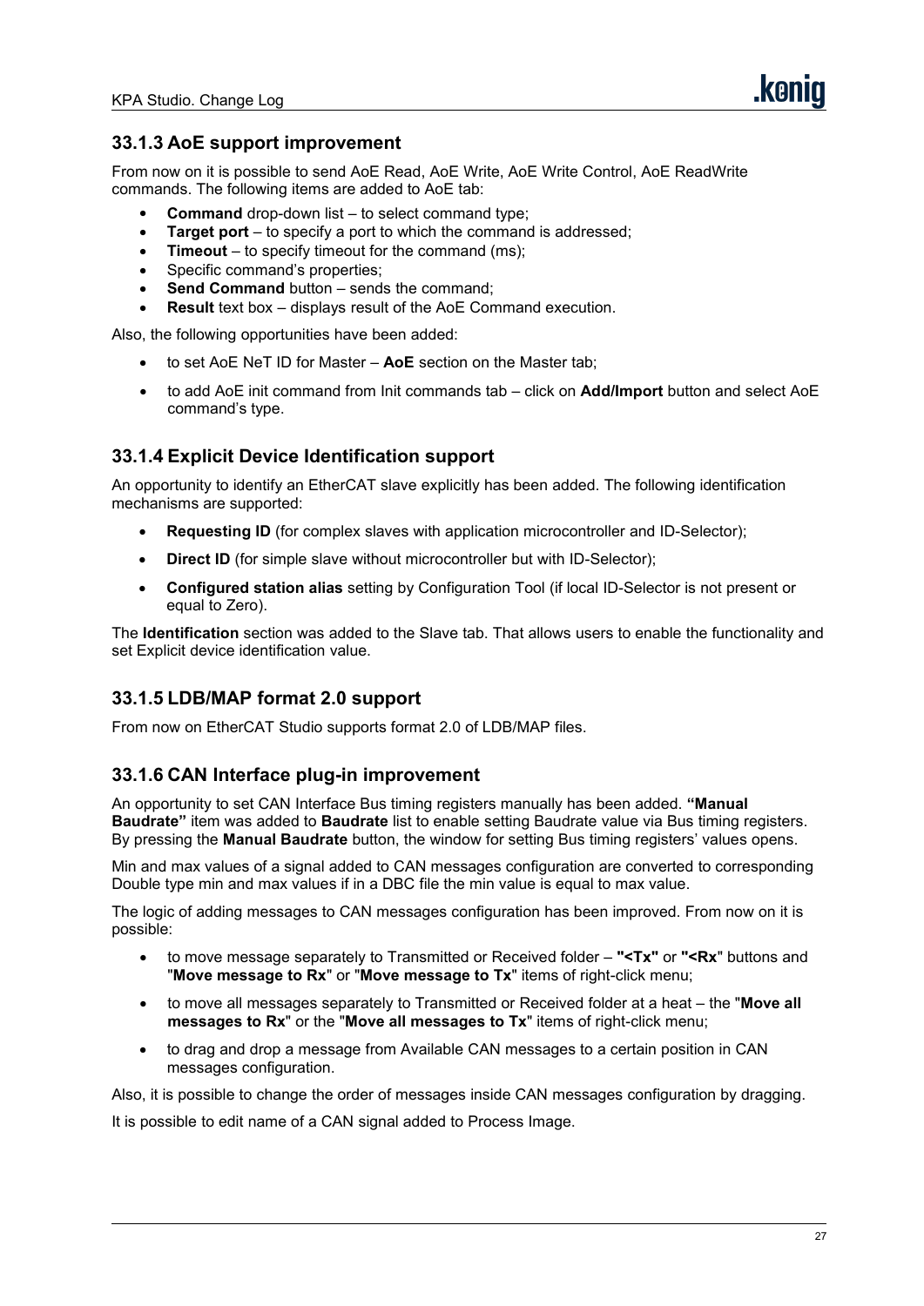### 33.1.3 AoE support improvement

From now on it is possible to send AoE Read, AoE Write, AoE Write Control, AoE ReadWrite commands. The following items are added to AoE tab:

- **Command** drop-down list – to select command type;
- **Target port** – to specify a port to which the command is addressed;
- **Timeout** – to specify timeout for the command (ms);
- Specific command's properties;
- **Send Command** button – sends the command;
- **Result** text box – displays result of the AoE Command execution.

Also, the following opportunities have been added:

- to set AoE NeT ID for Master – **AoE** section on the Master tab;
- to add AoE init command from Init commands tab – click on **Add/Import** button and select AoE command's type.

### 33.1.4 Explicit Device Identification support

An opportunity to identify an EtherCAT slave explicitly has been added. The following identification mechanisms are supported:

- **Requesting ID** (for complex slaves with application microcontroller and ID-Selector);
- **Direct ID** (for simple slave without microcontroller but with ID-Selector);
- **Configured station alias** setting by Configuration Tool (if local ID-Selector is not present or equal to Zero).

The **Identification** section was added to the Slave tab. That allows users to enable the functionality and set Explicit device identification value.

### 33.1.5 LDB/MAP format 2.0 support

From now on EtherCAT Studio supports format 2.0 of LDB/MAP files.

### 33.1.6 CAN Interface plug-in improvement

An opportunity to set CAN Interface Bus timing registers manually has been added. **"Manual Baudrate"** item was added to **Baudrate** list to enable setting Baudrate value via Bus timing registers. By pressing the **Manual Baudrate** button, the window for setting Bus timing registers' values opens.

Min and max values of a signal added to CAN messages configuration are converted to corresponding Double type min and max values if in a DBC file the min value is equal to max value.

The logic of adding messages to CAN messages configuration has been improved. From now on it is possible:

- to move message separately to Transmitted or Received folder – **"<Tx"** or **"<Rx**" buttons and "**Move message to Rx**" or "**Move message to Tx**" items of right-click menu;
- to move all messages separately to Transmitted or Received folder at a heat – the "**Move all messages to Rx**" or the "**Move all messages to Tx**" items of right-click menu;
- to drag and drop a message from Available CAN messages to a certain position in CAN messages configuration.

Also, it is possible to change the order of messages inside CAN messages configuration by dragging.

It is possible to edit name of a CAN signal added to Process Image.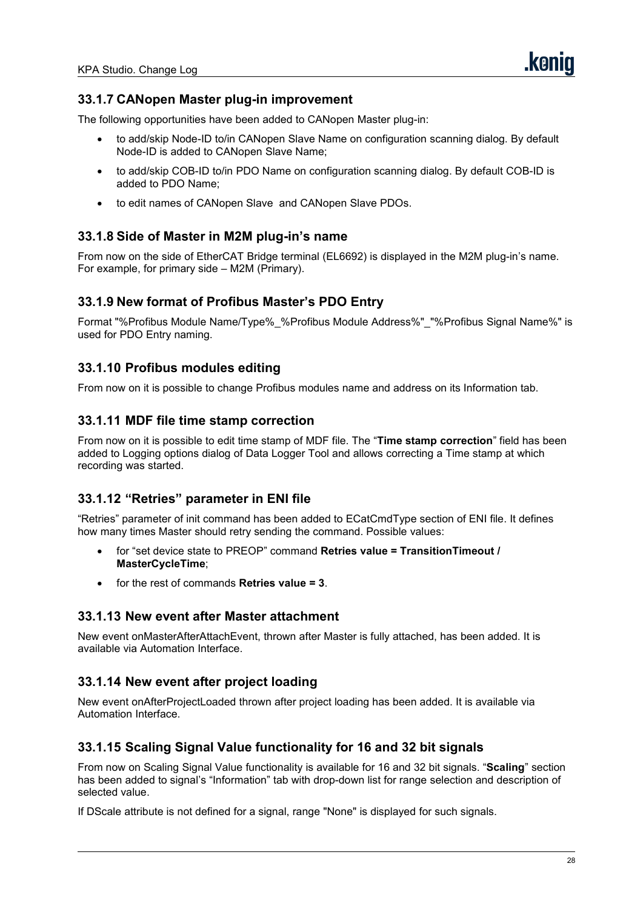### 33.1.7 CANopen Master plug-in improvement

The following opportunities have been added to CANopen Master plug-in:

- to add/skip Node-ID to/in CANopen Slave Name on configuration scanning dialog. By default Node-ID is added to CANopen Slave Name;
- to add/skip COB-ID to/in PDO Name on configuration scanning dialog. By default COB-ID is added to PDO Name;
- to edit names of CANopen Slave and CANopen Slave PDOs.

### 33.1.8 Side of Master in M2M plug-in's name

From now on the side of EtherCAT Bridge terminal (EL6692) is displayed in the M2M plug-in's name. For example, for primary side – M2M (Primary).

### 33.1.9 New format of Profibus Master's PDO Entry

Format "%Profibus Module Name/Type%_%Profibus Module Address%"_"%Profibus Signal Name%" is used for PDO Entry naming.

### 33.1.10 Profibus modules editing

From now on it is possible to change Profibus modules name and address on its Information tab.

### 33.1.11 MDF file time stamp correction

From now on it is possible to edit time stamp of MDF file. The "**Time stamp correction**" field has been added to Logging options dialog of Data Logger Tool and allows correcting a Time stamp at which recording was started.

### 33.1.12 "Retries" parameter in ENI file

"Retries" parameter of init command has been added to ECatCmdType section of ENI file. It defines how many times Master should retry sending the command. Possible values:

- for "set device state to PREOP" command **Retries value = TransitionTimeout / MasterCycleTime**;
- for the rest of commands **Retries value = 3**.

### 33.1.13 New event after Master attachment

New event onMasterAfterAttachEvent, thrown after Master is fully attached, has been added. It is available via Automation Interface.

### 33.1.14 New event after project loading

New event onAfterProjectLoaded thrown after project loading has been added. It is available via Automation Interface.

### 33.1.15 Scaling Signal Value functionality for 16 and 32 bit signals

From now on Scaling Signal Value functionality is available for 16 and 32 bit signals. "**Scaling**" section has been added to signal's "Information" tab with drop-down list for range selection and description of selected value.

If DScale attribute is not defined for a signal, range "None" is displayed for such signals.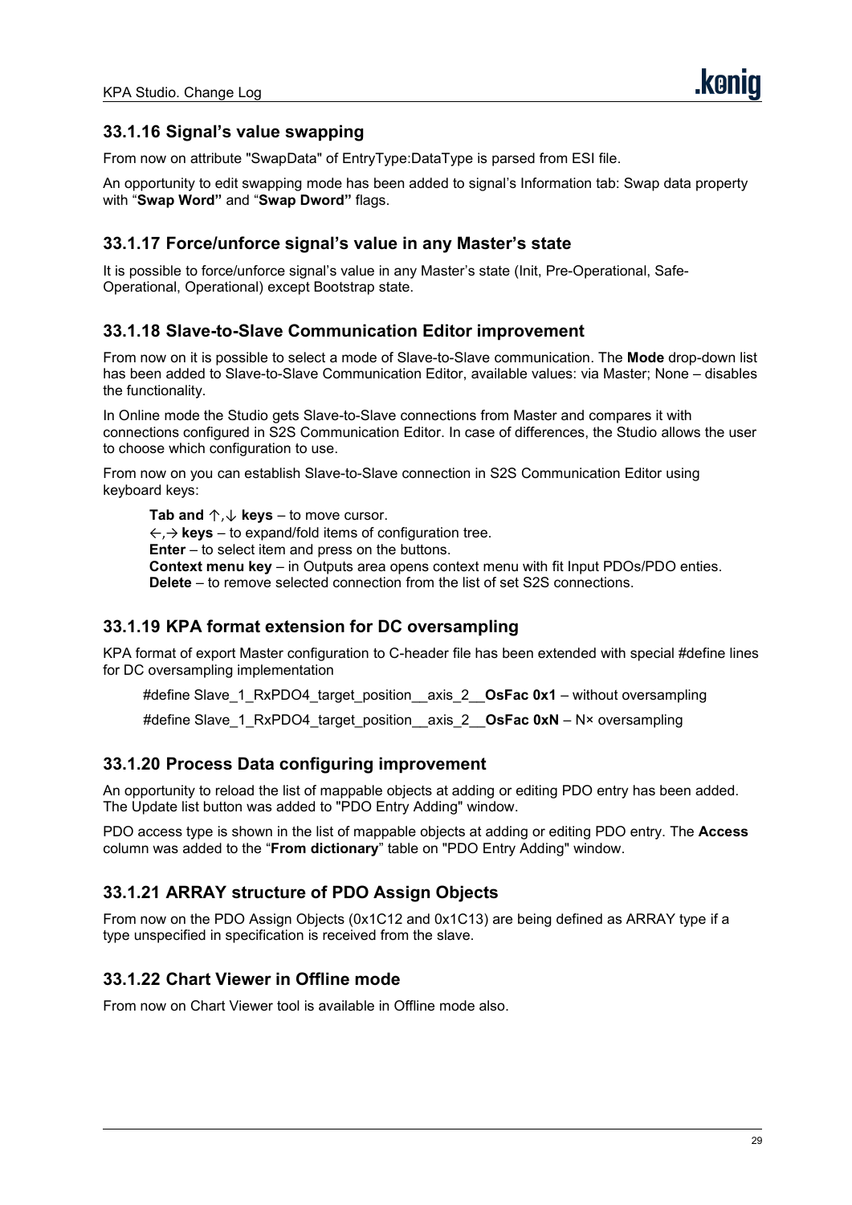### 33.1.16 Signal's value swapping

From now on attribute "SwapData" of EntryType:DataType is parsed from ESI file.

An opportunity to edit swapping mode has been added to signal's Information tab: Swap data property with "**Swap Word"** and "**Swap Dword"** flags.

### 33.1.17 Force/unforce signal's value in any Master's state

It is possible to force/unforce signal's value in any Master's state (Init, Pre-Operational, Safe-Operational, Operational) except Bootstrap state.

### 33.1.18 Slave-to-Slave Communication Editor improvement

From now on it is possible to select a mode of Slave-to-Slave communication. The **Mode** drop-down list has been added to Slave-to-Slave Communication Editor, available values: via Master; None – disables the functionality.

In Online mode the Studio gets Slave-to-Slave connections from Master and compares it with connections configured in S2S Communication Editor. In case of differences, the Studio allows the user to choose which configuration to use.

From now on you can establish Slave-to-Slave connection in S2S Communication Editor using keyboard keys:

**Tab and ↑,↓ keys** – to move cursor.
←,→ **keys** – to expand/fold items of configuration tree.
**Enter** – to select item and press on the buttons.
**Context menu key** – in Outputs area opens context menu with fit Input PDOs/PDO enties.
**Delete** – to remove selected connection from the list of set S2S connections.

### 33.1.19 KPA format extension for DC oversampling

KPA format of export Master configuration to C-header file has been extended with special #define lines for DC oversampling implementation

#define Slave_1_RxPDO4_target_position__axis_2__**OsFac 0x1** – without oversampling

#define Slave_1_RxPDO4_target_position__axis_2__**OsFac 0xN** – N× oversampling

### 33.1.20 Process Data configuring improvement

An opportunity to reload the list of mappable objects at adding or editing PDO entry has been added. The Update list button was added to "PDO Entry Adding" window.

PDO access type is shown in the list of mappable objects at adding or editing PDO entry. The **Access** column was added to the "**From dictionary**" table on "PDO Entry Adding" window.

### 33.1.21 ARRAY structure of PDO Assign Objects

From now on the PDO Assign Objects (0x1C12 and 0x1C13) are being defined as ARRAY type if a type unspecified in specification is received from the slave.

### 33.1.22 Chart Viewer in Offline mode

From now on Chart Viewer tool is available in Offline mode also.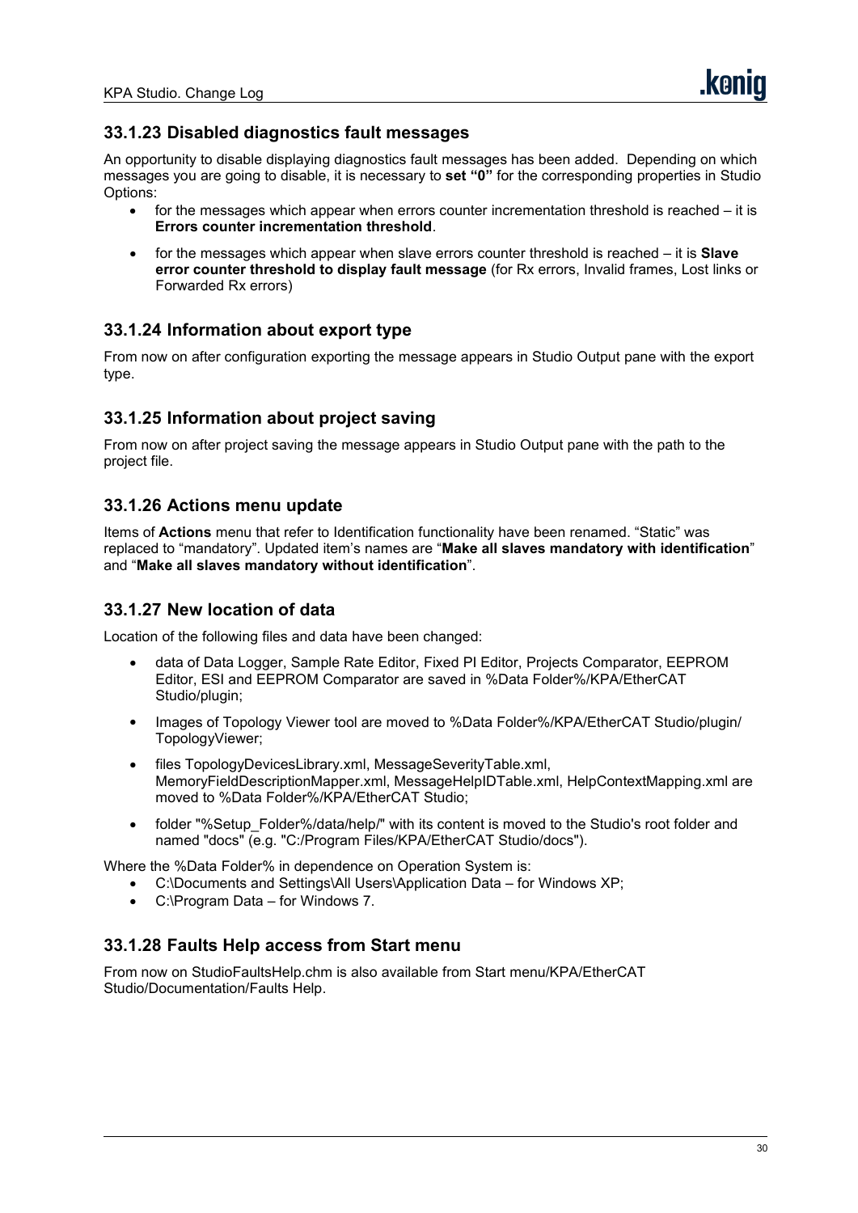### 33.1.23 Disabled diagnostics fault messages

An opportunity to disable displaying diagnostics fault messages has been added. Depending on which messages you are going to disable, it is necessary to **set "0"** for the corresponding properties in Studio Options:

- for the messages which appear when errors counter incrementation threshold is reached – it is **Errors counter incrementation threshold**.
- for the messages which appear when slave errors counter threshold is reached – it is **Slave error counter threshold to display fault message** (for Rx errors, Invalid frames, Lost links or Forwarded Rx errors)

### 33.1.24 Information about export type

From now on after configuration exporting the message appears in Studio Output pane with the export type.

### 33.1.25 Information about project saving

From now on after project saving the message appears in Studio Output pane with the path to the project file.

### 33.1.26 Actions menu update

Items of **Actions** menu that refer to Identification functionality have been renamed. "Static" was replaced to "mandatory". Updated item's names are "**Make all slaves mandatory with identification**" and "**Make all slaves mandatory without identification**".

### 33.1.27 New location of data

Location of the following files and data have been changed:

- data of Data Logger, Sample Rate Editor, Fixed PI Editor, Projects Comparator, EEPROM Editor, ESI and EEPROM Comparator are saved in %Data Folder%/KPA/EtherCAT Studio/plugin;
- Images of Topology Viewer tool are moved to %Data Folder%/KPA/EtherCAT Studio/plugin/ TopologyViewer;
- files TopologyDevicesLibrary.xml, MessageSeverityTable.xml, MemoryFieldDescriptionMapper.xml, MessageHelpIDTable.xml, HelpContextMapping.xml are moved to %Data Folder%/KPA/EtherCAT Studio;
- folder "%Setup_Folder%/data/help/" with its content is moved to the Studio's root folder and named "docs" (e.g. "C:/Program Files/KPA/EtherCAT Studio/docs").

Where the %Data Folder% in dependence on Operation System is:

- C:\Documents and Settings\All Users\Application Data – for Windows XP;
- C:\Program Data – for Windows 7.

### 33.1.28 Faults Help access from Start menu

From now on StudioFaultsHelp.chm is also available from Start menu/KPA/EtherCAT Studio/Documentation/Faults Help.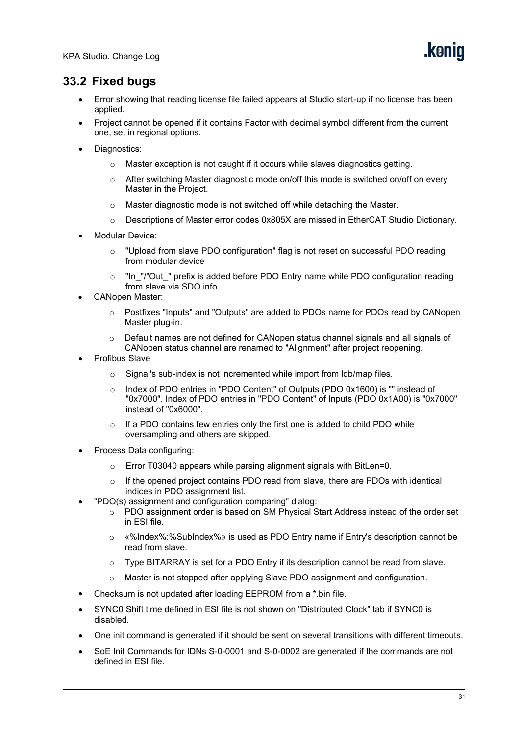## 33.2 Fixed bugs

- Error showing that reading license file failed appears at Studio start-up if no license has been applied.
- Project cannot be opened if it contains Factor with decimal symbol different from the current one, set in regional options.
- Diagnostics:
    - Master exception is not caught if it occurs while slaves diagnostics getting.
    - After switching Master diagnostic mode on/off this mode is switched on/off on every Master in the Project.
    - Master diagnostic mode is not switched off while detaching the Master.
    - Descriptions of Master error codes 0x805X are missed in EtherCAT Studio Dictionary.
- Modular Device:
    - "Upload from slave PDO configuration" flag is not reset on successful PDO reading from modular device
    - "In_"/"Out_" prefix is added before PDO Entry name while PDO configuration reading from slave via SDO info.
- CANopen Master:
    - Postfixes "Inputs" and "Outputs" are added to PDOs name for PDOs read by CANopen Master plug-in.
    - Default names are not defined for CANopen status channel signals and all signals of CANopen status channel are renamed to "Alignment" after project reopening.
- Profibus Slave
    - Signal's sub-index is not incremented while import from ldb/map files.
    - Index of PDO entries in "PDO Content" of Outputs (PDO 0x1600) is "" instead of "0x7000". Index of PDO entries in "PDO Content" of Inputs (PDO 0x1A00) is "0x7000" instead of "0x6000".
    - If a PDO contains few entries only the first one is added to child PDO while oversampling and others are skipped.
- Process Data configuring:
    - Error T03040 appears while parsing alignment signals with BitLen=0.
    - If the opened project contains PDO read from slave, there are PDOs with identical indices in PDO assignment list.
- "PDO(s) assignment and configuration comparing" dialog:
    - PDO assignment order is based on SM Physical Start Address instead of the order set in ESI file.
    - «%Index%:%SubIndex%» is used as PDO Entry name if Entry's description cannot be read from slave.
    - Type BITARRAY is set for a PDO Entry if its description cannot be read from slave.
    - Master is not stopped after applying Slave PDO assignment and configuration.
- Checksum is not updated after loading EEPROM from a *.bin file.
- SYNC0 Shift time defined in ESI file is not shown on "Distributed Clock" tab if SYNC0 is disabled.
- One init command is generated if it should be sent on several transitions with different timeouts.
- SoE Init Commands for IDNs S-0-0001 and S-0-0002 are generated if the commands are not defined in ESI file.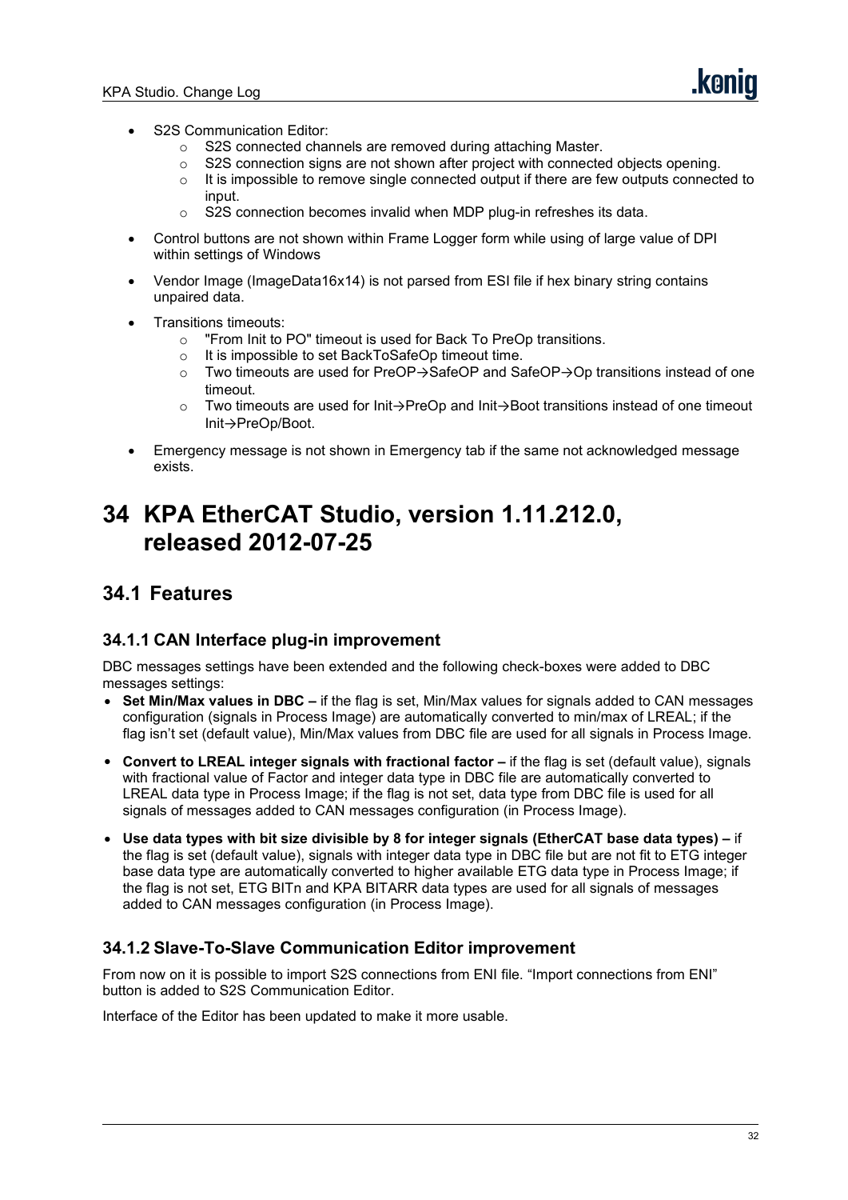- S2S Communication Editor:
  - S2S connected channels are removed during attaching Master.
  - S2S connection signs are not shown after project with connected objects opening.
  - It is impossible to remove single connected output if there are few outputs connected to input.
  - S2S connection becomes invalid when MDP plug-in refreshes its data.
- Control buttons are not shown within Frame Logger form while using of large value of DPI within settings of Windows
- Vendor Image (ImageData16x14) is not parsed from ESI file if hex binary string contains unpaired data.
- Transitions timeouts:
  - "From Init to PO" timeout is used for Back To PreOp transitions.
  - It is impossible to set BackToSafeOp timeout time.
  - Two timeouts are used for PreOP→SafeOP and SafeOP→Op transitions instead of one timeout.
  - Two timeouts are used for Init→PreOp and Init→Boot transitions instead of one timeout Init→PreOp/Boot.
- Emergency message is not shown in Emergency tab if the same not acknowledged message exists.

# 34 KPA EtherCAT Studio, version 1.11.212.0, released 2012-07-25

## 34.1 Features

### 34.1.1 CAN Interface plug-in improvement

DBC messages settings have been extended and the following check-boxes were added to DBC messages settings:

- **Set Min/Max values in DBC –** if the flag is set, Min/Max values for signals added to CAN messages configuration (signals in Process Image) are automatically converted to min/max of LREAL; if the flag isn't set (default value), Min/Max values from DBC file are used for all signals in Process Image.
- **Convert to LREAL integer signals with fractional factor –** if the flag is set (default value), signals with fractional value of Factor and integer data type in DBC file are automatically converted to LREAL data type in Process Image; if the flag is not set, data type from DBC file is used for all signals of messages added to CAN messages configuration (in Process Image).
- **Use data types with bit size divisible by 8 for integer signals (EtherCAT base data types) –** if the flag is set (default value), signals with integer data type in DBC file but are not fit to ETG integer base data type are automatically converted to higher available ETG data type in Process Image; if the flag is not set, ETG BITn and KPA BITARR data types are used for all signals of messages added to CAN messages configuration (in Process Image).

### 34.1.2 Slave-To-Slave Communication Editor improvement

From now on it is possible to import S2S connections from ENI file. "Import connections from ENI" button is added to S2S Communication Editor.

Interface of the Editor has been updated to make it more usable.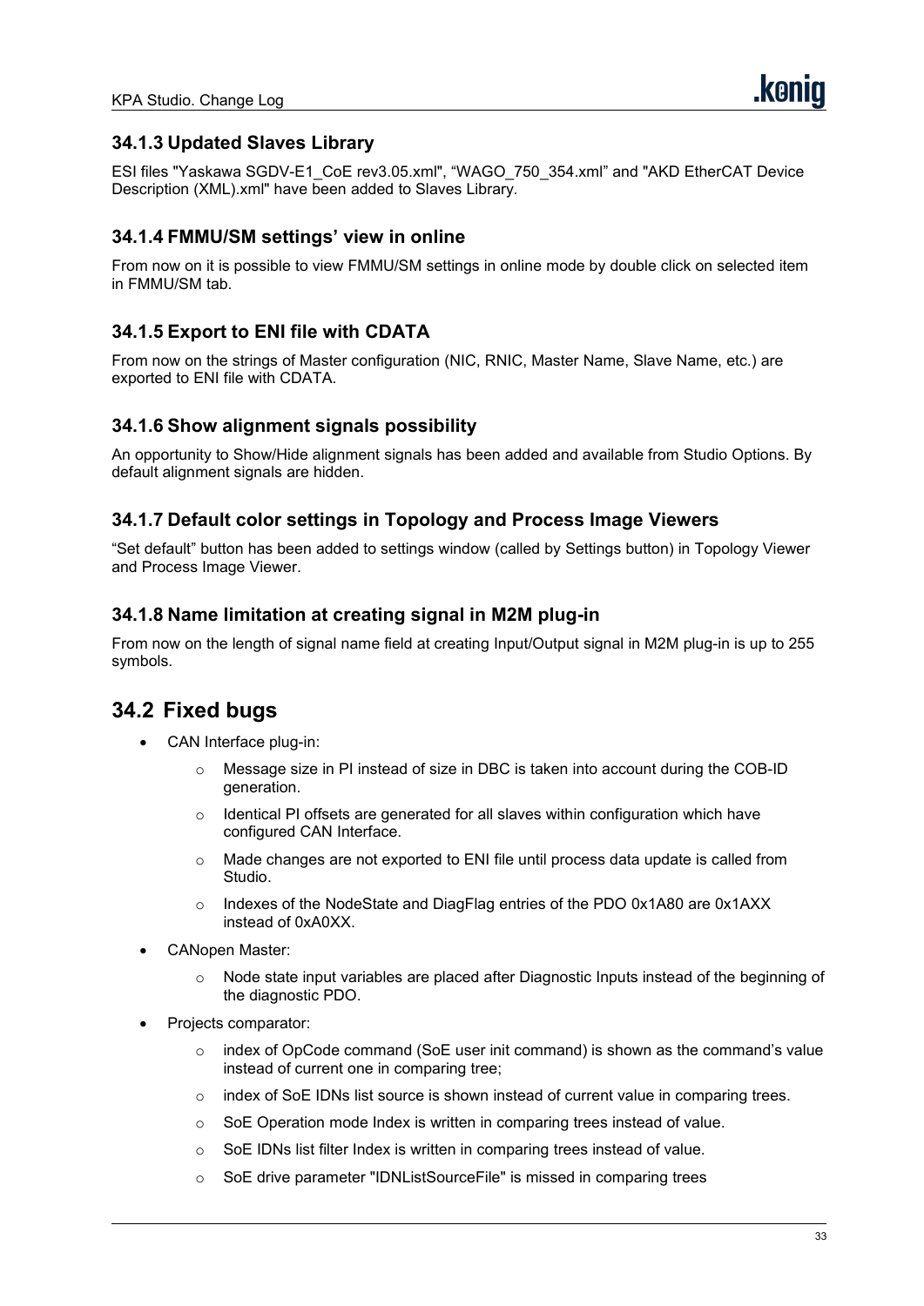### 34.1.3 Updated Slaves Library

ESI files "Yaskawa SGDV-E1_CoE rev3.05.xml", "WAGO_750_354.xml" and "AKD EtherCAT Device Description (XML).xml" have been added to Slaves Library.

### 34.1.4 FMMU/SM settings' view in online

From now on it is possible to view FMMU/SM settings in online mode by double click on selected item in FMMU/SM tab.

### 34.1.5 Export to ENI file with CDATA

From now on the strings of Master configuration (NIC, RNIC, Master Name, Slave Name, etc.) are exported to ENI file with CDATA.

### 34.1.6 Show alignment signals possibility

An opportunity to Show/Hide alignment signals has been added and available from Studio Options. By default alignment signals are hidden.

### 34.1.7 Default color settings in Topology and Process Image Viewers

“Set default” button has been added to settings window (called by Settings button) in Topology Viewer and Process Image Viewer.

### 34.1.8 Name limitation at creating signal in M2M plug-in

From now on the length of signal name field at creating Input/Output signal in M2M plug-in is up to 255 symbols.

## 34.2 Fixed bugs

- CAN Interface plug-in:
  - Message size in PI instead of size in DBC is taken into account during the COB-ID generation.
  - Identical PI offsets are generated for all slaves within configuration which have configured CAN Interface.
  - Made changes are not exported to ENI file until process data update is called from Studio.
  - Indexes of the NodeState and DiagFlag entries of the PDO 0x1A80 are 0x1AXX instead of 0xA0XX.
- CANopen Master:
  - Node state input variables are placed after Diagnostic Inputs instead of the beginning of the diagnostic PDO.
- Projects comparator:
  - index of OpCode command (SoE user init command) is shown as the command’s value instead of current one in comparing tree;
  - index of SoE IDNs list source is shown instead of current value in comparing trees.
  - SoE Operation mode Index is written in comparing trees instead of value.
  - SoE IDNs list filter Index is written in comparing trees instead of value.
  - SoE drive parameter "IDNListSourceFile" is missed in comparing trees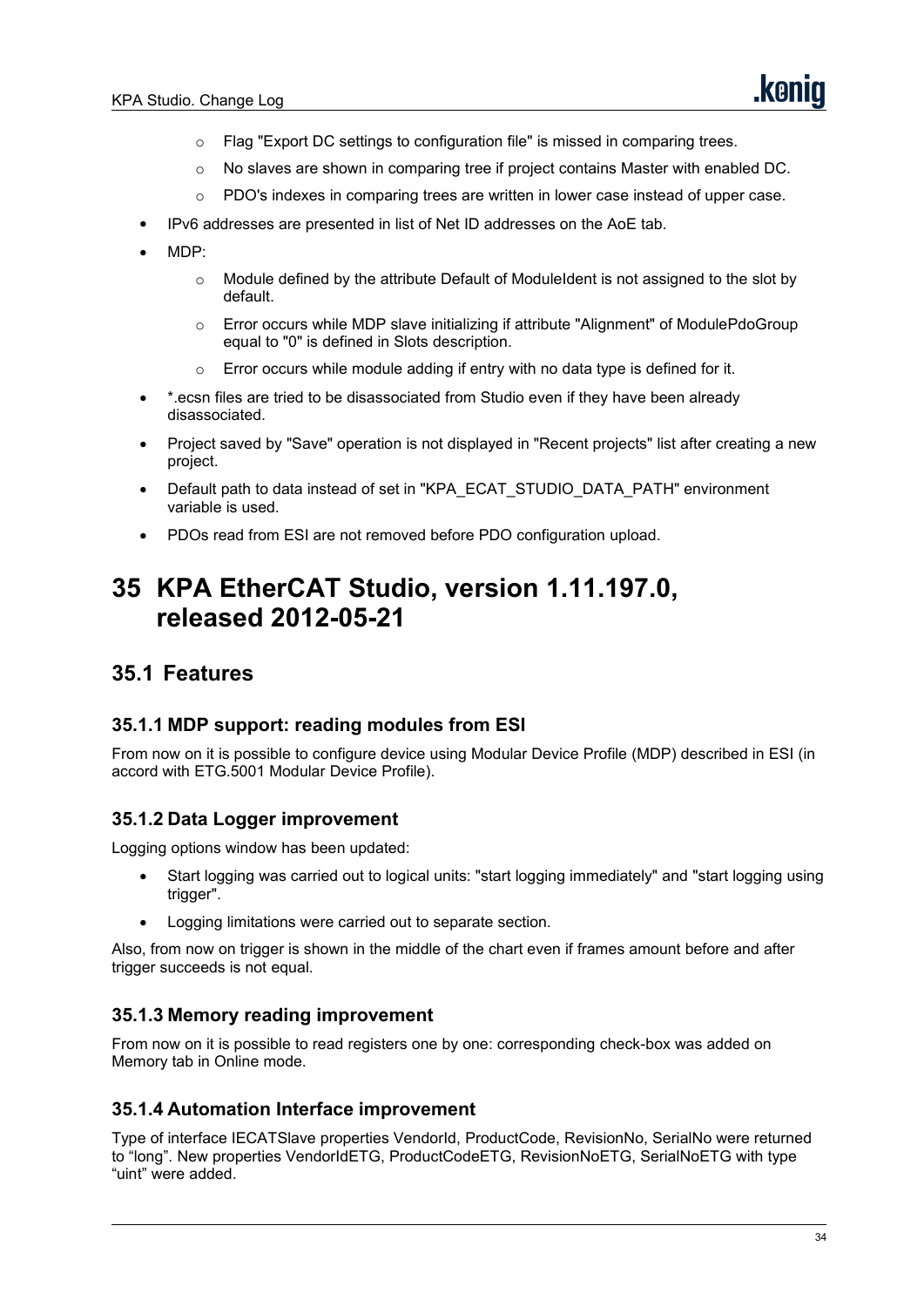- Flag "Export DC settings to configuration file" is missed in comparing trees.
    - No slaves are shown in comparing tree if project contains Master with enabled DC.
    - PDO's indexes in comparing trees are written in lower case instead of upper case.
- IPv6 addresses are presented in list of Net ID addresses on the AoE tab.
- MDP:
    - Module defined by the attribute Default of ModuleIdent is not assigned to the slot by default.
    - Error occurs while MDP slave initializing if attribute "Alignment" of ModulePdoGroup equal to "0" is defined in Slots description.
    - Error occurs while module adding if entry with no data type is defined for it.
- *.ecsn files are tried to be disassociated from Studio even if they have been already disassociated.
- Project saved by "Save" operation is not displayed in "Recent projects" list after creating a new project.
- Default path to data instead of set in "KPA_ECAT_STUDIO_DATA_PATH" environment variable is used.
- PDOs read from ESI are not removed before PDO configuration upload.

# 35 KPA EtherCAT Studio, version 1.11.197.0, released 2012-05-21

## 35.1 Features

### 35.1.1 MDP support: reading modules from ESI

From now on it is possible to configure device using Modular Device Profile (MDP) described in ESI (in accord with ETG.5001 Modular Device Profile).

### 35.1.2 Data Logger improvement

Logging options window has been updated:

- Start logging was carried out to logical units: "start logging immediately" and "start logging using trigger".
- Logging limitations were carried out to separate section.

Also, from now on trigger is shown in the middle of the chart even if frames amount before and after trigger succeeds is not equal.

### 35.1.3 Memory reading improvement

From now on it is possible to read registers one by one: corresponding check-box was added on Memory tab in Online mode.

### 35.1.4 Automation Interface improvement

Type of interface IECATSlave properties VendorId, ProductCode, RevisionNo, SerialNo were returned to “long”. New properties VendorIdETG, ProductCodeETG, RevisionNoETG, SerialNoETG with type “uint” were added.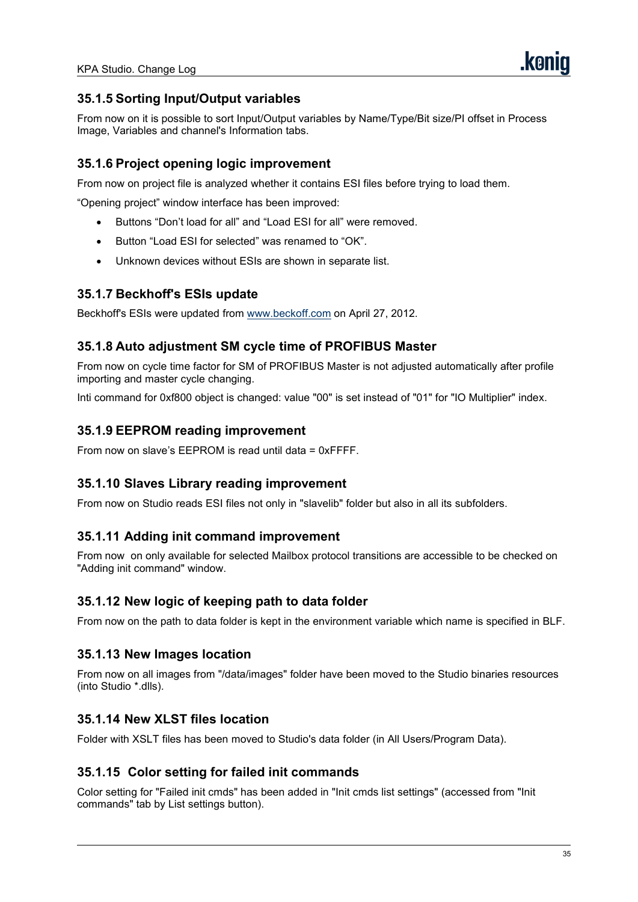### 35.1.5 Sorting Input/Output variables

From now on it is possible to sort Input/Output variables by Name/Type/Bit size/PI offset in Process Image, Variables and channel's Information tabs.

### 35.1.6 Project opening logic improvement

From now on project file is analyzed whether it contains ESI files before trying to load them.

“Opening project” window interface has been improved:

- Buttons “Don’t load for all” and “Load ESI for all” were removed.
- Button “Load ESI for selected” was renamed to “OK”.
- Unknown devices without ESIs are shown in separate list.

### 35.1.7 Beckhoff's ESIs update

Beckhoff's ESIs were updated from www.beckoff.com on April 27, 2012.

### 35.1.8 Auto adjustment SM cycle time of PROFIBUS Master

From now on cycle time factor for SM of PROFIBUS Master is not adjusted automatically after profile importing and master cycle changing.

Inti command for 0xf800 object is changed: value "00" is set instead of "01" for "IO Multiplier" index.

### 35.1.9 EEPROM reading improvement

From now on slave’s EEPROM is read until data = 0xFFFF.

### 35.1.10 Slaves Library reading improvement

From now on Studio reads ESI files not only in "slavelib" folder but also in all its subfolders.

### 35.1.11 Adding init command improvement

From now on only available for selected Mailbox protocol transitions are accessible to be checked on "Adding init command" window.

### 35.1.12 New logic of keeping path to data folder

From now on the path to data folder is kept in the environment variable which name is specified in BLF.

### 35.1.13 New Images location

From now on all images from "/data/images" folder have been moved to the Studio binaries resources (into Studio *.dlls).

### 35.1.14 New XLST files location

Folder with XSLT files has been moved to Studio's data folder (in All Users/Program Data).

### 35.1.15 Color setting for failed init commands

Color setting for "Failed init cmds" has been added in "Init cmds list settings" (accessed from "Init commands" tab by List settings button).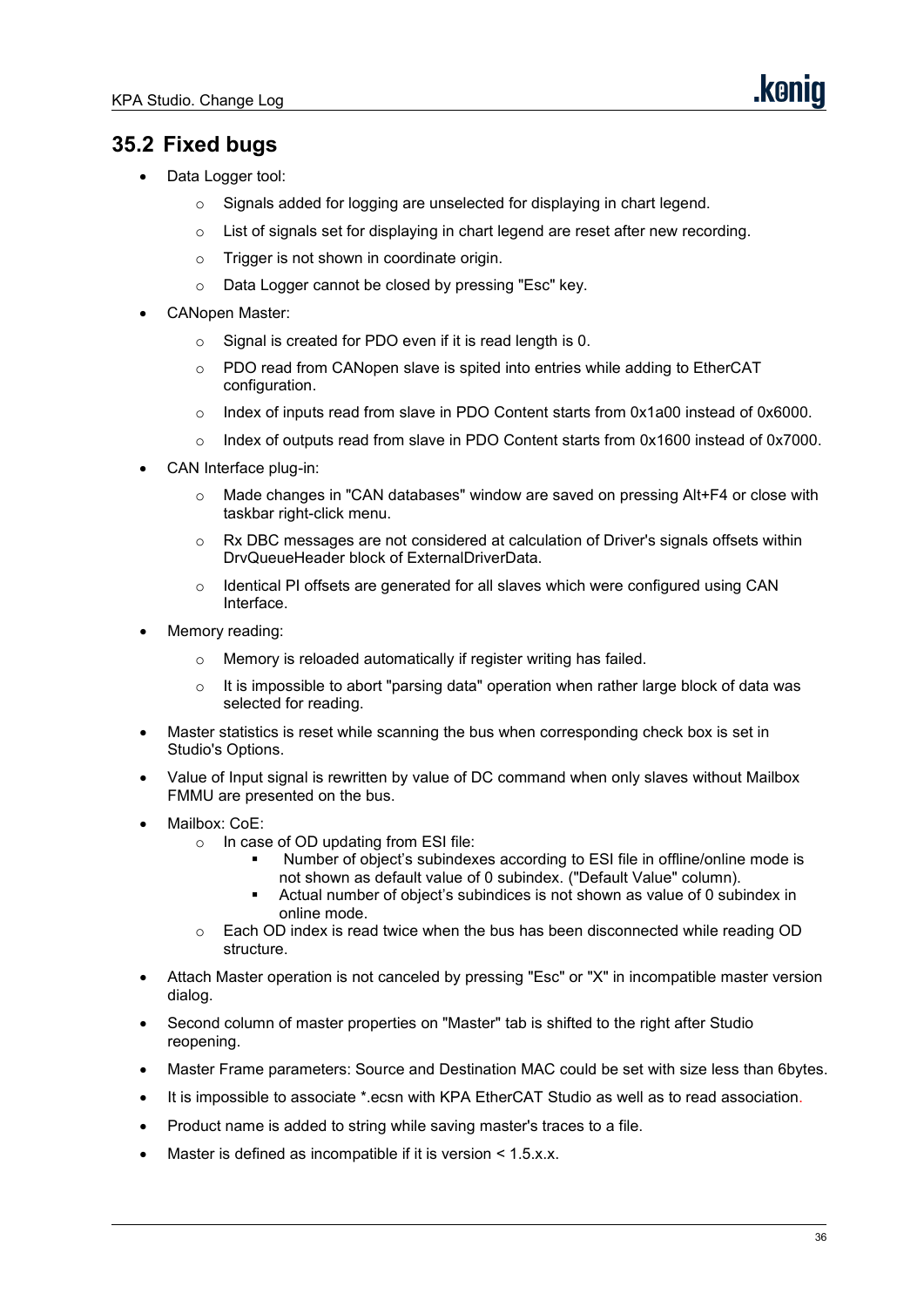## 35.2 Fixed bugs

- Data Logger tool:
  - Signals added for logging are unselected for displaying in chart legend.
  - List of signals set for displaying in chart legend are reset after new recording.
  - Trigger is not shown in coordinate origin.
  - Data Logger cannot be closed by pressing "Esc" key.
- CANopen Master:
  - Signal is created for PDO even if it is read length is 0.
  - PDO read from CANopen slave is spited into entries while adding to EtherCAT configuration.
  - Index of inputs read from slave in PDO Content starts from 0x1a00 instead of 0x6000.
  - Index of outputs read from slave in PDO Content starts from 0x1600 instead of 0x7000.
- CAN Interface plug-in:
  - Made changes in "CAN databases" window are saved on pressing Alt+F4 or close with taskbar right-click menu.
  - Rx DBC messages are not considered at calculation of Driver's signals offsets within DrvQueueHeader block of ExternalDriverData.
  - Identical PI offsets are generated for all slaves which were configured using CAN Interface.
- Memory reading:
  - Memory is reloaded automatically if register writing has failed.
  - It is impossible to abort "parsing data" operation when rather large block of data was selected for reading.
- Master statistics is reset while scanning the bus when corresponding check box is set in Studio's Options.
- Value of Input signal is rewritten by value of DC command when only slaves without Mailbox FMMU are presented on the bus.
- Mailbox: CoE:
  - In case of OD updating from ESI file:
    - Number of object's subindexes according to ESI file in offline/online mode is not shown as default value of 0 subindex. ("Default Value" column).
    - Actual number of object's subindices is not shown as value of 0 subindex in online mode.
  - Each OD index is read twice when the bus has been disconnected while reading OD structure.
- Attach Master operation is not canceled by pressing "Esc" or "X" in incompatible master version dialog.
- Second column of master properties on "Master" tab is shifted to the right after Studio reopening.
- Master Frame parameters: Source and Destination MAC could be set with size less than 6bytes.
- It is impossible to associate *.ecsn with KPA EtherCAT Studio as well as to read association.
- Product name is added to string while saving master's traces to a file.
- Master is defined as incompatible if it is version < 1.5.x.x.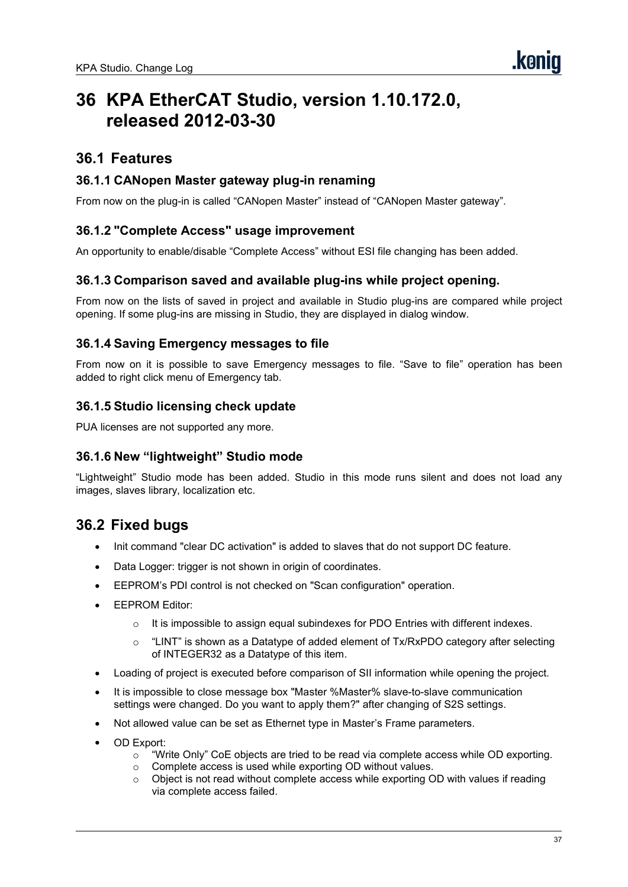# 36 KPA EtherCAT Studio, version 1.10.172.0, released 2012-03-30

## 36.1 Features

### 36.1.1 CANopen Master gateway plug-in renaming

From now on the plug-in is called “CANopen Master” instead of “CANopen Master gateway”.

### 36.1.2 "Complete Access" usage improvement

An opportunity to enable/disable “Complete Access” without ESI file changing has been added.

### 36.1.3 Comparison saved and available plug-ins while project opening.

From now on the lists of saved in project and available in Studio plug-ins are compared while project opening. If some plug-ins are missing in Studio, they are displayed in dialog window.

### 36.1.4 Saving Emergency messages to file

From now on it is possible to save Emergency messages to file. “Save to file” operation has been added to right click menu of Emergency tab.

### 36.1.5 Studio licensing check update

PUA licenses are not supported any more.

### 36.1.6 New “lightweight” Studio mode

“Lightweight” Studio mode has been added. Studio in this mode runs silent and does not load any images, slaves library, localization etc.

## 36.2 Fixed bugs

- Init command "clear DC activation" is added to slaves that do not support DC feature.
- Data Logger: trigger is not shown in origin of coordinates.
- EEPROM’s PDI control is not checked on "Scan configuration" operation.
- EEPROM Editor:
  - It is impossible to assign equal subindexes for PDO Entries with different indexes.
  - “LINT” is shown as a Datatype of added element of Tx/RxPDO category after selecting of INTEGER32 as a Datatype of this item.
- Loading of project is executed before comparison of SII information while opening the project.
- It is impossible to close message box "Master %Master% slave-to-slave communication settings were changed. Do you want to apply them?" after changing of S2S settings.
- Not allowed value can be set as Ethernet type in Master’s Frame parameters.
- OD Export:
  - “Write Only” CoE objects are tried to be read via complete access while OD exporting.
  - Complete access is used while exporting OD without values.
  - Object is not read without complete access while exporting OD with values if reading via complete access failed.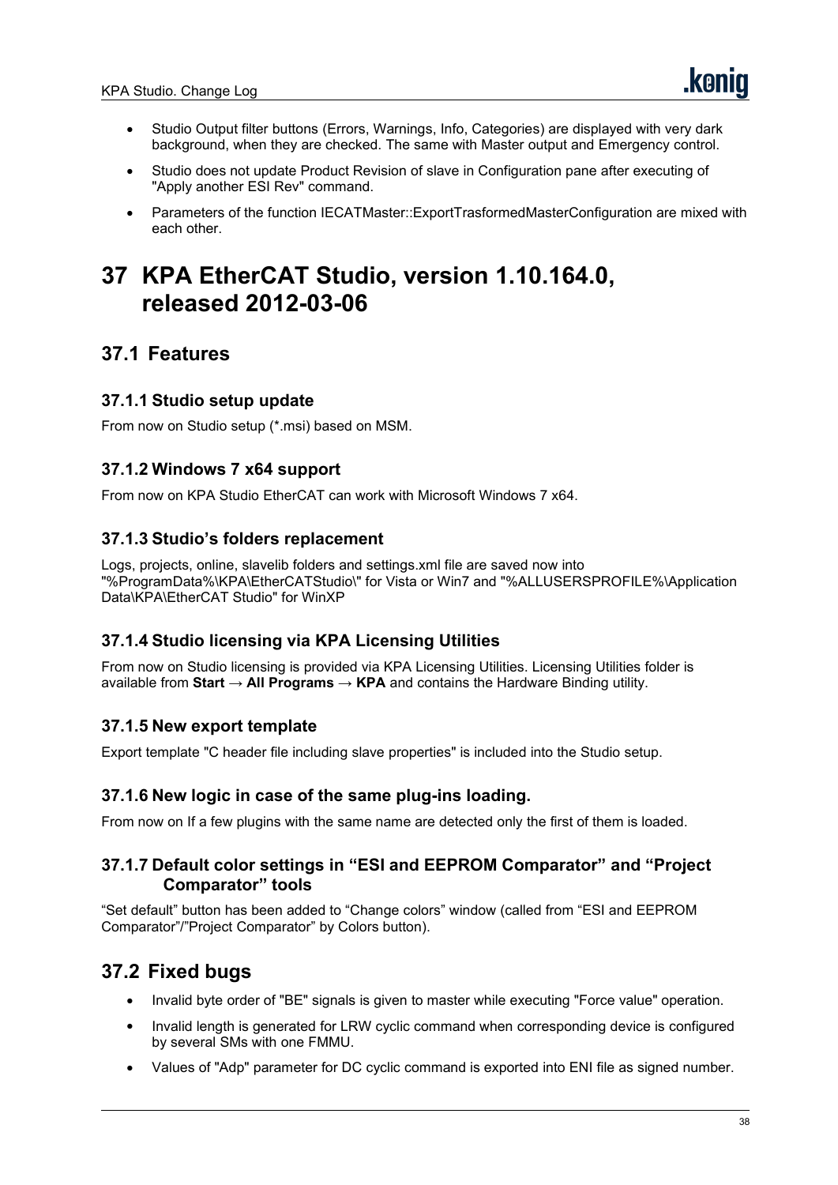- Studio Output filter buttons (Errors, Warnings, Info, Categories) are displayed with very dark background, when they are checked. The same with Master output and Emergency control.
- Studio does not update Product Revision of slave in Configuration pane after executing of "Apply another ESI Rev" command.
- Parameters of the function IECATMaster::ExportTrasformedMasterConfiguration are mixed with each other.

# 37 KPA EtherCAT Studio, version 1.10.164.0, released 2012-03-06

## 37.1 Features

### 37.1.1 Studio setup update

From now on Studio setup (*.msi) based on MSM.

### 37.1.2 Windows 7 x64 support

From now on KPA Studio EtherCAT can work with Microsoft Windows 7 x64.

### 37.1.3 Studio's folders replacement

Logs, projects, online, slavelib folders and settings.xml file are saved now into "%ProgramData%\KPA\EtherCATStudio\" for Vista or Win7 and "%ALLUSERSPROFILE%\Application Data\KPA\EtherCAT Studio" for WinXP

### 37.1.4 Studio licensing via KPA Licensing Utilities

From now on Studio licensing is provided via KPA Licensing Utilities. Licensing Utilities folder is available from **Start → All Programs → KPA** and contains the Hardware Binding utility.

### 37.1.5 New export template

Export template "C header file including slave properties" is included into the Studio setup.

### 37.1.6 New logic in case of the same plug-ins loading.

From now on If a few plugins with the same name are detected only the first of them is loaded.

### 37.1.7 Default color settings in "ESI and EEPROM Comparator" and "Project Comparator" tools

"Set default" button has been added to "Change colors" window (called from "ESI and EEPROM Comparator"/"Project Comparator" by Colors button).

## 37.2 Fixed bugs

- Invalid byte order of "BE" signals is given to master while executing "Force value" operation.
- Invalid length is generated for LRW cyclic command when corresponding device is configured by several SMs with one FMMU.
- Values of "Adp" parameter for DC cyclic command is exported into ENI file as signed number.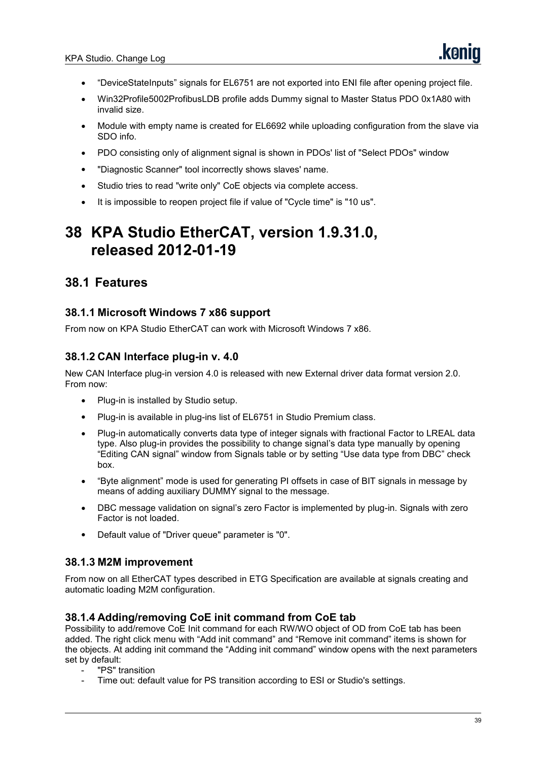- “DeviceStateInputs” signals for EL6751 are not exported into ENI file after opening project file.
- Win32Profile5002ProfibusLDB profile adds Dummy signal to Master Status PDO 0x1A80 with invalid size.
- Module with empty name is created for EL6692 while uploading configuration from the slave via SDO info.
- PDO consisting only of alignment signal is shown in PDOs' list of "Select PDOs" window
- "Diagnostic Scanner" tool incorrectly shows slaves' name.
- Studio tries to read "write only" CoE objects via complete access.
- It is impossible to reopen project file if value of "Cycle time" is "10 us".

# 38 KPA Studio EtherCAT, version 1.9.31.0, released 2012-01-19

## 38.1 Features

### 38.1.1 Microsoft Windows 7 x86 support

From now on KPA Studio EtherCAT can work with Microsoft Windows 7 x86.

### 38.1.2 CAN Interface plug-in v. 4.0

New CAN Interface plug-in version 4.0 is released with new External driver data format version 2.0. From now:

- Plug-in is installed by Studio setup.
- Plug-in is available in plug-ins list of EL6751 in Studio Premium class.
- Plug-in automatically converts data type of integer signals with fractional Factor to LREAL data type. Also plug-in provides the possibility to change signal’s data type manually by opening “Editing CAN signal” window from Signals table or by setting “Use data type from DBC” check box.
- “Byte alignment” mode is used for generating PI offsets in case of BIT signals in message by means of adding auxiliary DUMMY signal to the message.
- DBC message validation on signal’s zero Factor is implemented by plug-in. Signals with zero Factor is not loaded.
- Default value of "Driver queue" parameter is "0".

### 38.1.3 M2M improvement

From now on all EtherCAT types described in ETG Specification are available at signals creating and automatic loading M2M configuration.

### 38.1.4 Adding/removing CoE init command from CoE tab

Possibility to add/remove CoE Init command for each RW/WO object of OD from CoE tab has been added. The right click menu with “Add init command” and “Remove init command” items is shown for the objects. At adding init command the “Adding init command” window opens with the next parameters set by default:

- "PS" transition
- Time out: default value for PS transition according to ESI or Studio's settings.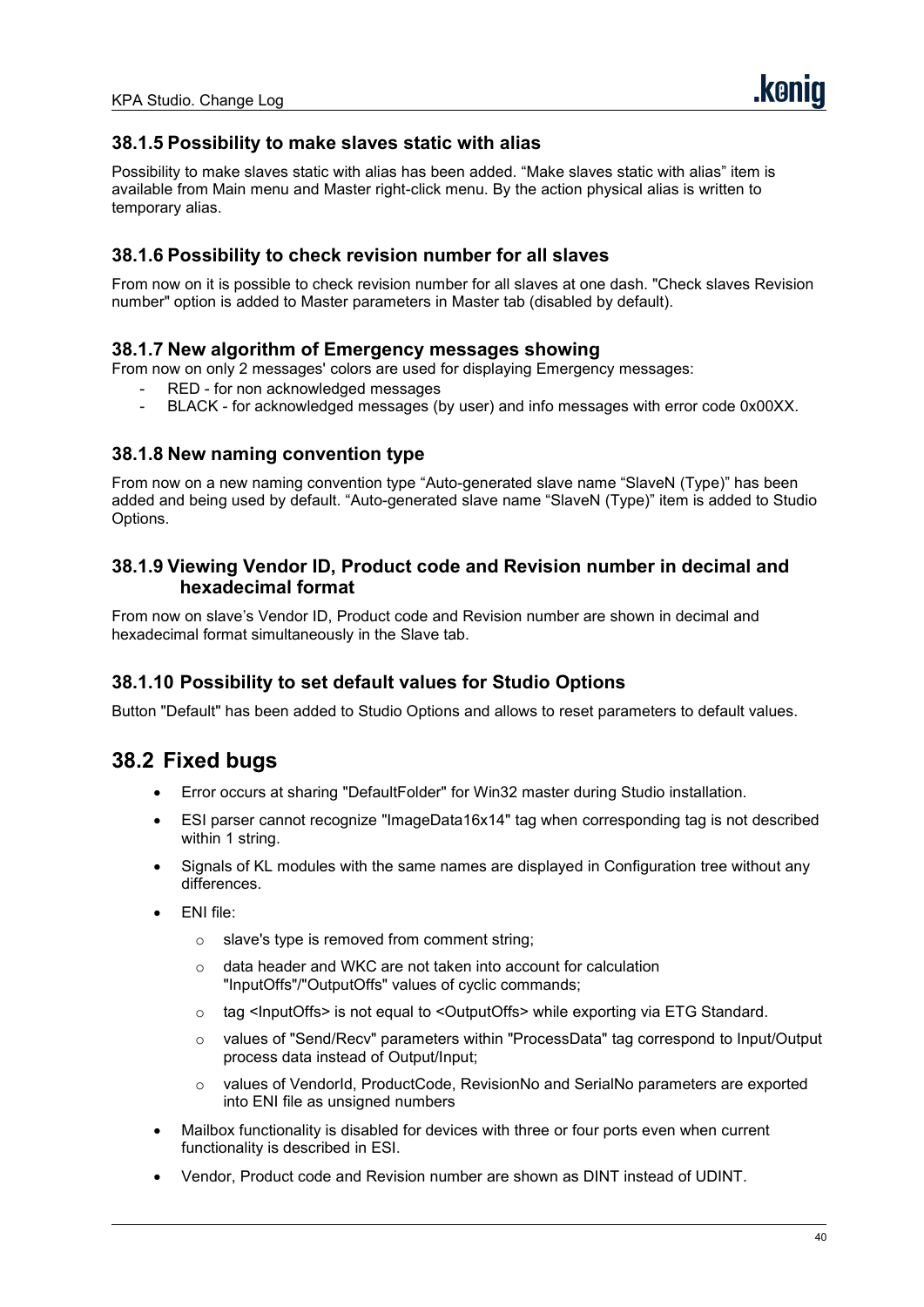### 38.1.5 Possibility to make slaves static with alias

Possibility to make slaves static with alias has been added. “Make slaves static with alias” item is available from Main menu and Master right-click menu. By the action physical alias is written to temporary alias.

### 38.1.6 Possibility to check revision number for all slaves

From now on it is possible to check revision number for all slaves at one dash. "Check slaves Revision number" option is added to Master parameters in Master tab (disabled by default).

### 38.1.7 New algorithm of Emergency messages showing

From now on only 2 messages' colors are used for displaying Emergency messages:

- RED - for non acknowledged messages
- BLACK - for acknowledged messages (by user) and info messages with error code 0x00XX.

### 38.1.8 New naming convention type

From now on a new naming convention type “Auto-generated slave name “SlaveN (Type)” has been added and being used by default. “Auto-generated slave name “SlaveN (Type)” item is added to Studio Options.

### 38.1.9 Viewing Vendor ID, Product code and Revision number in decimal and hexadecimal format

From now on slave’s Vendor ID, Product code and Revision number are shown in decimal and hexadecimal format simultaneously in the Slave tab.

### 38.1.10 Possibility to set default values for Studio Options

Button "Default" has been added to Studio Options and allows to reset parameters to default values.

## 38.2 Fixed bugs

- Error occurs at sharing "DefaultFolder" for Win32 master during Studio installation.
- ESI parser cannot recognize "ImageData16x14" tag when corresponding tag is not described within 1 string.
- Signals of KL modules with the same names are displayed in Configuration tree without any differences.
- ENI file:
  - slave's type is removed from comment string;
  - data header and WKC are not taken into account for calculation "InputOffs"/"OutputOffs" values of cyclic commands;
  - tag <InputOffs> is not equal to <OutputOffs> while exporting via ETG Standard.
  - values of "Send/Recv" parameters within "ProcessData" tag correspond to Input/Output process data instead of Output/Input;
  - values of VendorId, ProductCode, RevisionNo and SerialNo parameters are exported into ENI file as unsigned numbers
- Mailbox functionality is disabled for devices with three or four ports even when current functionality is described in ESI.
- Vendor, Product code and Revision number are shown as DINT instead of UDINT.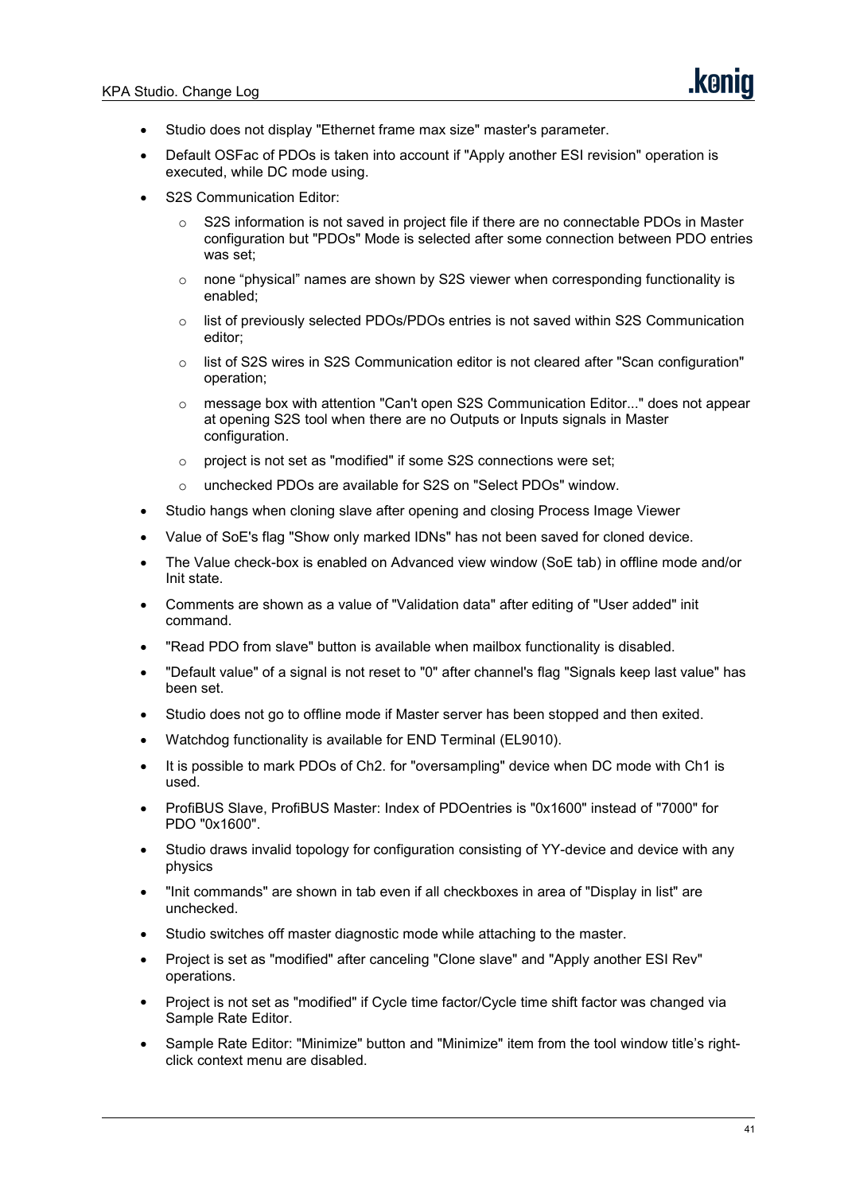- Studio does not display "Ethernet frame max size" master's parameter.
- Default OSFac of PDOs is taken into account if "Apply another ESI revision" operation is executed, while DC mode using.
- S2S Communication Editor:
  - S2S information is not saved in project file if there are no connectable PDOs in Master configuration but "PDOs" Mode is selected after some connection between PDO entries was set;
  - none “physical” names are shown by S2S viewer when corresponding functionality is enabled;
  - list of previously selected PDOs/PDOs entries is not saved within S2S Communication editor;
  - list of S2S wires in S2S Communication editor is not cleared after "Scan configuration" operation;
  - message box with attention "Can't open S2S Communication Editor..." does not appear at opening S2S tool when there are no Outputs or Inputs signals in Master configuration.
  - project is not set as "modified" if some S2S connections were set;
  - unchecked PDOs are available for S2S on "Select PDOs" window.
- Studio hangs when cloning slave after opening and closing Process Image Viewer
- Value of SoE's flag "Show only marked IDNs" has not been saved for cloned device.
- The Value check-box is enabled on Advanced view window (SoE tab) in offline mode and/or Init state.
- Comments are shown as a value of "Validation data" after editing of "User added" init command.
- "Read PDO from slave" button is available when mailbox functionality is disabled.
- "Default value" of a signal is not reset to "0" after channel's flag "Signals keep last value" has been set.
- Studio does not go to offline mode if Master server has been stopped and then exited.
- Watchdog functionality is available for END Terminal (EL9010).
- It is possible to mark PDOs of Ch2. for "oversampling" device when DC mode with Ch1 is used.
- ProfiBUS Slave, ProfiBUS Master: Index of PDOentries is "0x1600" instead of "7000" for PDO "0x1600".
- Studio draws invalid topology for configuration consisting of YY-device and device with any physics
- "Init commands" are shown in tab even if all checkboxes in area of "Display in list" are unchecked.
- Studio switches off master diagnostic mode while attaching to the master.
- Project is set as "modified" after canceling "Clone slave" and "Apply another ESI Rev" operations.
- Project is not set as "modified" if Cycle time factor/Cycle time shift factor was changed via Sample Rate Editor.
- Sample Rate Editor: "Minimize" button and "Minimize" item from the tool window title’s right-click context menu are disabled.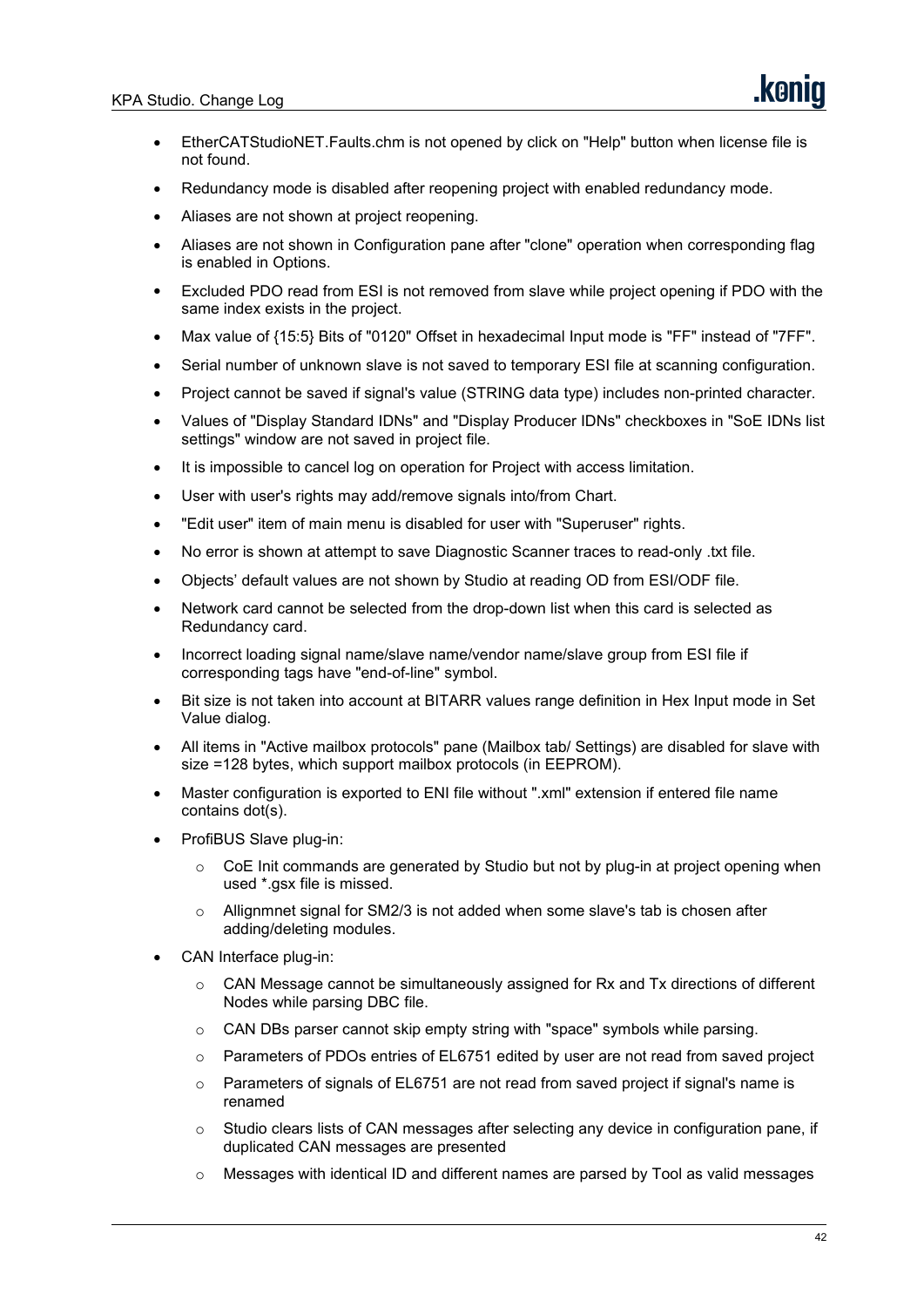- EtherCATStudioNET.Faults.chm is not opened by click on "Help" button when license file is not found.
- Redundancy mode is disabled after reopening project with enabled redundancy mode.
- Aliases are not shown at project reopening.
- Aliases are not shown in Configuration pane after "clone" operation when corresponding flag is enabled in Options.
- Excluded PDO read from ESI is not removed from slave while project opening if PDO with the same index exists in the project.
- Max value of {15:5} Bits of "0120" Offset in hexadecimal Input mode is "FF" instead of "7FF".
- Serial number of unknown slave is not saved to temporary ESI file at scanning configuration.
- Project cannot be saved if signal's value (STRING data type) includes non-printed character.
- Values of "Display Standard IDNs" and "Display Producer IDNs" checkboxes in "SoE IDNs list settings" window are not saved in project file.
- It is impossible to cancel log on operation for Project with access limitation.
- User with user's rights may add/remove signals into/from Chart.
- "Edit user" item of main menu is disabled for user with "Superuser" rights.
- No error is shown at attempt to save Diagnostic Scanner traces to read-only .txt file.
- Objects' default values are not shown by Studio at reading OD from ESI/ODF file.
- Network card cannot be selected from the drop-down list when this card is selected as Redundancy card.
- Incorrect loading signal name/slave name/vendor name/slave group from ESI file if corresponding tags have "end-of-line" symbol.
- Bit size is not taken into account at BITARR values range definition in Hex Input mode in Set Value dialog.
- All items in "Active mailbox protocols" pane (Mailbox tab/ Settings) are disabled for slave with size =128 bytes, which support mailbox protocols (in EEPROM).
- Master configuration is exported to ENI file without ".xml" extension if entered file name contains dot(s).
- ProfiBUS Slave plug-in:
  - CoE Init commands are generated by Studio but not by plug-in at project opening when used *.gsx file is missed.
  - Allignmnet signal for SM2/3 is not added when some slave's tab is chosen after adding/deleting modules.
- CAN Interface plug-in:
  - CAN Message cannot be simultaneously assigned for Rx and Tx directions of different Nodes while parsing DBC file.
  - CAN DBs parser cannot skip empty string with "space" symbols while parsing.
  - Parameters of PDOs entries of EL6751 edited by user are not read from saved project
  - Parameters of signals of EL6751 are not read from saved project if signal's name is renamed
  - Studio clears lists of CAN messages after selecting any device in configuration pane, if duplicated CAN messages are presented
  - Messages with identical ID and different names are parsed by Tool as valid messages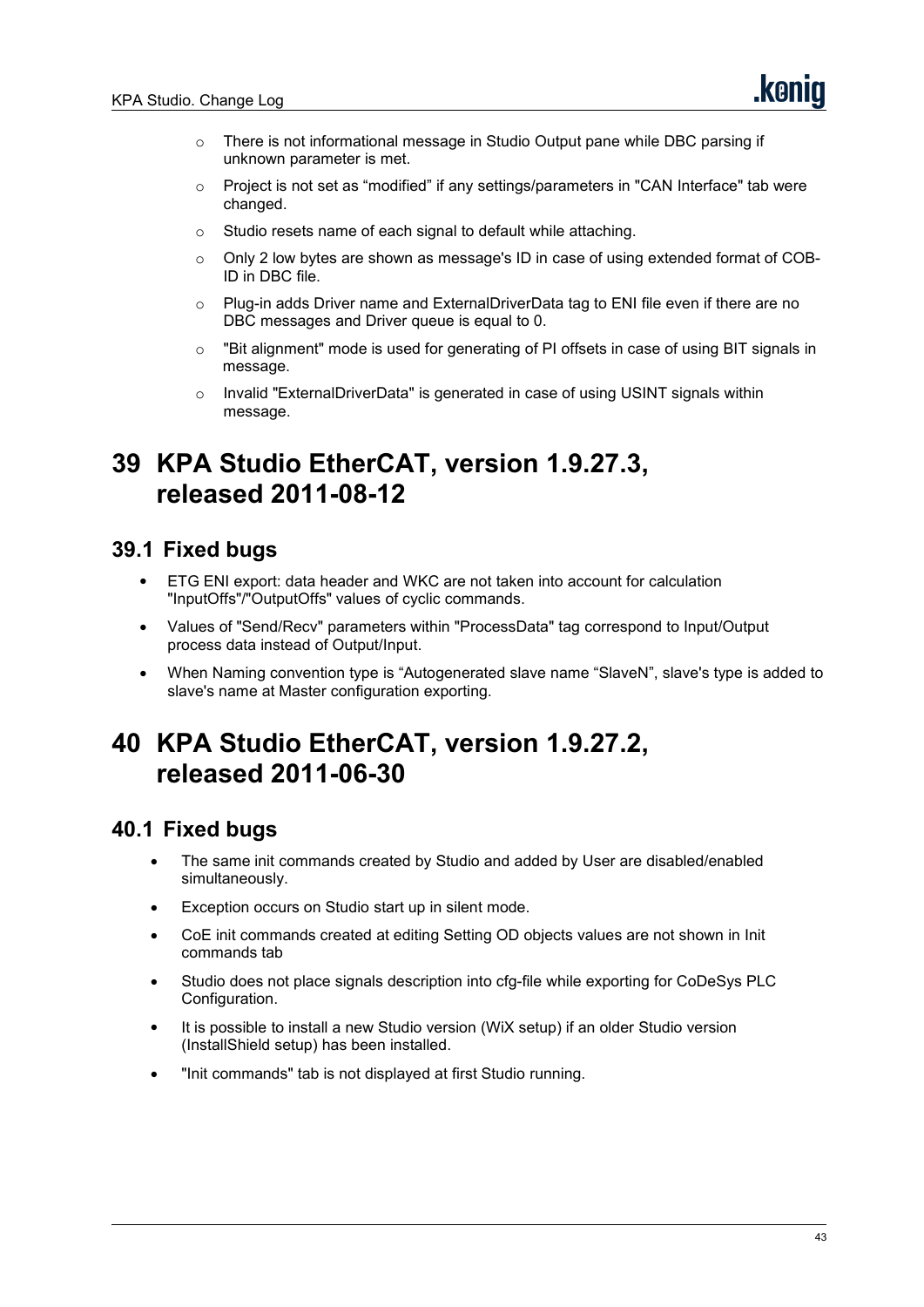- There is not informational message in Studio Output pane while DBC parsing if unknown parameter is met.
  - Project is not set as “modified” if any settings/parameters in "CAN Interface" tab were changed.
  - Studio resets name of each signal to default while attaching.
  - Only 2 low bytes are shown as message's ID in case of using extended format of COB-ID in DBC file.
  - Plug-in adds Driver name and ExternalDriverData tag to ENI file even if there are no DBC messages and Driver queue is equal to 0.
  - "Bit alignment" mode is used for generating of PI offsets in case of using BIT signals in message.
  - Invalid "ExternalDriverData" is generated in case of using USINT signals within message.

# 39 KPA Studio EtherCAT, version 1.9.27.3, released 2011-08-12

## 39.1 Fixed bugs

- ETG ENI export: data header and WKC are not taken into account for calculation "InputOffs"/"OutputOffs" values of cyclic commands.
- Values of "Send/Recv" parameters within "ProcessData" tag correspond to Input/Output process data instead of Output/Input.
- When Naming convention type is “Autogenerated slave name “SlaveN”, slave's type is added to slave's name at Master configuration exporting.

# 40 KPA Studio EtherCAT, version 1.9.27.2, released 2011-06-30

## 40.1 Fixed bugs

- The same init commands created by Studio and added by User are disabled/enabled simultaneously.
- Exception occurs on Studio start up in silent mode.
- CoE init commands created at editing Setting OD objects values are not shown in Init commands tab
- Studio does not place signals description into cfg-file while exporting for CoDeSys PLC Configuration.
- It is possible to install a new Studio version (WiX setup) if an older Studio version (InstallShield setup) has been installed.
- "Init commands" tab is not displayed at first Studio running.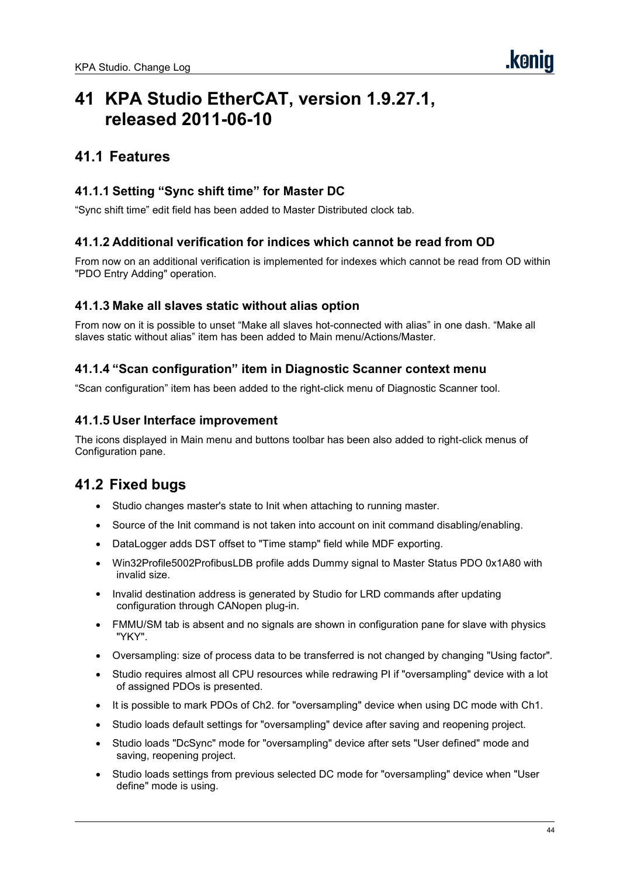# 41 KPA Studio EtherCAT, version 1.9.27.1, released 2011-06-10

## 41.1 Features

### 41.1.1 Setting “Sync shift time” for Master DC

“Sync shift time” edit field has been added to Master Distributed clock tab.

### 41.1.2 Additional verification for indices which cannot be read from OD

From now on an additional verification is implemented for indexes which cannot be read from OD within "PDO Entry Adding" operation.

### 41.1.3 Make all slaves static without alias option

From now on it is possible to unset “Make all slaves hot-connected with alias” in one dash. “Make all slaves static without alias” item has been added to Main menu/Actions/Master.

### 41.1.4 “Scan configuration” item in Diagnostic Scanner context menu

“Scan configuration” item has been added to the right-click menu of Diagnostic Scanner tool.

### 41.1.5 User Interface improvement

The icons displayed in Main menu and buttons toolbar has been also added to right-click menus of Configuration pane.

## 41.2 Fixed bugs

- Studio changes master's state to Init when attaching to running master.
- Source of the Init command is not taken into account on init command disabling/enabling.
- DataLogger adds DST offset to "Time stamp" field while MDF exporting.
- Win32Profile5002ProfibusLDB profile adds Dummy signal to Master Status PDO 0x1A80 with invalid size.
- Invalid destination address is generated by Studio for LRD commands after updating configuration through CANopen plug-in.
- FMMU/SM tab is absent and no signals are shown in configuration pane for slave with physics "YKY".
- Oversampling: size of process data to be transferred is not changed by changing "Using factor".
- Studio requires almost all CPU resources while redrawing PI if "oversampling" device with a lot of assigned PDOs is presented.
- It is possible to mark PDOs of Ch2. for "oversampling" device when using DC mode with Ch1.
- Studio loads default settings for "oversampling" device after saving and reopening project.
- Studio loads "DcSync" mode for "oversampling" device after sets "User defined" mode and saving, reopening project.
- Studio loads settings from previous selected DC mode for "oversampling" device when "User define" mode is using.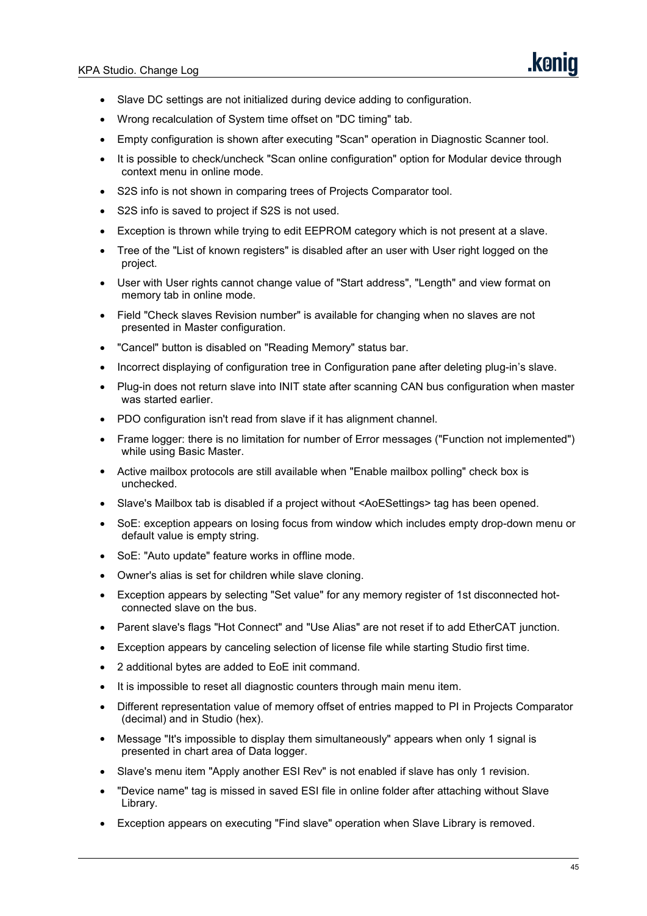- Slave DC settings are not initialized during device adding to configuration.
- Wrong recalculation of System time offset on "DC timing" tab.
- Empty configuration is shown after executing "Scan" operation in Diagnostic Scanner tool.
- It is possible to check/uncheck "Scan online configuration" option for Modular device through context menu in online mode.
- S2S info is not shown in comparing trees of Projects Comparator tool.
- S2S info is saved to project if S2S is not used.
- Exception is thrown while trying to edit EEPROM category which is not present at a slave.
- Tree of the "List of known registers" is disabled after an user with User right logged on the project.
- User with User rights cannot change value of "Start address", "Length" and view format on memory tab in online mode.
- Field "Check slaves Revision number" is available for changing when no slaves are not presented in Master configuration.
- "Cancel" button is disabled on "Reading Memory" status bar.
- Incorrect displaying of configuration tree in Configuration pane after deleting plug-in's slave.
- Plug-in does not return slave into INIT state after scanning CAN bus configuration when master was started earlier.
- PDO configuration isn't read from slave if it has alignment channel.
- Frame logger: there is no limitation for number of Error messages ("Function not implemented") while using Basic Master.
- Active mailbox protocols are still available when "Enable mailbox polling" check box is unchecked.
- Slave's Mailbox tab is disabled if a project without <AoESettings> tag has been opened.
- SoE: exception appears on losing focus from window which includes empty drop-down menu or default value is empty string.
- SoE: "Auto update" feature works in offline mode.
- Owner's alias is set for children while slave cloning.
- Exception appears by selecting "Set value" for any memory register of 1st disconnected hot-connected slave on the bus.
- Parent slave's flags "Hot Connect" and "Use Alias" are not reset if to add EtherCAT junction.
- Exception appears by canceling selection of license file while starting Studio first time.
- 2 additional bytes are added to EoE init command.
- It is impossible to reset all diagnostic counters through main menu item.
- Different representation value of memory offset of entries mapped to PI in Projects Comparator (decimal) and in Studio (hex).
- Message "It's impossible to display them simultaneously" appears when only 1 signal is presented in chart area of Data logger.
- Slave's menu item "Apply another ESI Rev" is not enabled if slave has only 1 revision.
- "Device name" tag is missed in saved ESI file in online folder after attaching without Slave Library.
- Exception appears on executing "Find slave" operation when Slave Library is removed.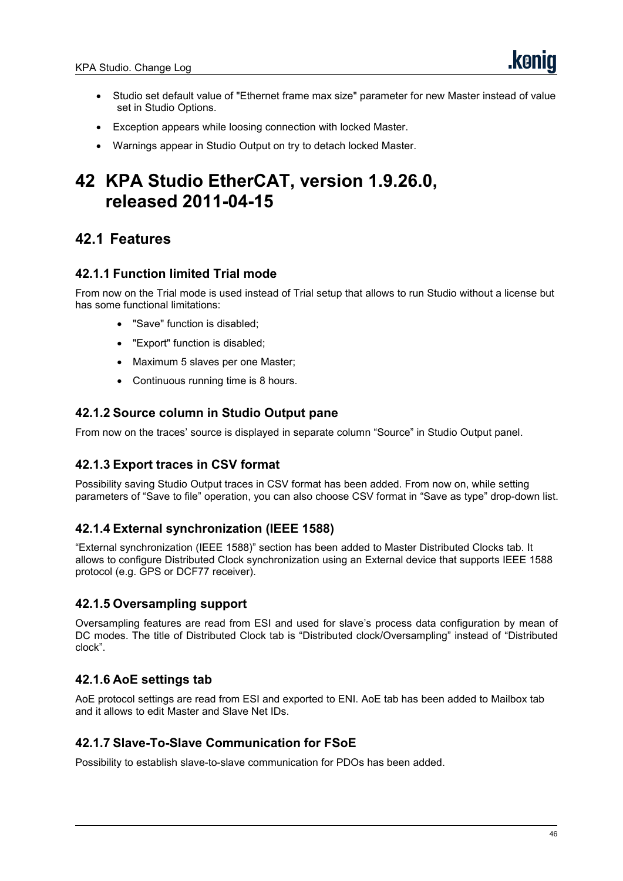- Studio set default value of "Ethernet frame max size" parameter for new Master instead of value set in Studio Options.
- Exception appears while loosing connection with locked Master.
- Warnings appear in Studio Output on try to detach locked Master.

# 42 KPA Studio EtherCAT, version 1.9.26.0, released 2011-04-15

## 42.1 Features

### 42.1.1 Function limited Trial mode

From now on the Trial mode is used instead of Trial setup that allows to run Studio without a license but has some functional limitations:

- "Save" function is disabled;
- "Export" function is disabled;
- Maximum 5 slaves per one Master;
- Continuous running time is 8 hours.

### 42.1.2 Source column in Studio Output pane

From now on the traces' source is displayed in separate column "Source" in Studio Output panel.

### 42.1.3 Export traces in CSV format

Possibility saving Studio Output traces in CSV format has been added. From now on, while setting parameters of "Save to file" operation, you can also choose CSV format in "Save as type" drop-down list.

### 42.1.4 External synchronization (IEEE 1588)

"External synchronization (IEEE 1588)" section has been added to Master Distributed Clocks tab. It allows to configure Distributed Clock synchronization using an External device that supports IEEE 1588 protocol (e.g. GPS or DCF77 receiver).

### 42.1.5 Oversampling support

Oversampling features are read from ESI and used for slave's process data configuration by mean of DC modes. The title of Distributed Clock tab is "Distributed clock/Oversampling" instead of "Distributed clock".

### 42.1.6 AoE settings tab

AoE protocol settings are read from ESI and exported to ENI. AoE tab has been added to Mailbox tab and it allows to edit Master and Slave Net IDs.

### 42.1.7 Slave-To-Slave Communication for FSoE

Possibility to establish slave-to-slave communication for PDOs has been added.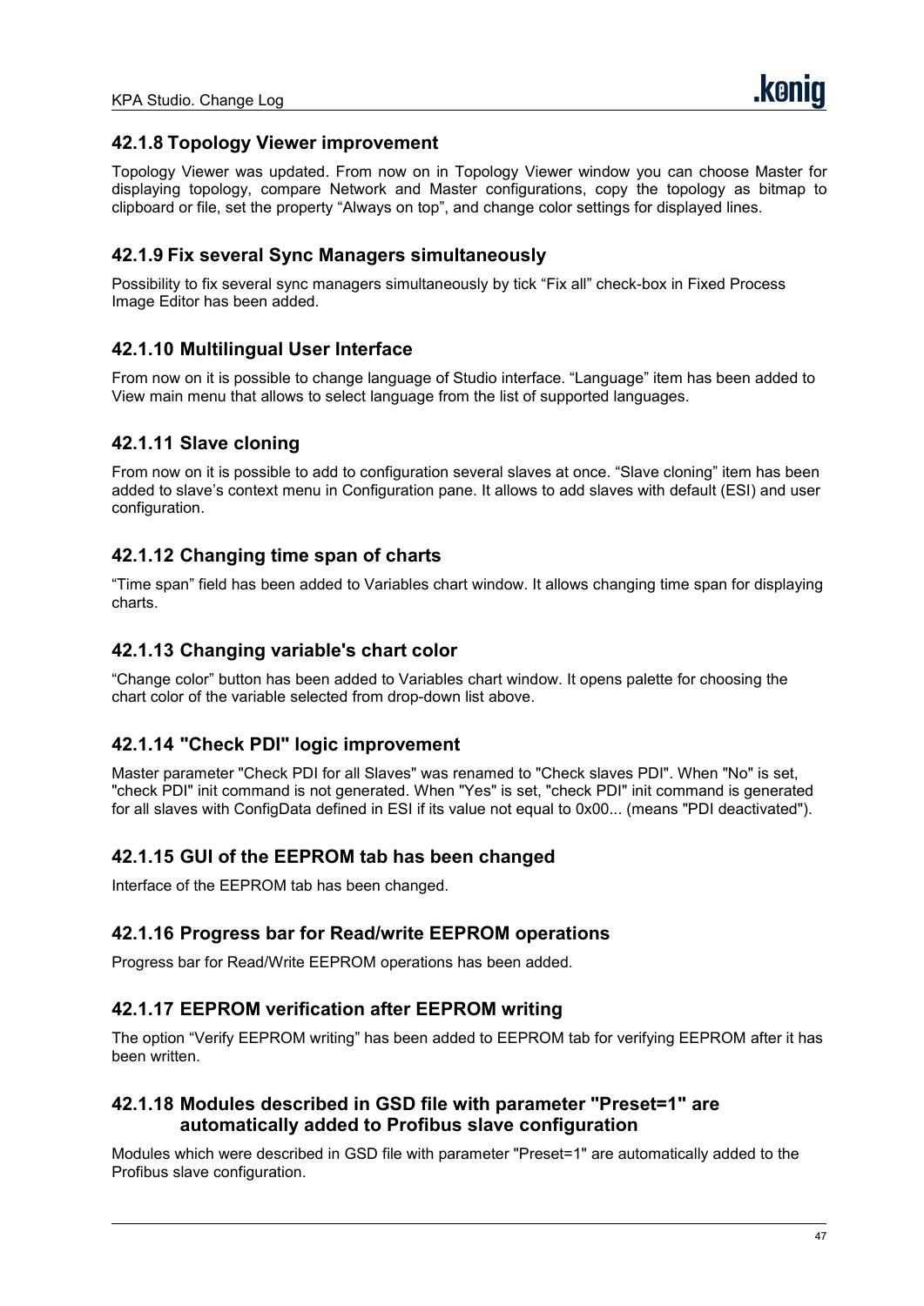### 42.1.8 Topology Viewer improvement

Topology Viewer was updated. From now on in Topology Viewer window you can choose Master for displaying topology, compare Network and Master configurations, copy the topology as bitmap to clipboard or file, set the property “Always on top”, and change color settings for displayed lines.

### 42.1.9 Fix several Sync Managers simultaneously

Possibility to fix several sync managers simultaneously by tick “Fix all” check-box in Fixed Process Image Editor has been added.

### 42.1.10 Multilingual User Interface

From now on it is possible to change language of Studio interface. “Language” item has been added to View main menu that allows to select language from the list of supported languages.

### 42.1.11 Slave cloning

From now on it is possible to add to configuration several slaves at once. “Slave cloning” item has been added to slave’s context menu in Configuration pane. It allows to add slaves with default (ESI) and user configuration.

### 42.1.12 Changing time span of charts

“Time span” field has been added to Variables chart window. It allows changing time span for displaying charts.

### 42.1.13 Changing variable's chart color

“Change color” button has been added to Variables chart window. It opens palette for choosing the chart color of the variable selected from drop-down list above.

### 42.1.14 "Check PDI" logic improvement

Master parameter "Check PDI for all Slaves" was renamed to "Check slaves PDI". When "No" is set, "check PDI" init command is not generated. When "Yes" is set, "check PDI" init command is generated for all slaves with ConfigData defined in ESI if its value not equal to 0x00... (means "PDI deactivated").

### 42.1.15 GUI of the EEPROM tab has been changed

Interface of the EEPROM tab has been changed.

### 42.1.16 Progress bar for Read/write EEPROM operations

Progress bar for Read/Write EEPROM operations has been added.

### 42.1.17 EEPROM verification after EEPROM writing

The option “Verify EEPROM writing” has been added to EEPROM tab for verifying EEPROM after it has been written.

### 42.1.18 Modules described in GSD file with parameter "Preset=1" are automatically added to Profibus slave configuration

Modules which were described in GSD file with parameter "Preset=1" are automatically added to the Profibus slave configuration.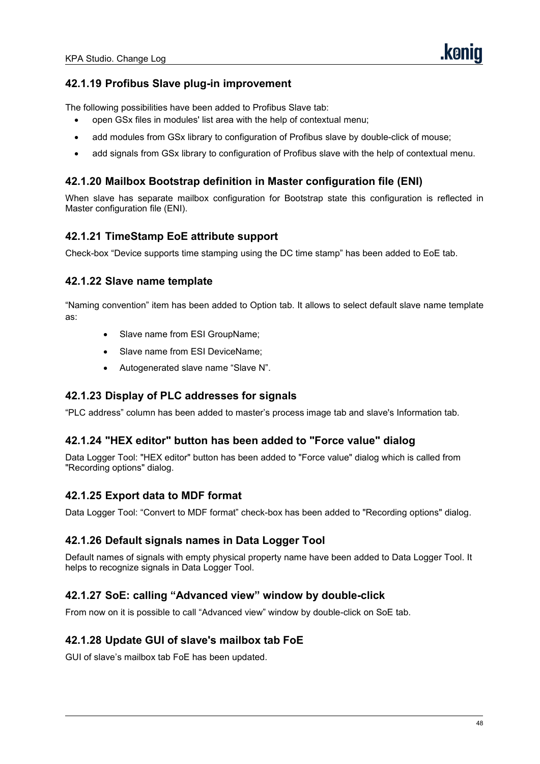### 42.1.19 Profibus Slave plug-in improvement

The following possibilities have been added to Profibus Slave tab:

- open GSx files in modules' list area with the help of contextual menu;
- add modules from GSx library to configuration of Profibus slave by double-click of mouse;
- add signals from GSx library to configuration of Profibus slave with the help of contextual menu.

### 42.1.20 Mailbox Bootstrap definition in Master configuration file (ENI)

When slave has separate mailbox configuration for Bootstrap state this configuration is reflected in Master configuration file (ENI).

### 42.1.21 TimeStamp EoE attribute support

Check-box “Device supports time stamping using the DC time stamp” has been added to EoE tab.

### 42.1.22 Slave name template

“Naming convention” item has been added to Option tab. It allows to select default slave name template as:

- Slave name from ESI GroupName;
- Slave name from ESI DeviceName;
- Autogenerated slave name “Slave N”.

### 42.1.23 Display of PLC addresses for signals

“PLC address” column has been added to master’s process image tab and slave's Information tab.

### 42.1.24 "HEX editor" button has been added to "Force value" dialog

Data Logger Tool: "HEX editor" button has been added to "Force value" dialog which is called from "Recording options" dialog.

### 42.1.25 Export data to MDF format

Data Logger Tool: “Convert to MDF format” check-box has been added to "Recording options" dialog.

### 42.1.26 Default signals names in Data Logger Tool

Default names of signals with empty physical property name have been added to Data Logger Tool. It helps to recognize signals in Data Logger Tool.

### 42.1.27 SoE: calling “Advanced view” window by double-click

From now on it is possible to call “Advanced view” window by double-click on SoE tab.

### 42.1.28 Update GUI of slave's mailbox tab FoE

GUI of slave’s mailbox tab FoE has been updated.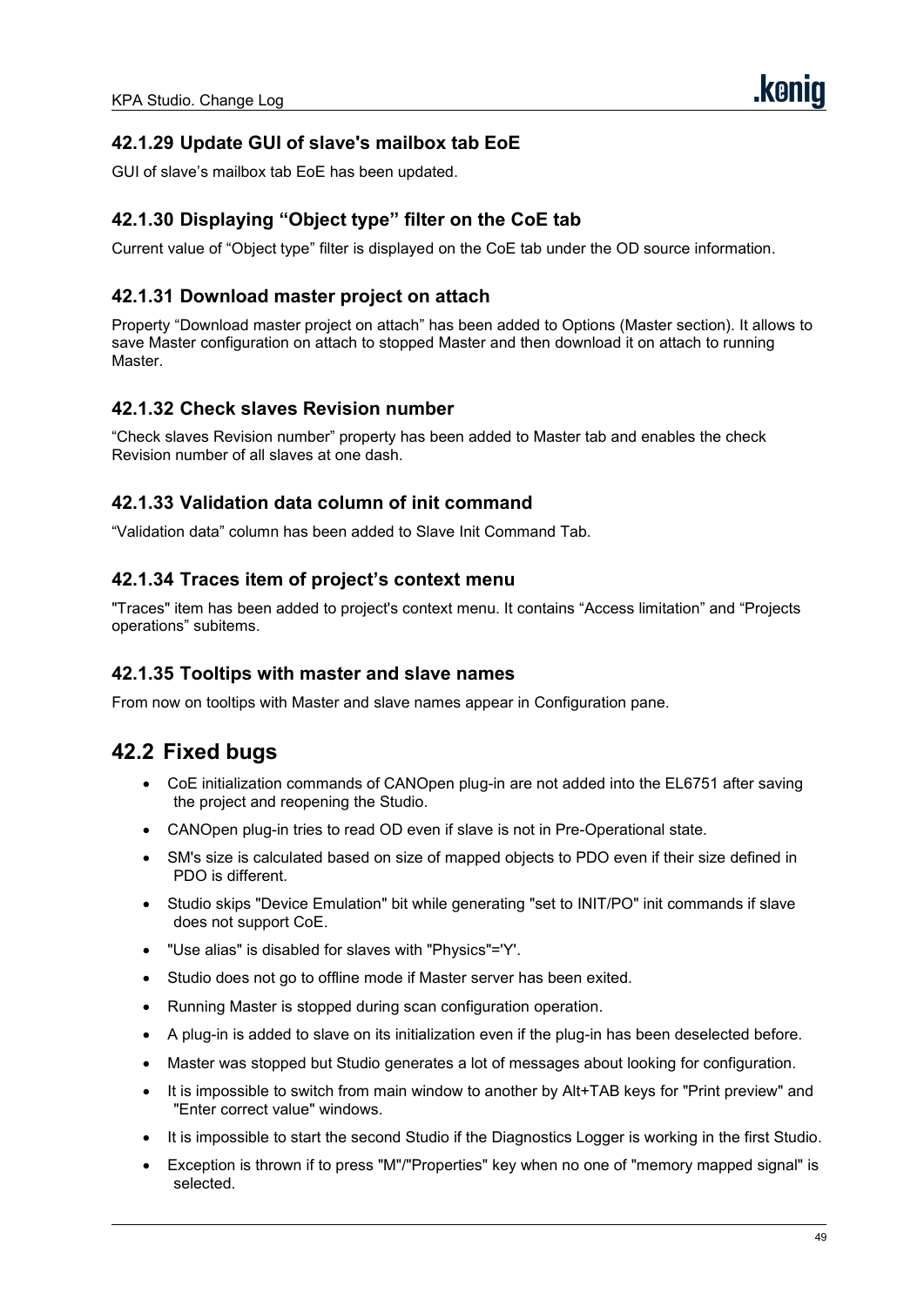### 42.1.29 Update GUI of slave's mailbox tab EoE

GUI of slave's mailbox tab EoE has been updated.

### 42.1.30 Displaying "Object type" filter on the CoE tab

Current value of "Object type" filter is displayed on the CoE tab under the OD source information.

### 42.1.31 Download master project on attach

Property "Download master project on attach" has been added to Options (Master section). It allows to save Master configuration on attach to stopped Master and then download it on attach to running Master.

### 42.1.32 Check slaves Revision number

"Check slaves Revision number" property has been added to Master tab and enables the check Revision number of all slaves at one dash.

### 42.1.33 Validation data column of init command

"Validation data" column has been added to Slave Init Command Tab.

### 42.1.34 Traces item of project's context menu

"Traces" item has been added to project's context menu. It contains "Access limitation" and "Projects operations" subitems.

### 42.1.35 Tooltips with master and slave names

From now on tooltips with Master and slave names appear in Configuration pane.

## 42.2 Fixed bugs

- CoE initialization commands of CANOpen plug-in are not added into the EL6751 after saving the project and reopening the Studio.
- CANOpen plug-in tries to read OD even if slave is not in Pre-Operational state.
- SM's size is calculated based on size of mapped objects to PDO even if their size defined in PDO is different.
- Studio skips "Device Emulation" bit while generating "set to INIT/PO" init commands if slave does not support CoE.
- "Use alias" is disabled for slaves with "Physics"='Y'.
- Studio does not go to offline mode if Master server has been exited.
- Running Master is stopped during scan configuration operation.
- A plug-in is added to slave on its initialization even if the plug-in has been deselected before.
- Master was stopped but Studio generates a lot of messages about looking for configuration.
- It is impossible to switch from main window to another by Alt+TAB keys for "Print preview" and "Enter correct value" windows.
- It is impossible to start the second Studio if the Diagnostics Logger is working in the first Studio.
- Exception is thrown if to press "M"/"Properties" key when no one of "memory mapped signal" is selected.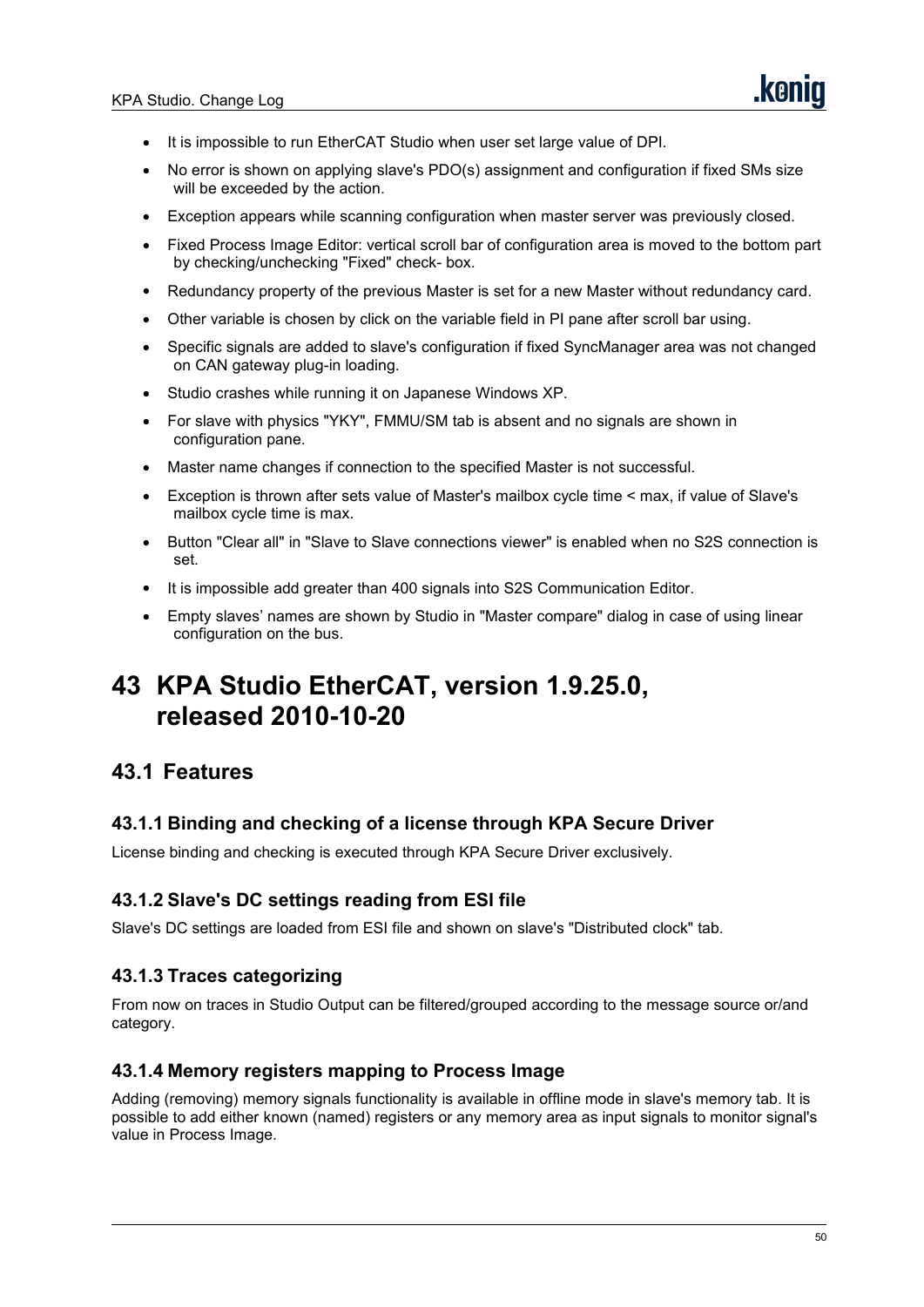- It is impossible to run EtherCAT Studio when user set large value of DPI.
- No error is shown on applying slave's PDO(s) assignment and configuration if fixed SMs size will be exceeded by the action.
- Exception appears while scanning configuration when master server was previously closed.
- Fixed Process Image Editor: vertical scroll bar of configuration area is moved to the bottom part by checking/unchecking "Fixed" check- box.
- Redundancy property of the previous Master is set for a new Master without redundancy card.
- Other variable is chosen by click on the variable field in PI pane after scroll bar using.
- Specific signals are added to slave's configuration if fixed SyncManager area was not changed on CAN gateway plug-in loading.
- Studio crashes while running it on Japanese Windows XP.
- For slave with physics "YKY", FMMU/SM tab is absent and no signals are shown in configuration pane.
- Master name changes if connection to the specified Master is not successful.
- Exception is thrown after sets value of Master's mailbox cycle time < max, if value of Slave's mailbox cycle time is max.
- Button "Clear all" in "Slave to Slave connections viewer" is enabled when no S2S connection is set.
- It is impossible add greater than 400 signals into S2S Communication Editor.
- Empty slaves' names are shown by Studio in "Master compare" dialog in case of using linear configuration on the bus.

# 43 KPA Studio EtherCAT, version 1.9.25.0, released 2010-10-20

## 43.1 Features

### 43.1.1 Binding and checking of a license through KPA Secure Driver

License binding and checking is executed through KPA Secure Driver exclusively.

### 43.1.2 Slave's DC settings reading from ESI file

Slave's DC settings are loaded from ESI file and shown on slave's "Distributed clock" tab.

### 43.1.3 Traces categorizing

From now on traces in Studio Output can be filtered/grouped according to the message source or/and category.

### 43.1.4 Memory registers mapping to Process Image

Adding (removing) memory signals functionality is available in offline mode in slave's memory tab. It is possible to add either known (named) registers or any memory area as input signals to monitor signal's value in Process Image.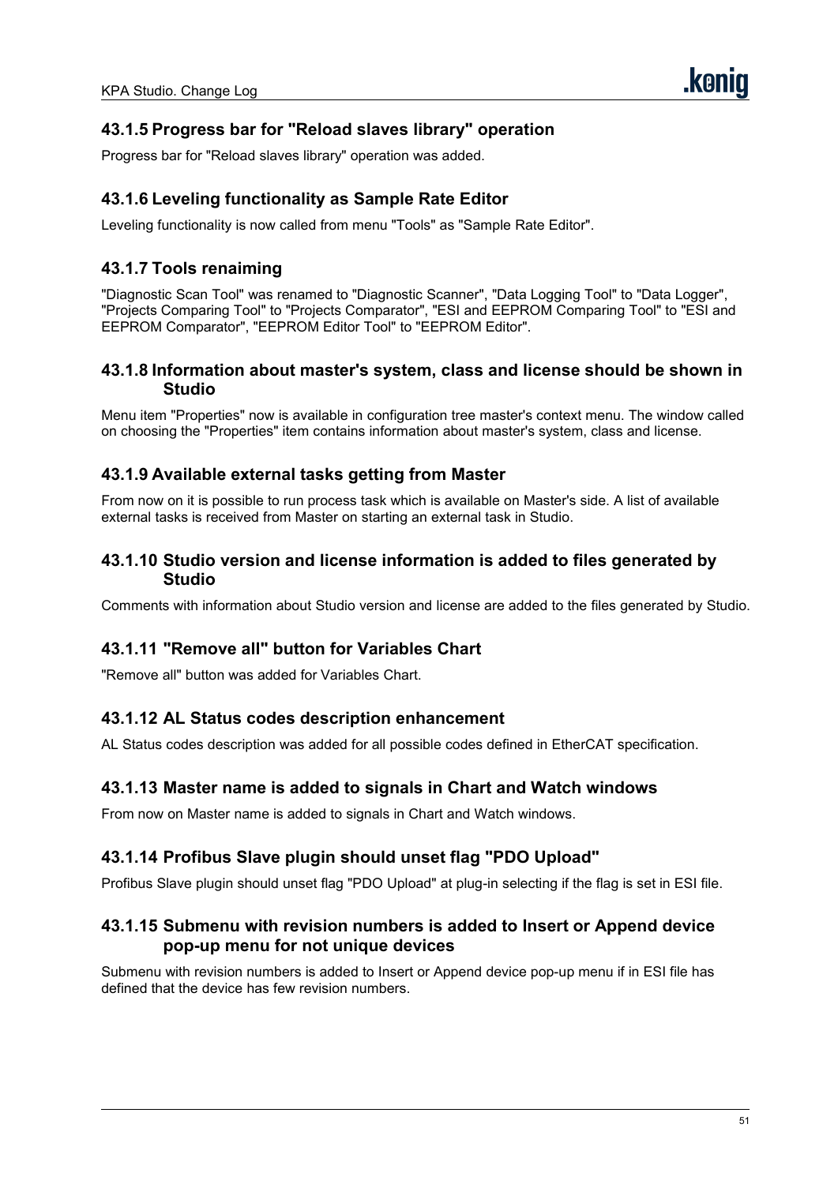### 43.1.5 Progress bar for "Reload slaves library" operation

Progress bar for "Reload slaves library" operation was added.

### 43.1.6 Leveling functionality as Sample Rate Editor

Leveling functionality is now called from menu "Tools" as "Sample Rate Editor".

### 43.1.7 Tools renaiming

"Diagnostic Scan Tool" was renamed to "Diagnostic Scanner", "Data Logging Tool" to "Data Logger", "Projects Comparing Tool" to "Projects Comparator", "ESI and EEPROM Comparing Tool" to "ESI and EEPROM Comparator", "EEPROM Editor Tool" to "EEPROM Editor".

### 43.1.8 Information about master's system, class and license should be shown in Studio

Menu item "Properties" now is available in configuration tree master's context menu. The window called on choosing the "Properties" item contains information about master's system, class and license.

### 43.1.9 Available external tasks getting from Master

From now on it is possible to run process task which is available on Master's side. A list of available external tasks is received from Master on starting an external task in Studio.

### 43.1.10 Studio version and license information is added to files generated by Studio

Comments with information about Studio version and license are added to the files generated by Studio.

### 43.1.11 "Remove all" button for Variables Chart

"Remove all" button was added for Variables Chart.

### 43.1.12 AL Status codes description enhancement

AL Status codes description was added for all possible codes defined in EtherCAT specification.

### 43.1.13 Master name is added to signals in Chart and Watch windows

From now on Master name is added to signals in Chart and Watch windows.

### 43.1.14 Profibus Slave plugin should unset flag "PDO Upload"

Profibus Slave plugin should unset flag "PDO Upload" at plug-in selecting if the flag is set in ESI file.

### 43.1.15 Submenu with revision numbers is added to Insert or Append device pop-up menu for not unique devices

Submenu with revision numbers is added to Insert or Append device pop-up menu if in ESI file has defined that the device has few revision numbers.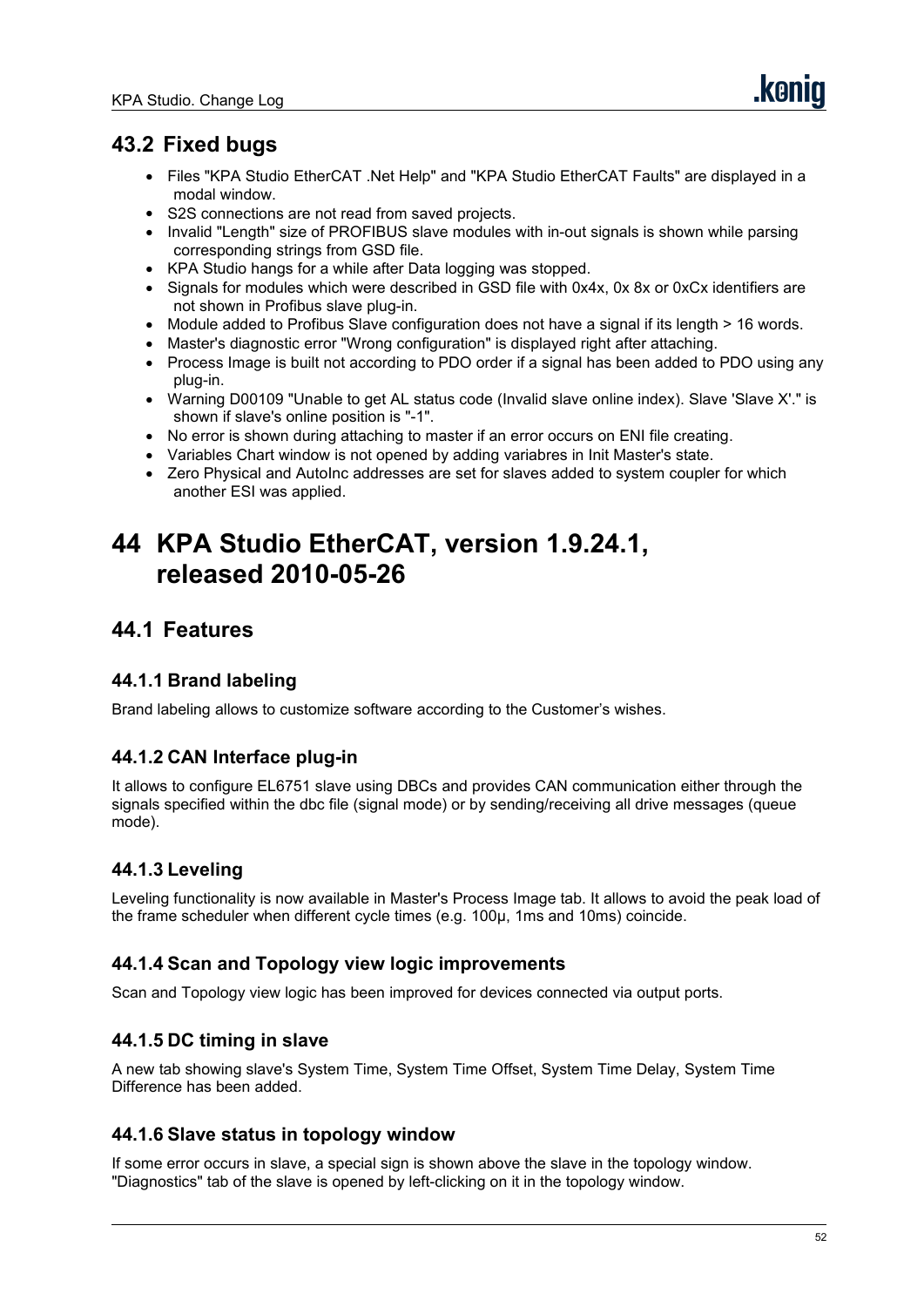## 43.2 Fixed bugs

- Files "KPA Studio EtherCAT .Net Help" and "KPA Studio EtherCAT Faults" are displayed in a modal window.
- S2S connections are not read from saved projects.
- Invalid "Length" size of PROFIBUS slave modules with in-out signals is shown while parsing corresponding strings from GSD file.
- KPA Studio hangs for a while after Data logging was stopped.
- Signals for modules which were described in GSD file with 0x4x, 0x 8x or 0xCx identifiers are not shown in Profibus slave plug-in.
- Module added to Profibus Slave configuration does not have a signal if its length > 16 words.
- Master's diagnostic error "Wrong configuration" is displayed right after attaching.
- Process Image is built not according to PDO order if a signal has been added to PDO using any plug-in.
- Warning D00109 "Unable to get AL status code (Invalid slave online index). Slave 'Slave X'." is shown if slave's online position is "-1".
- No error is shown during attaching to master if an error occurs on ENI file creating.
- Variables Chart window is not opened by adding variabres in Init Master's state.
- Zero Physical and AutoInc addresses are set for slaves added to system coupler for which another ESI was applied.

# 44 KPA Studio EtherCAT, version 1.9.24.1, released 2010-05-26

## 44.1 Features

### 44.1.1 Brand labeling

Brand labeling allows to customize software according to the Customer's wishes.

### 44.1.2 CAN Interface plug-in

It allows to configure EL6751 slave using DBCs and provides CAN communication either through the signals specified within the dbc file (signal mode) or by sending/receiving all drive messages (queue mode).

### 44.1.3 Leveling

Leveling functionality is now available in Master's Process Image tab. It allows to avoid the peak load of the frame scheduler when different cycle times (e.g. 100µ, 1ms and 10ms) coincide.

### 44.1.4 Scan and Topology view logic improvements

Scan and Topology view logic has been improved for devices connected via output ports.

### 44.1.5 DC timing in slave

A new tab showing slave's System Time, System Time Offset, System Time Delay, System Time Difference has been added.

### 44.1.6 Slave status in topology window

If some error occurs in slave, a special sign is shown above the slave in the topology window. "Diagnostics" tab of the slave is opened by left-clicking on it in the topology window.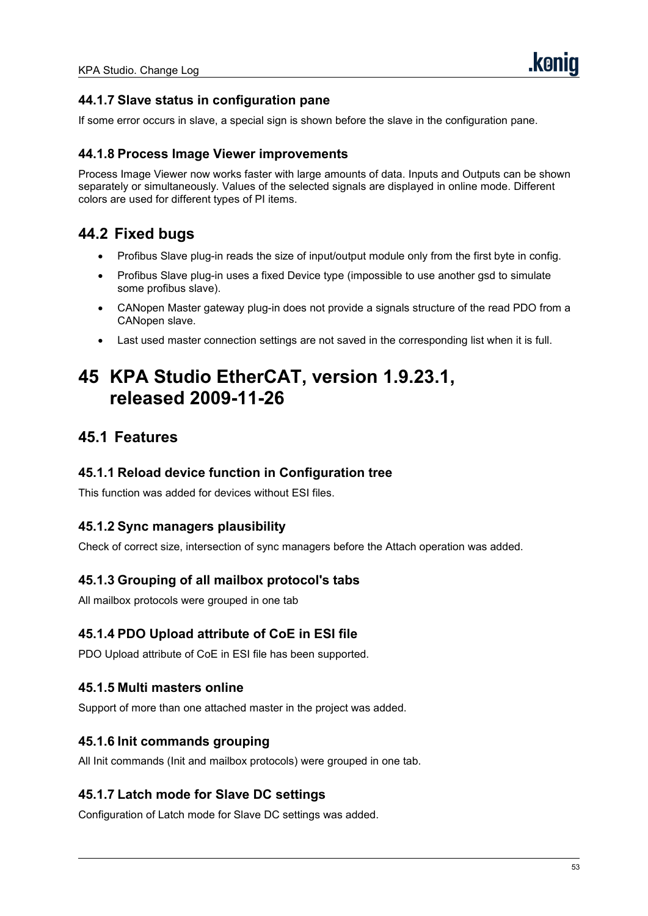### 44.1.7 Slave status in configuration pane

If some error occurs in slave, a special sign is shown before the slave in the configuration pane.

### 44.1.8 Process Image Viewer improvements

Process Image Viewer now works faster with large amounts of data. Inputs and Outputs can be shown separately or simultaneously. Values of the selected signals are displayed in online mode. Different colors are used for different types of PI items.

## 44.2 Fixed bugs

- Profibus Slave plug-in reads the size of input/output module only from the first byte in config.
- Profibus Slave plug-in uses a fixed Device type (impossible to use another gsd to simulate some profibus slave).
- CANopen Master gateway plug-in does not provide a signals structure of the read PDO from a CANopen slave.
- Last used master connection settings are not saved in the corresponding list when it is full.

# 45 KPA Studio EtherCAT, version 1.9.23.1, released 2009-11-26

## 45.1 Features

### 45.1.1 Reload device function in Configuration tree

This function was added for devices without ESI files.

### 45.1.2 Sync managers plausibility

Check of correct size, intersection of sync managers before the Attach operation was added.

### 45.1.3 Grouping of all mailbox protocol's tabs

All mailbox protocols were grouped in one tab

### 45.1.4 PDO Upload attribute of CoE in ESI file

PDO Upload attribute of CoE in ESI file has been supported.

### 45.1.5 Multi masters online

Support of more than one attached master in the project was added.

### 45.1.6 Init commands grouping

All Init commands (Init and mailbox protocols) were grouped in one tab.

### 45.1.7 Latch mode for Slave DC settings

Configuration of Latch mode for Slave DC settings was added.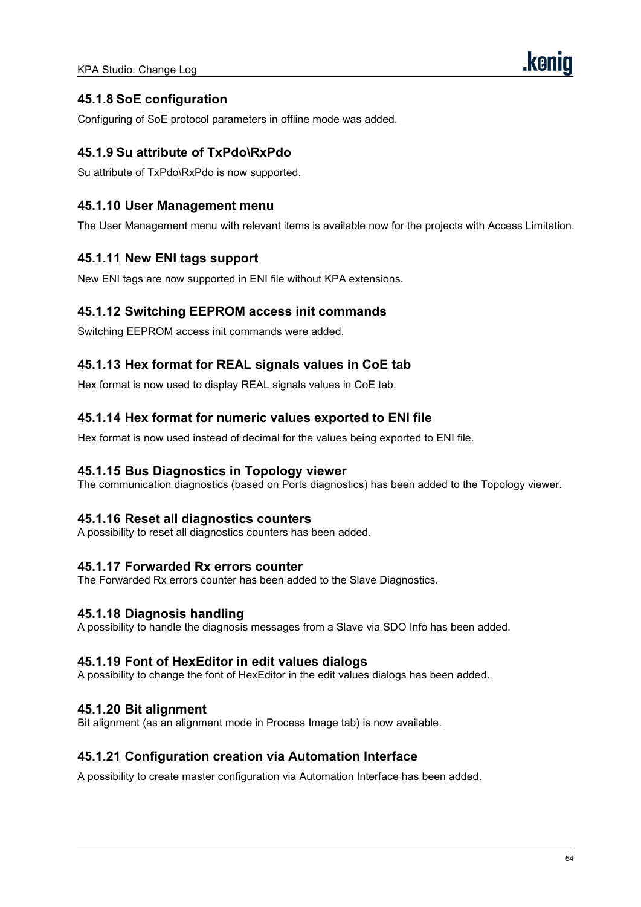### 45.1.8 SoE configuration

Configuring of SoE protocol parameters in offline mode was added.

### 45.1.9 Su attribute of TxPdo\RxPdo

Su attribute of TxPdo\RxPdo is now supported.

### 45.1.10 User Management menu

The User Management menu with relevant items is available now for the projects with Access Limitation.

### 45.1.11 New ENI tags support

New ENI tags are now supported in ENI file without KPA extensions.

### 45.1.12 Switching EEPROM access init commands

Switching EEPROM access init commands were added.

### 45.1.13 Hex format for REAL signals values in CoE tab

Hex format is now used to display REAL signals values in CoE tab.

### 45.1.14 Hex format for numeric values exported to ENI file

Hex format is now used instead of decimal for the values being exported to ENI file.

### 45.1.15 Bus Diagnostics in Topology viewer

The communication diagnostics (based on Ports diagnostics) has been added to the Topology viewer.

### 45.1.16 Reset all diagnostics counters

A possibility to reset all diagnostics counters has been added.

### 45.1.17 Forwarded Rx errors counter

The Forwarded Rx errors counter has been added to the Slave Diagnostics.

### 45.1.18 Diagnosis handling

A possibility to handle the diagnosis messages from a Slave via SDO Info has been added.

### 45.1.19 Font of HexEditor in edit values dialogs

A possibility to change the font of HexEditor in the edit values dialogs has been added.

### 45.1.20 Bit alignment

Bit alignment (as an alignment mode in Process Image tab) is now available.

### 45.1.21 Configuration creation via Automation Interface

A possibility to create master configuration via Automation Interface has been added.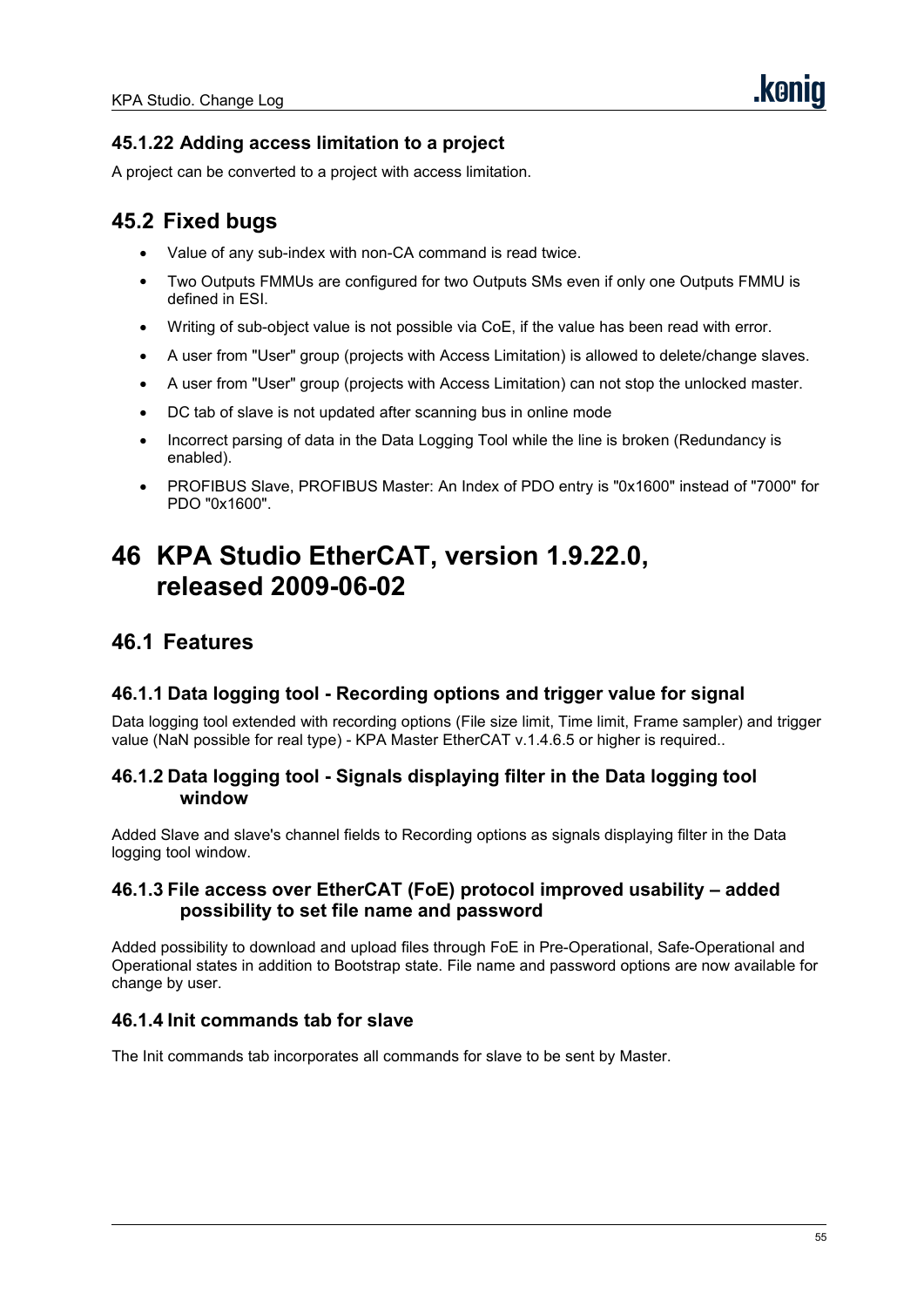### 45.1.22 Adding access limitation to a project

A project can be converted to a project with access limitation.

## 45.2 Fixed bugs

- Value of any sub-index with non-CA command is read twice.
- Two Outputs FMMUs are configured for two Outputs SMs even if only one Outputs FMMU is defined in ESI.
- Writing of sub-object value is not possible via CoE, if the value has been read with error.
- A user from "User" group (projects with Access Limitation) is allowed to delete/change slaves.
- A user from "User" group (projects with Access Limitation) can not stop the unlocked master.
- DC tab of slave is not updated after scanning bus in online mode
- Incorrect parsing of data in the Data Logging Tool while the line is broken (Redundancy is enabled).
- PROFIBUS Slave, PROFIBUS Master: An Index of PDO entry is "0x1600" instead of "7000" for PDO "0x1600".

# 46 KPA Studio EtherCAT, version 1.9.22.0, released 2009-06-02

## 46.1 Features

### 46.1.1 Data logging tool - Recording options and trigger value for signal

Data logging tool extended with recording options (File size limit, Time limit, Frame sampler) and trigger value (NaN possible for real type) - KPA Master EtherCAT v.1.4.6.5 or higher is required..

### 46.1.2 Data logging tool - Signals displaying filter in the Data logging tool window

Added Slave and slave's channel fields to Recording options as signals displaying filter in the Data logging tool window.

### 46.1.3 File access over EtherCAT (FoE) protocol improved usability – added possibility to set file name and password

Added possibility to download and upload files through FoE in Pre-Operational, Safe-Operational and Operational states in addition to Bootstrap state. File name and password options are now available for change by user.

### 46.1.4 Init commands tab for slave

The Init commands tab incorporates all commands for slave to be sent by Master.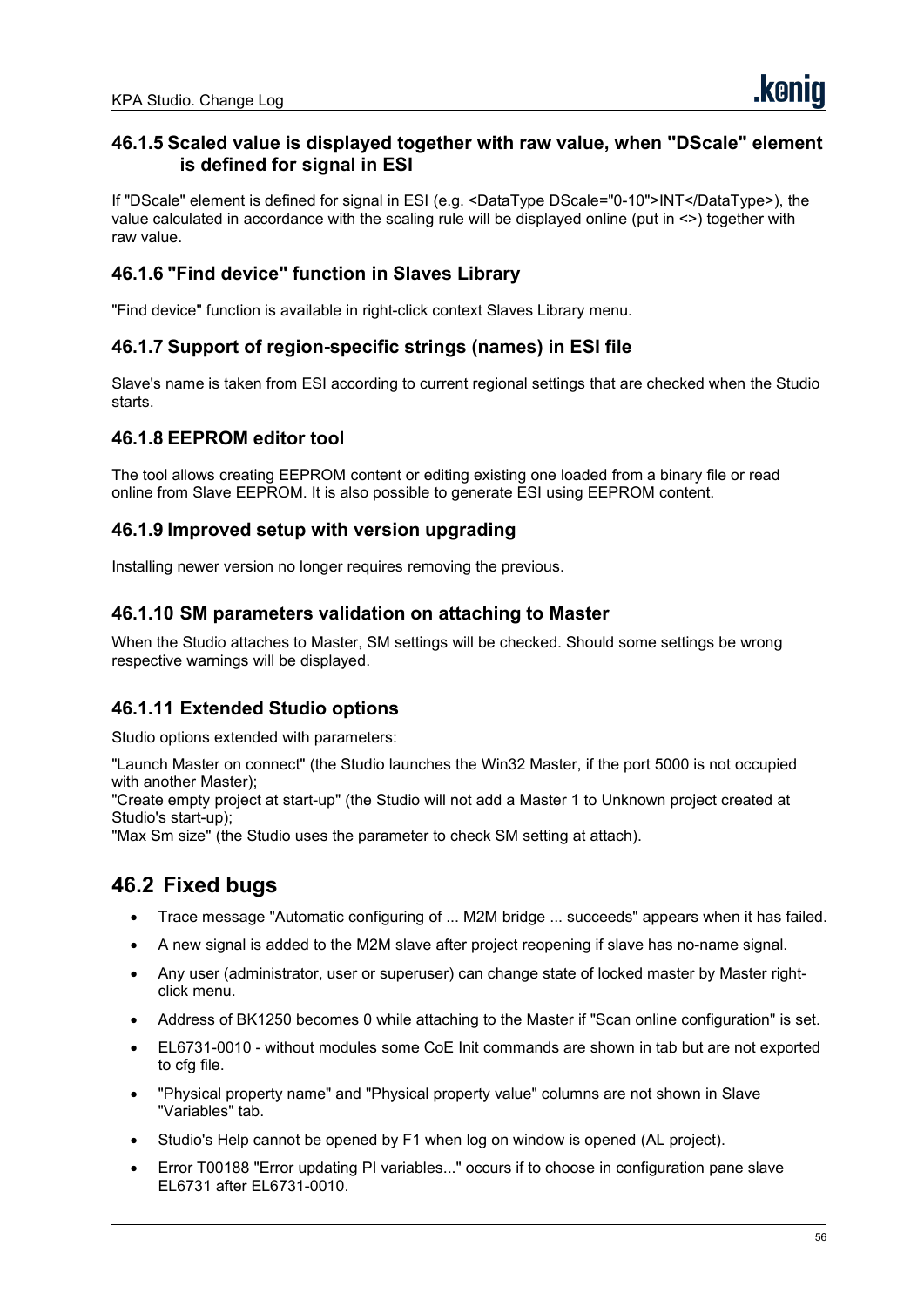### 46.1.5 Scaled value is displayed together with raw value, when "DScale" element is defined for signal in ESI

If "DScale" element is defined for signal in ESI (e.g. <DataType DScale="0-10">INT</DataType>), the value calculated in accordance with the scaling rule will be displayed online (put in <>) together with raw value.

### 46.1.6 "Find device" function in Slaves Library

"Find device" function is available in right-click context Slaves Library menu.

### 46.1.7 Support of region-specific strings (names) in ESI file

Slave's name is taken from ESI according to current regional settings that are checked when the Studio starts.

### 46.1.8 EEPROM editor tool

The tool allows creating EEPROM content or editing existing one loaded from a binary file or read online from Slave EEPROM. It is also possible to generate ESI using EEPROM content.

### 46.1.9 Improved setup with version upgrading

Installing newer version no longer requires removing the previous.

### 46.1.10 SM parameters validation on attaching to Master

When the Studio attaches to Master, SM settings will be checked. Should some settings be wrong respective warnings will be displayed.

### 46.1.11 Extended Studio options

Studio options extended with parameters:

"Launch Master on connect" (the Studio launches the Win32 Master, if the port 5000 is not occupied with another Master);
"Create empty project at start-up" (the Studio will not add a Master 1 to Unknown project created at Studio's start-up);
"Max Sm size" (the Studio uses the parameter to check SM setting at attach).

## 46.2 Fixed bugs

- Trace message "Automatic configuring of ... M2M bridge ... succeeds" appears when it has failed.
- A new signal is added to the M2M slave after project reopening if slave has no-name signal.
- Any user (administrator, user or superuser) can change state of locked master by Master right-click menu.
- Address of BK1250 becomes 0 while attaching to the Master if "Scan online configuration" is set.
- EL6731-0010 - without modules some CoE Init commands are shown in tab but are not exported to cfg file.
- "Physical property name" and "Physical property value" columns are not shown in Slave "Variables" tab.
- Studio's Help cannot be opened by F1 when log on window is opened (AL project).
- Error T00188 "Error updating PI variables..." occurs if to choose in configuration pane slave EL6731 after EL6731-0010.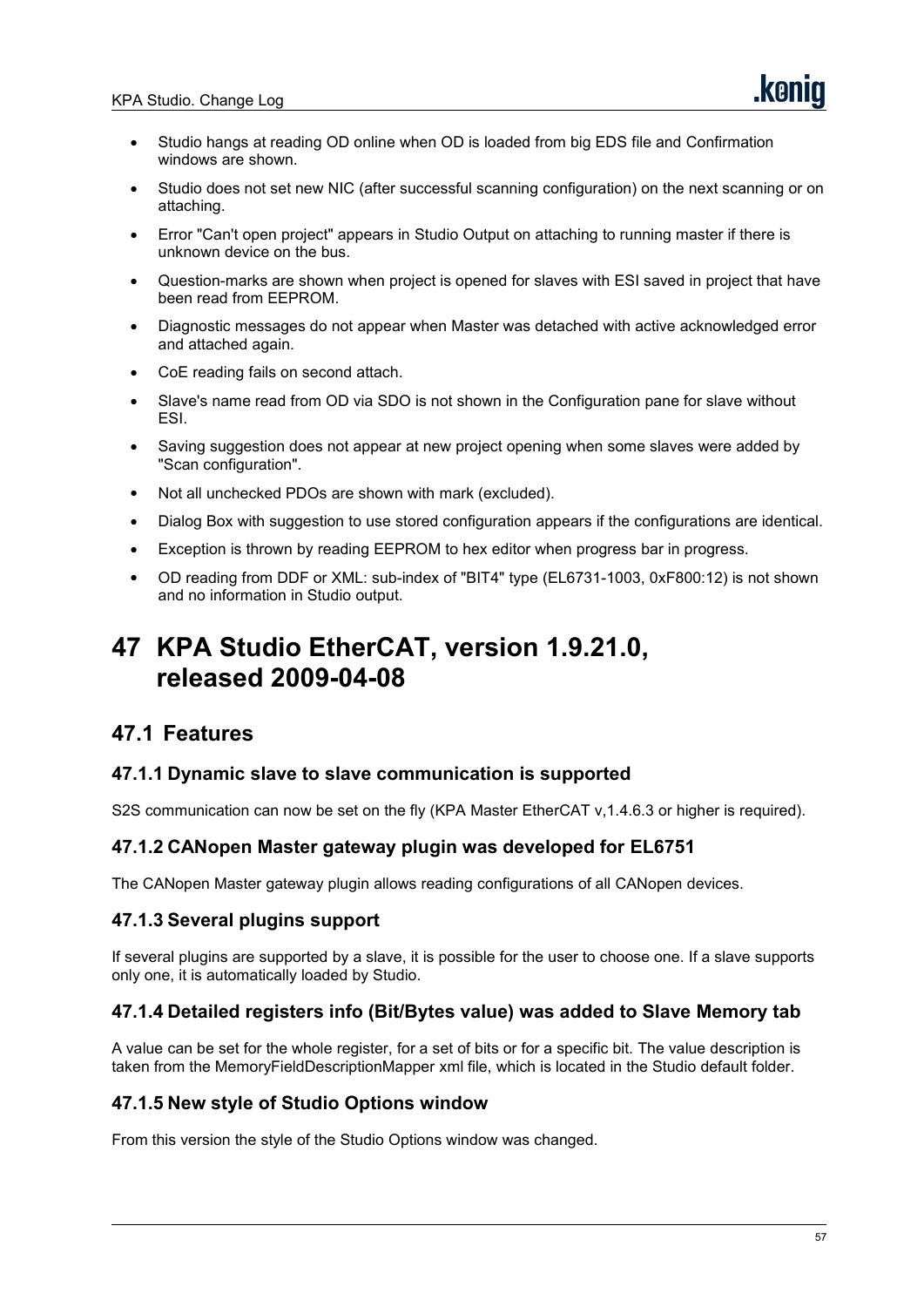- Studio hangs at reading OD online when OD is loaded from big EDS file and Confirmation windows are shown.
- Studio does not set new NIC (after successful scanning configuration) on the next scanning or on attaching.
- Error "Can't open project" appears in Studio Output on attaching to running master if there is unknown device on the bus.
- Question-marks are shown when project is opened for slaves with ESI saved in project that have been read from EEPROM.
- Diagnostic messages do not appear when Master was detached with active acknowledged error and attached again.
- CoE reading fails on second attach.
- Slave's name read from OD via SDO is not shown in the Configuration pane for slave without ESI.
- Saving suggestion does not appear at new project opening when some slaves were added by "Scan configuration".
- Not all unchecked PDOs are shown with mark (excluded).
- Dialog Box with suggestion to use stored configuration appears if the configurations are identical.
- Exception is thrown by reading EEPROM to hex editor when progress bar in progress.
- OD reading from DDF or XML: sub-index of "BIT4" type (EL6731-1003, 0xF800:12) is not shown and no information in Studio output.

# 47 KPA Studio EtherCAT, version 1.9.21.0, released 2009-04-08

## 47.1 Features

### 47.1.1 Dynamic slave to slave communication is supported

S2S communication can now be set on the fly (KPA Master EtherCAT v,1.4.6.3 or higher is required).

### 47.1.2 CANopen Master gateway plugin was developed for EL6751

The CANopen Master gateway plugin allows reading configurations of all CANopen devices.

### 47.1.3 Several plugins support

If several plugins are supported by a slave, it is possible for the user to choose one. If a slave supports only one, it is automatically loaded by Studio.

### 47.1.4 Detailed registers info (Bit/Bytes value) was added to Slave Memory tab

A value can be set for the whole register, for a set of bits or for a specific bit. The value description is taken from the MemoryFieldDescriptionMapper xml file, which is located in the Studio default folder.

### 47.1.5 New style of Studio Options window

From this version the style of the Studio Options window was changed.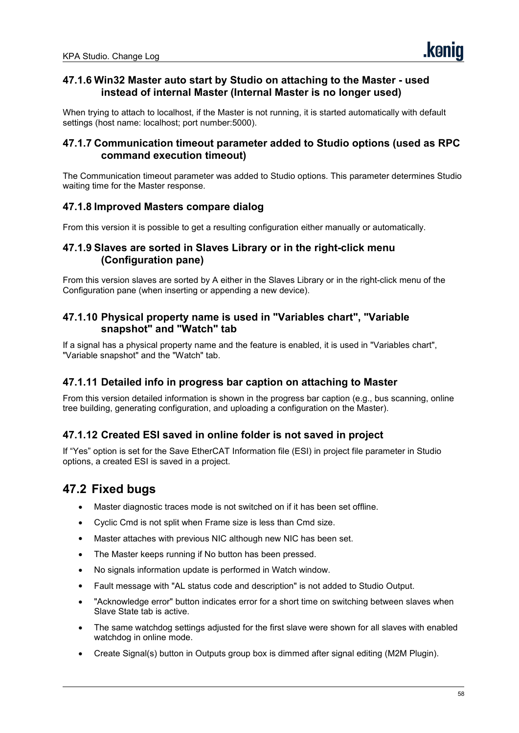### 47.1.6 Win32 Master auto start by Studio on attaching to the Master - used instead of internal Master (Internal Master is no longer used)

When trying to attach to localhost, if the Master is not running, it is started automatically with default settings (host name: localhost; port number:5000).

### 47.1.7 Communication timeout parameter added to Studio options (used as RPC command execution timeout)

The Communication timeout parameter was added to Studio options. This parameter determines Studio waiting time for the Master response.

### 47.1.8 Improved Masters compare dialog

From this version it is possible to get a resulting configuration either manually or automatically.

### 47.1.9 Slaves are sorted in Slaves Library or in the right-click menu (Configuration pane)

From this version slaves are sorted by A either in the Slaves Library or in the right-click menu of the Configuration pane (when inserting or appending a new device).

### 47.1.10 Physical property name is used in "Variables chart", "Variable snapshot" and "Watch" tab

If a signal has a physical property name and the feature is enabled, it is used in "Variables chart", "Variable snapshot" and the "Watch" tab.

### 47.1.11 Detailed info in progress bar caption on attaching to Master

From this version detailed information is shown in the progress bar caption (e.g., bus scanning, online tree building, generating configuration, and uploading a configuration on the Master).

### 47.1.12 Created ESI saved in online folder is not saved in project

If “Yes” option is set for the Save EtherCAT Information file (ESI) in project file parameter in Studio options, a created ESI is saved in a project.

## 47.2 Fixed bugs

- Master diagnostic traces mode is not switched on if it has been set offline.
- Cyclic Cmd is not split when Frame size is less than Cmd size.
- Master attaches with previous NIC although new NIC has been set.
- The Master keeps running if No button has been pressed.
- No signals information update is performed in Watch window.
- Fault message with "AL status code and description" is not added to Studio Output.
- "Acknowledge error" button indicates error for a short time on switching between slaves when Slave State tab is active.
- The same watchdog settings adjusted for the first slave were shown for all slaves with enabled watchdog in online mode.
- Create Signal(s) button in Outputs group box is dimmed after signal editing (M2M Plugin).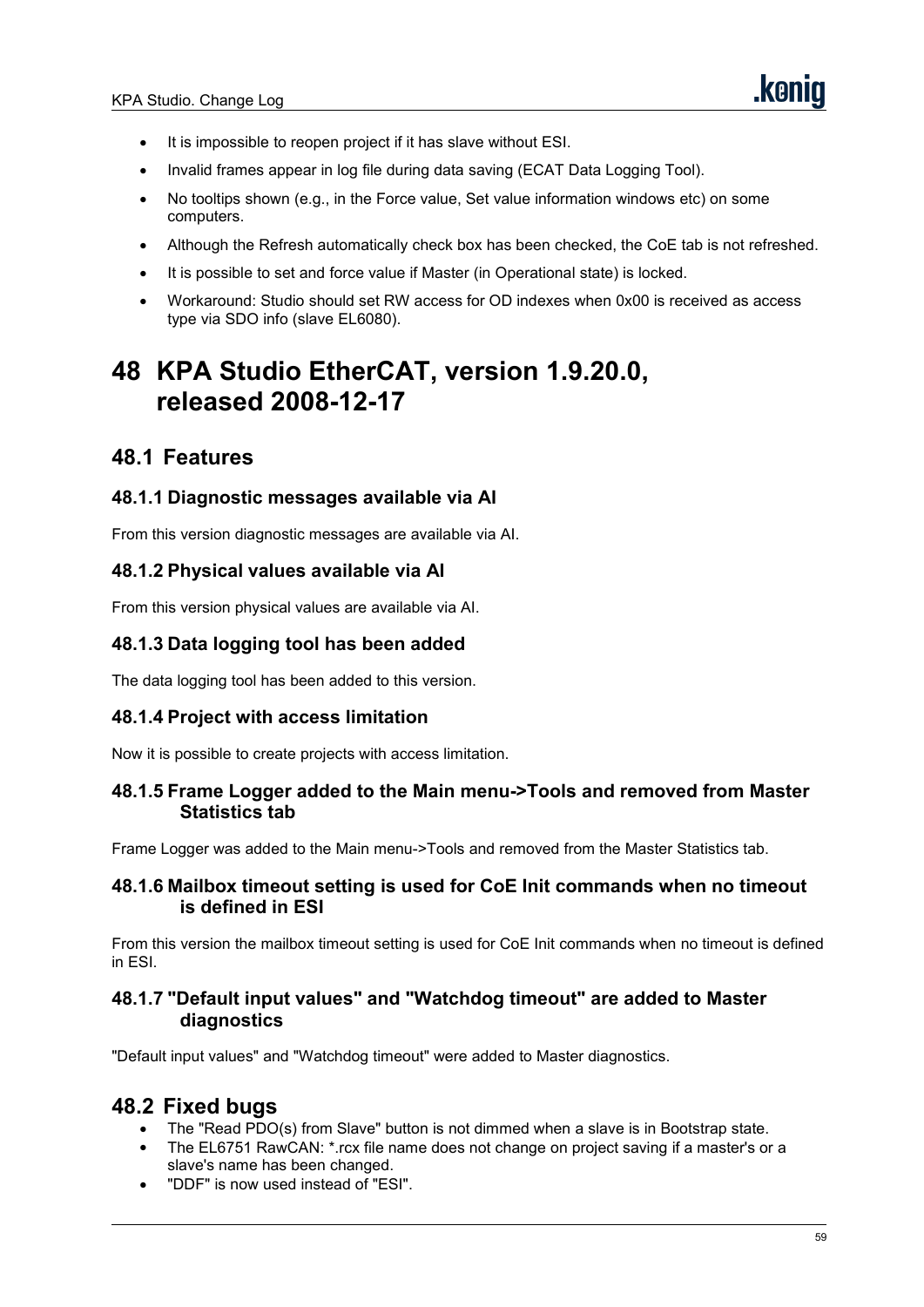- It is impossible to reopen project if it has slave without ESI.
- Invalid frames appear in log file during data saving (ECAT Data Logging Tool).
- No tooltips shown (e.g., in the Force value, Set value information windows etc) on some computers.
- Although the Refresh automatically check box has been checked, the CoE tab is not refreshed.
- It is possible to set and force value if Master (in Operational state) is locked.
- Workaround: Studio should set RW access for OD indexes when 0x00 is received as access type via SDO info (slave EL6080).

# 48 KPA Studio EtherCAT, version 1.9.20.0, released 2008-12-17

## 48.1 Features

### 48.1.1 Diagnostic messages available via AI

From this version diagnostic messages are available via AI.

### 48.1.2 Physical values available via AI

From this version physical values are available via AI.

### 48.1.3 Data logging tool has been added

The data logging tool has been added to this version.

### 48.1.4 Project with access limitation

Now it is possible to create projects with access limitation.

### 48.1.5 Frame Logger added to the Main menu->Tools and removed from Master Statistics tab

Frame Logger was added to the Main menu->Tools and removed from the Master Statistics tab.

### 48.1.6 Mailbox timeout setting is used for CoE Init commands when no timeout is defined in ESI

From this version the mailbox timeout setting is used for CoE Init commands when no timeout is defined in ESI.

### 48.1.7 "Default input values" and "Watchdog timeout" are added to Master diagnostics

"Default input values" and "Watchdog timeout" were added to Master diagnostics.

## 48.2 Fixed bugs

- The "Read PDO(s) from Slave" button is not dimmed when a slave is in Bootstrap state.
- The EL6751 RawCAN: *.rcx file name does not change on project saving if a master's or a slave's name has been changed.
- "DDF" is now used instead of "ESI".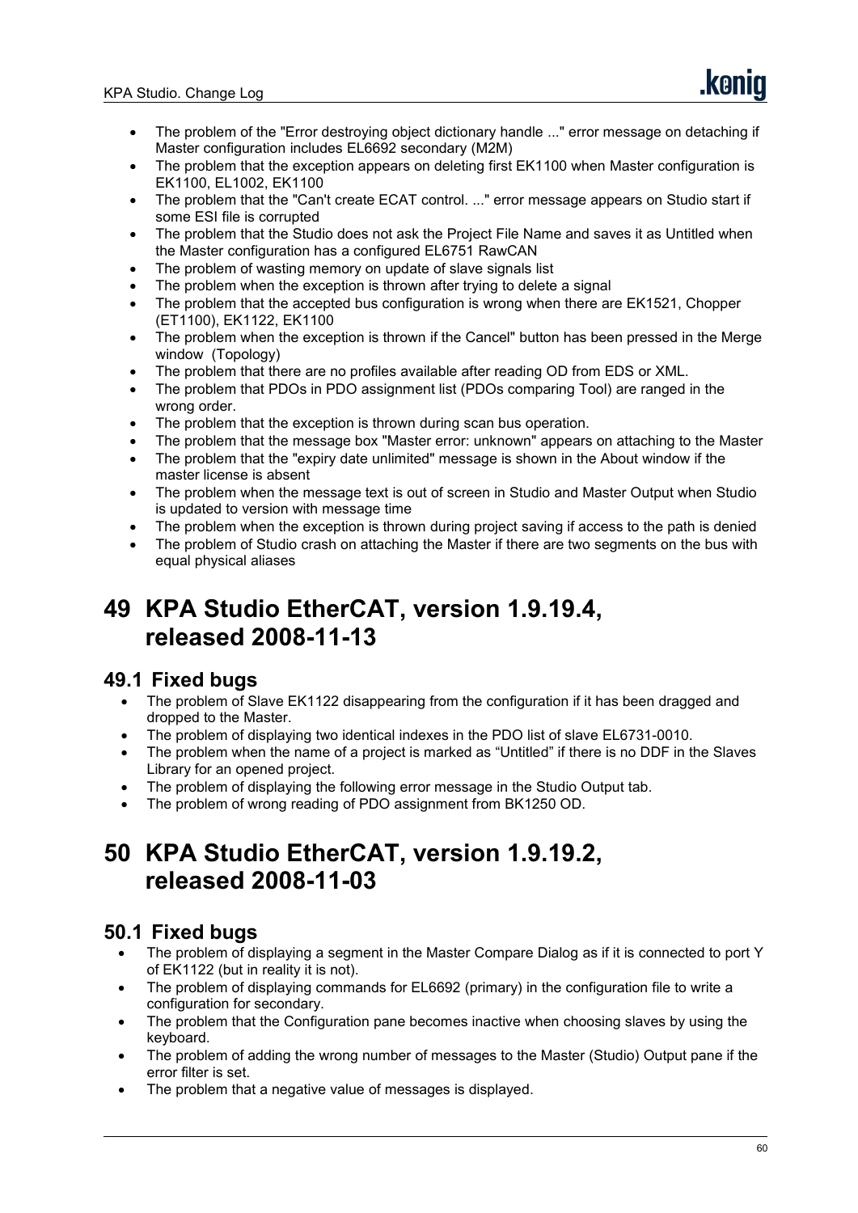- The problem of the "Error destroying object dictionary handle ..." error message on detaching if Master configuration includes EL6692 secondary (M2M)
- The problem that the exception appears on deleting first EK1100 when Master configuration is EK1100, EL1002, EK1100
- The problem that the "Can't create ECAT control. ..." error message appears on Studio start if some ESI file is corrupted
- The problem that the Studio does not ask the Project File Name and saves it as Untitled when the Master configuration has a configured EL6751 RawCAN
- The problem of wasting memory on update of slave signals list
- The problem when the exception is thrown after trying to delete a signal
- The problem that the accepted bus configuration is wrong when there are EK1521, Chopper (ET1100), EK1122, EK1100
- The problem when the exception is thrown if the Cancel" button has been pressed in the Merge window (Topology)
- The problem that there are no profiles available after reading OD from EDS or XML.
- The problem that PDOs in PDO assignment list (PDOs comparing Tool) are ranged in the wrong order.
- The problem that the exception is thrown during scan bus operation.
- The problem that the message box "Master error: unknown" appears on attaching to the Master
- The problem that the "expiry date unlimited" message is shown in the About window if the master license is absent
- The problem when the message text is out of screen in Studio and Master Output when Studio is updated to version with message time
- The problem when the exception is thrown during project saving if access to the path is denied
- The problem of Studio crash on attaching the Master if there are two segments on the bus with equal physical aliases

# 49 KPA Studio EtherCAT, version 1.9.19.4, released 2008-11-13

## 49.1 Fixed bugs

- The problem of Slave EK1122 disappearing from the configuration if it has been dragged and dropped to the Master.
- The problem of displaying two identical indexes in the PDO list of slave EL6731-0010.
- The problem when the name of a project is marked as "Untitled" if there is no DDF in the Slaves Library for an opened project.
- The problem of displaying the following error message in the Studio Output tab.
- The problem of wrong reading of PDO assignment from BK1250 OD.

# 50 KPA Studio EtherCAT, version 1.9.19.2, released 2008-11-03

## 50.1 Fixed bugs

- The problem of displaying a segment in the Master Compare Dialog as if it is connected to port Y of EK1122 (but in reality it is not).
- The problem of displaying commands for EL6692 (primary) in the configuration file to write a configuration for secondary.
- The problem that the Configuration pane becomes inactive when choosing slaves by using the keyboard.
- The problem of adding the wrong number of messages to the Master (Studio) Output pane if the error filter is set.
- The problem that a negative value of messages is displayed.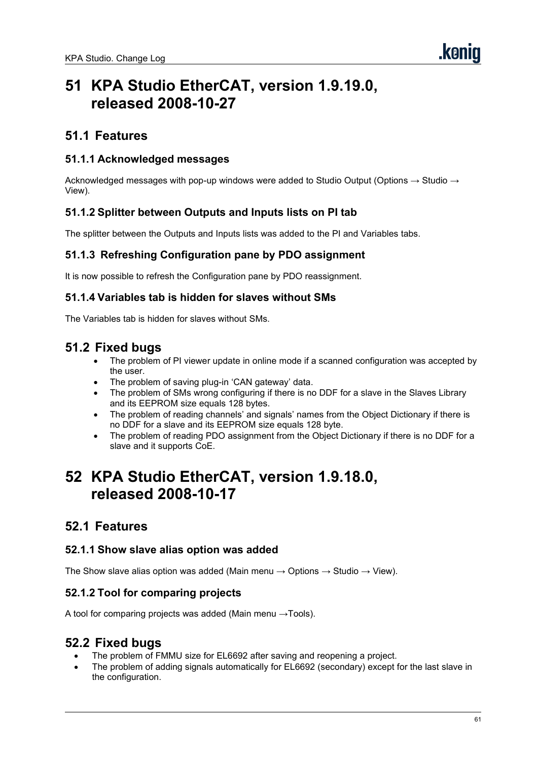# 51 KPA Studio EtherCAT, version 1.9.19.0, released 2008-10-27

## 51.1 Features

### 51.1.1 Acknowledged messages

Acknowledged messages with pop-up windows were added to Studio Output (Options → Studio → View).

### 51.1.2 Splitter between Outputs and Inputs lists on PI tab

The splitter between the Outputs and Inputs lists was added to the PI and Variables tabs.

### 51.1.3 Refreshing Configuration pane by PDO assignment

It is now possible to refresh the Configuration pane by PDO reassignment.

### 51.1.4 Variables tab is hidden for slaves without SMs

The Variables tab is hidden for slaves without SMs.

## 51.2 Fixed bugs

- The problem of PI viewer update in online mode if a scanned configuration was accepted by the user.
- The problem of saving plug-in 'CAN gateway' data.
- The problem of SMs wrong configuring if there is no DDF for a slave in the Slaves Library and its EEPROM size equals 128 bytes.
- The problem of reading channels' and signals' names from the Object Dictionary if there is no DDF for a slave and its EEPROM size equals 128 byte.
- The problem of reading PDO assignment from the Object Dictionary if there is no DDF for a slave and it supports CoE.

# 52 KPA Studio EtherCAT, version 1.9.18.0, released 2008-10-17

## 52.1 Features

### 52.1.1 Show slave alias option was added

The Show slave alias option was added (Main menu → Options → Studio → View).

### 52.1.2 Tool for comparing projects

A tool for comparing projects was added (Main menu →Tools).

## 52.2 Fixed bugs

- The problem of FMMU size for EL6692 after saving and reopening a project.
- The problem of adding signals automatically for EL6692 (secondary) except for the last slave in the configuration.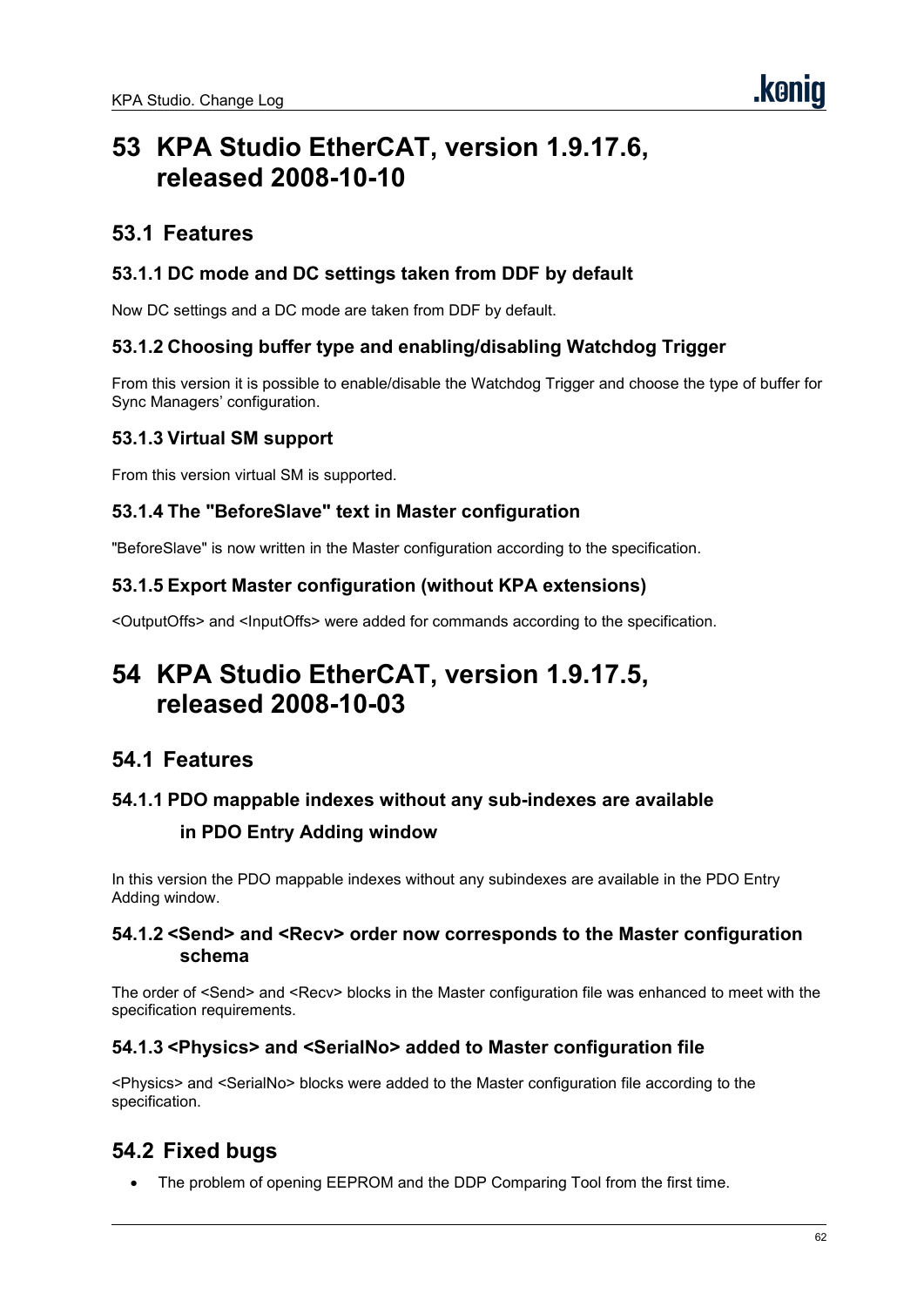# 53 KPA Studio EtherCAT, version 1.9.17.6, released 2008-10-10

## 53.1 Features

### 53.1.1 DC mode and DC settings taken from DDF by default

Now DC settings and a DC mode are taken from DDF by default.

### 53.1.2 Choosing buffer type and enabling/disabling Watchdog Trigger

From this version it is possible to enable/disable the Watchdog Trigger and choose the type of buffer for Sync Managers' configuration.

### 53.1.3 Virtual SM support

From this version virtual SM is supported.

### 53.1.4 The "BeforeSlave" text in Master configuration

"BeforeSlave" is now written in the Master configuration according to the specification.

### 53.1.5 Export Master configuration (without KPA extensions)

<OutputOffs> and <InputOffs> were added for commands according to the specification.

# 54 KPA Studio EtherCAT, version 1.9.17.5, released 2008-10-03

## 54.1 Features

### 54.1.1 PDO mappable indexes without any sub-indexes are available in PDO Entry Adding window

In this version the PDO mappable indexes without any subindexes are available in the PDO Entry Adding window.

### 54.1.2 <Send> and <Recv> order now corresponds to the Master configuration schema

The order of <Send> and <Recv> blocks in the Master configuration file was enhanced to meet with the specification requirements.

### 54.1.3 <Physics> and <SerialNo> added to Master configuration file

<Physics> and <SerialNo> blocks were added to the Master configuration file according to the specification.

## 54.2 Fixed bugs

- The problem of opening EEPROM and the DDP Comparing Tool from the first time.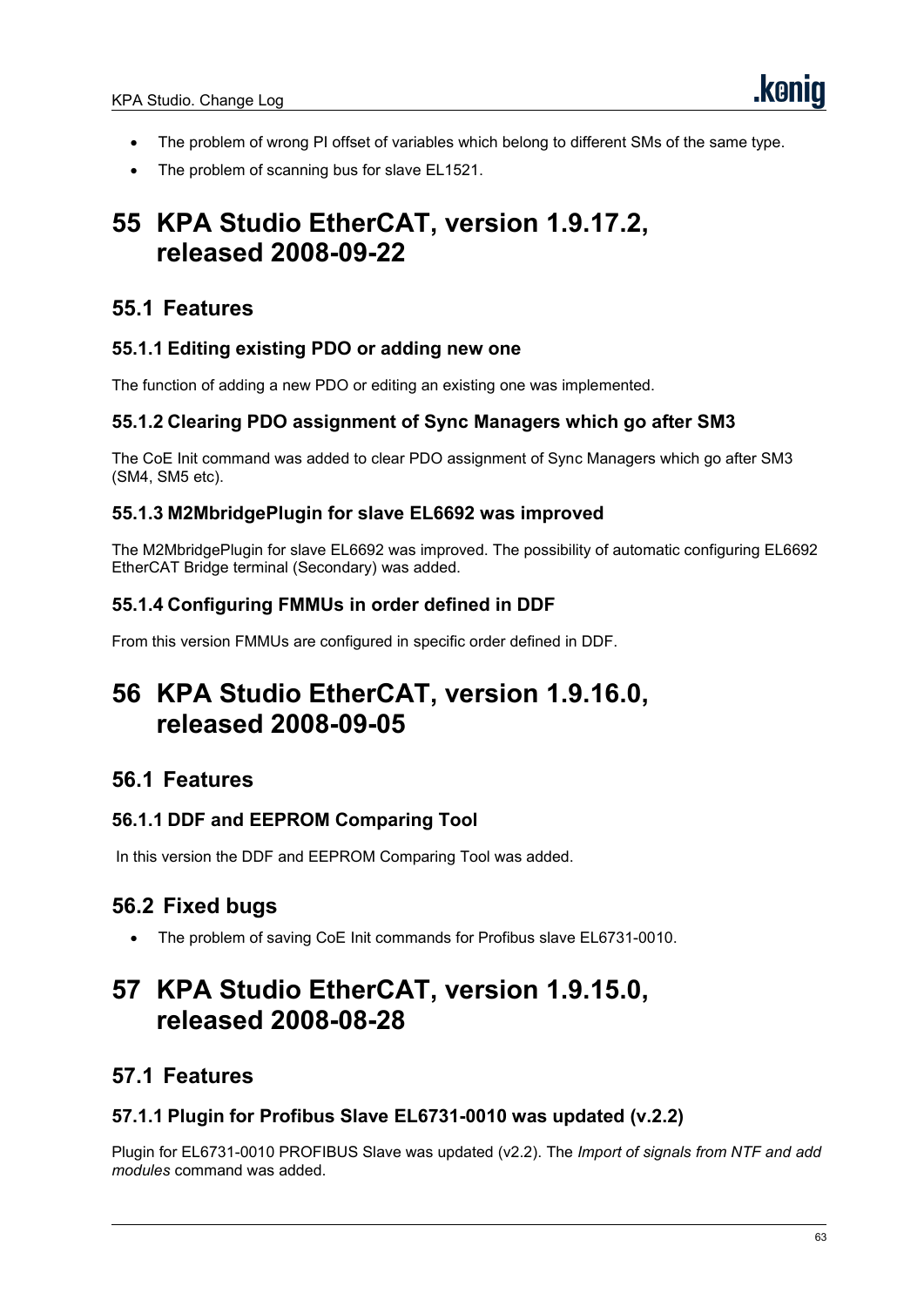- The problem of wrong PI offset of variables which belong to different SMs of the same type.
- The problem of scanning bus for slave EL1521.

# 55 KPA Studio EtherCAT, version 1.9.17.2, released 2008-09-22

## 55.1 Features

### 55.1.1 Editing existing PDO or adding new one

The function of adding a new PDO or editing an existing one was implemented.

### 55.1.2 Clearing PDO assignment of Sync Managers which go after SM3

The CoE Init command was added to clear PDO assignment of Sync Managers which go after SM3 (SM4, SM5 etc).

### 55.1.3 M2MbridgePlugin for slave EL6692 was improved

The M2MbridgePlugin for slave EL6692 was improved. The possibility of automatic configuring EL6692 EtherCAT Bridge terminal (Secondary) was added.

### 55.1.4 Configuring FMMUs in order defined in DDF

From this version FMMUs are configured in specific order defined in DDF.

# 56 KPA Studio EtherCAT, version 1.9.16.0, released 2008-09-05

## 56.1 Features

### 56.1.1 DDF and EEPROM Comparing Tool

In this version the DDF and EEPROM Comparing Tool was added.

## 56.2 Fixed bugs

- The problem of saving CoE Init commands for Profibus slave EL6731-0010.

# 57 KPA Studio EtherCAT, version 1.9.15.0, released 2008-08-28

## 57.1 Features

### 57.1.1 Plugin for Profibus Slave EL6731-0010 was updated (v.2.2)

Plugin for EL6731-0010 PROFIBUS Slave was updated (v2.2). The *Import of signals from NTF and add modules* command was added.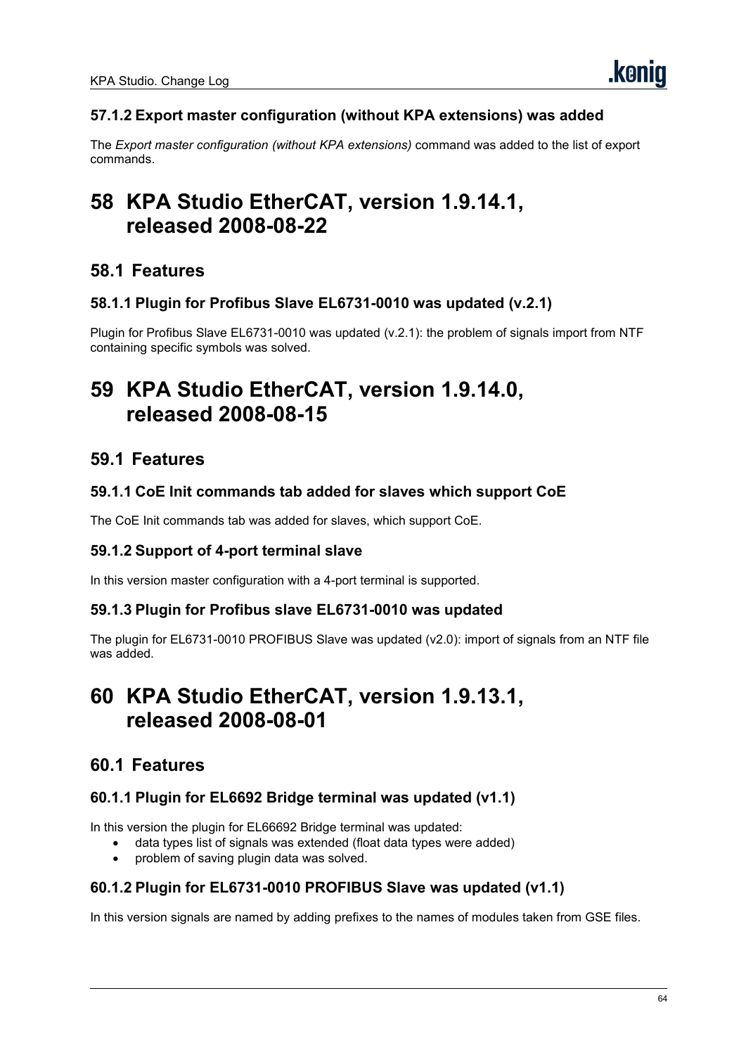### 57.1.2 Export master configuration (without KPA extensions) was added

The *Export master configuration (without KPA extensions)* command was added to the list of export commands.

# 58 KPA Studio EtherCAT, version 1.9.14.1, released 2008-08-22

## 58.1 Features

### 58.1.1 Plugin for Profibus Slave EL6731-0010 was updated (v.2.1)

Plugin for Profibus Slave EL6731-0010 was updated (v.2.1): the problem of signals import from NTF containing specific symbols was solved.

# 59 KPA Studio EtherCAT, version 1.9.14.0, released 2008-08-15

## 59.1 Features

### 59.1.1 CoE Init commands tab added for slaves which support CoE

The CoE Init commands tab was added for slaves, which support CoE.

### 59.1.2 Support of 4-port terminal slave

In this version master configuration with a 4-port terminal is supported.

### 59.1.3 Plugin for Profibus slave EL6731-0010 was updated

The plugin for EL6731-0010 PROFIBUS Slave was updated (v2.0): import of signals from an NTF file was added.

# 60 KPA Studio EtherCAT, version 1.9.13.1, released 2008-08-01

## 60.1 Features

### 60.1.1 Plugin for EL6692 Bridge terminal was updated (v1.1)

In this version the plugin for EL66692 Bridge terminal was updated:

- data types list of signals was extended (float data types were added)
- problem of saving plugin data was solved.

### 60.1.2 Plugin for EL6731-0010 PROFIBUS Slave was updated (v1.1)

In this version signals are named by adding prefixes to the names of modules taken from GSE files.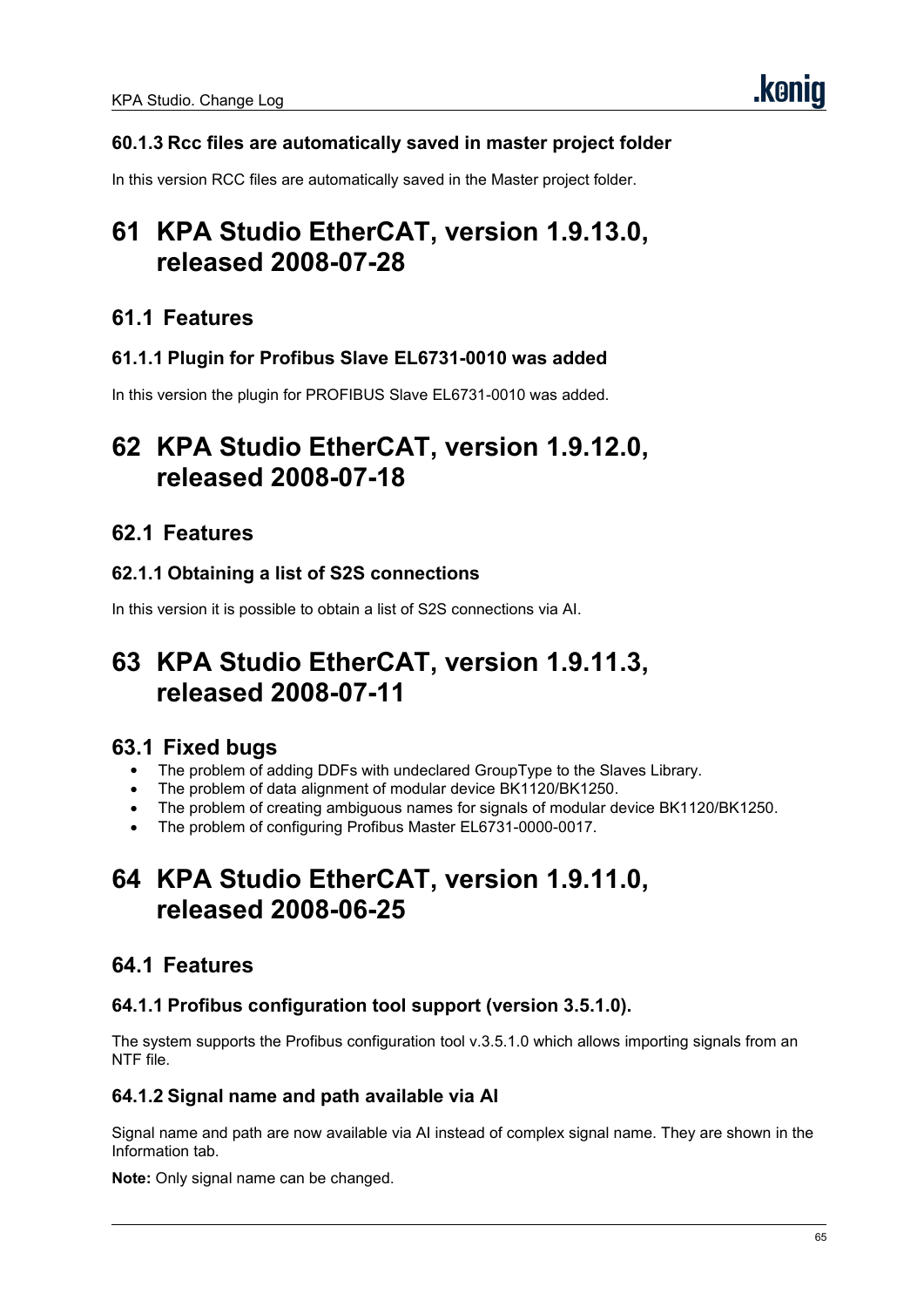### 60.1.3 Rcc files are automatically saved in master project folder

In this version RCC files are automatically saved in the Master project folder.

# 61 KPA Studio EtherCAT, version 1.9.13.0, released 2008-07-28

## 61.1 Features

### 61.1.1 Plugin for Profibus Slave EL6731-0010 was added

In this version the plugin for PROFIBUS Slave EL6731-0010 was added.

# 62 KPA Studio EtherCAT, version 1.9.12.0, released 2008-07-18

## 62.1 Features

### 62.1.1 Obtaining a list of S2S connections

In this version it is possible to obtain a list of S2S connections via AI.

# 63 KPA Studio EtherCAT, version 1.9.11.3, released 2008-07-11

## 63.1 Fixed bugs

- The problem of adding DDFs with undeclared GroupType to the Slaves Library.
- The problem of data alignment of modular device BK1120/BK1250.
- The problem of creating ambiguous names for signals of modular device BK1120/BK1250.
- The problem of configuring Profibus Master EL6731-0000-0017.

# 64 KPA Studio EtherCAT, version 1.9.11.0, released 2008-06-25

## 64.1 Features

### 64.1.1 Profibus configuration tool support (version 3.5.1.0).

The system supports the Profibus configuration tool v.3.5.1.0 which allows importing signals from an NTF file.

### 64.1.2 Signal name and path available via AI

Signal name and path are now available via AI instead of complex signal name. They are shown in the Information tab.

**Note:** Only signal name can be changed.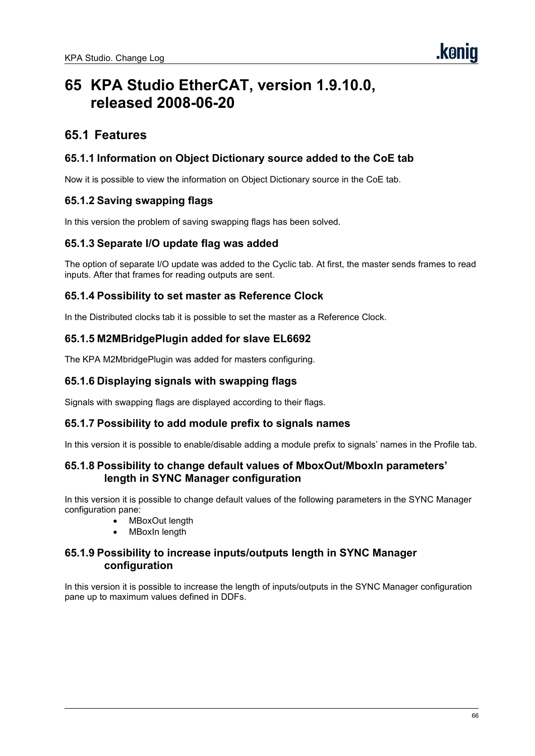# 65 KPA Studio EtherCAT, version 1.9.10.0, released 2008-06-20

## 65.1 Features

### 65.1.1 Information on Object Dictionary source added to the CoE tab

Now it is possible to view the information on Object Dictionary source in the CoE tab.

### 65.1.2 Saving swapping flags

In this version the problem of saving swapping flags has been solved.

### 65.1.3 Separate I/O update flag was added

The option of separate I/O update was added to the Cyclic tab. At first, the master sends frames to read inputs. After that frames for reading outputs are sent.

### 65.1.4 Possibility to set master as Reference Clock

In the Distributed clocks tab it is possible to set the master as a Reference Clock.

### 65.1.5 M2MBridgePlugin added for slave EL6692

The KPA M2MbridgePlugin was added for masters configuring.

### 65.1.6 Displaying signals with swapping flags

Signals with swapping flags are displayed according to their flags.

### 65.1.7 Possibility to add module prefix to signals names

In this version it is possible to enable/disable adding a module prefix to signals' names in the Profile tab.

### 65.1.8 Possibility to change default values of MboxOut/MboxIn parameters' length in SYNC Manager configuration

In this version it is possible to change default values of the following parameters in the SYNC Manager configuration pane:

- MBoxOut length
- MBoxIn length

### 65.1.9 Possibility to increase inputs/outputs length in SYNC Manager configuration

In this version it is possible to increase the length of inputs/outputs in the SYNC Manager configuration pane up to maximum values defined in DDFs.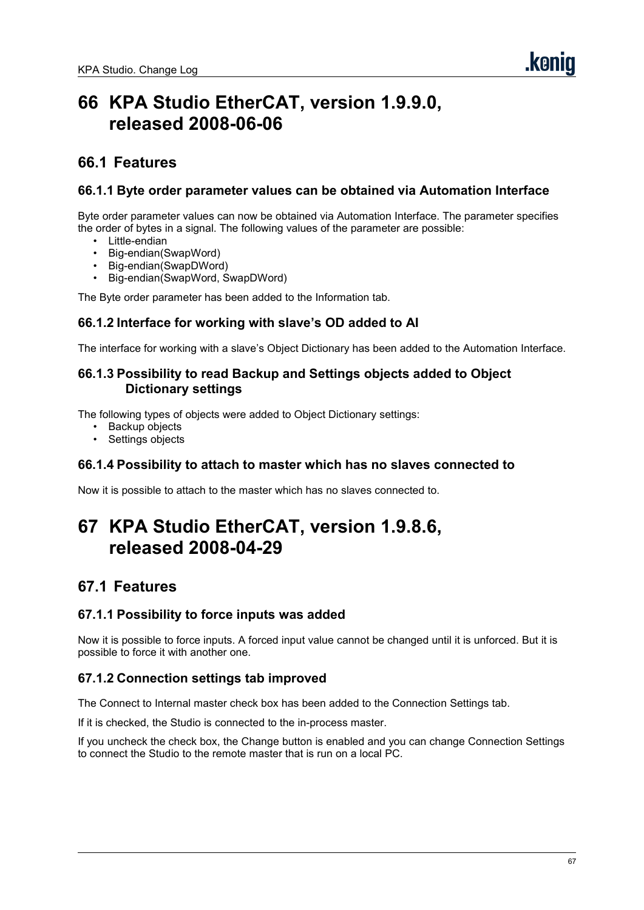# 66 KPA Studio EtherCAT, version 1.9.9.0, released 2008-06-06

## 66.1 Features

### 66.1.1 Byte order parameter values can be obtained via Automation Interface

Byte order parameter values can now be obtained via Automation Interface. The parameter specifies the order of bytes in a signal. The following values of the parameter are possible:

- Little-endian
- Big-endian(SwapWord)
- Big-endian(SwapDWord)
- Big-endian(SwapWord, SwapDWord)

The Byte order parameter has been added to the Information tab.

### 66.1.2 Interface for working with slave's OD added to AI

The interface for working with a slave's Object Dictionary has been added to the Automation Interface.

### 66.1.3 Possibility to read Backup and Settings objects added to Object Dictionary settings

The following types of objects were added to Object Dictionary settings:

- Backup objects
- Settings objects

### 66.1.4 Possibility to attach to master which has no slaves connected to

Now it is possible to attach to the master which has no slaves connected to.

# 67 KPA Studio EtherCAT, version 1.9.8.6, released 2008-04-29

## 67.1 Features

### 67.1.1 Possibility to force inputs was added

Now it is possible to force inputs. A forced input value cannot be changed until it is unforced. But it is possible to force it with another one.

### 67.1.2 Connection settings tab improved

The Connect to Internal master check box has been added to the Connection Settings tab.

If it is checked, the Studio is connected to the in-process master.

If you uncheck the check box, the Change button is enabled and you can change Connection Settings to connect the Studio to the remote master that is run on a local PC.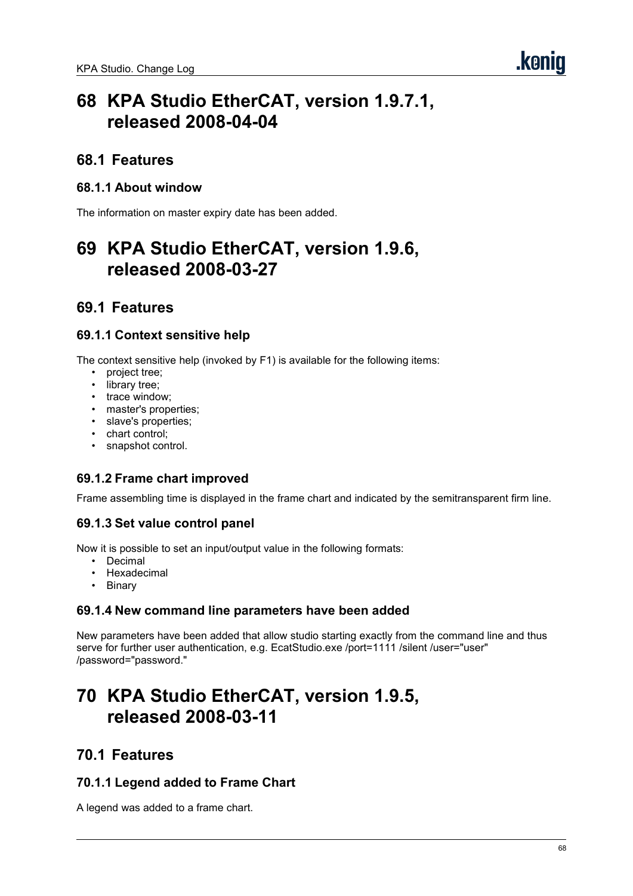# 68 KPA Studio EtherCAT, version 1.9.7.1, released 2008-04-04

## 68.1 Features

### 68.1.1 About window

The information on master expiry date has been added.

# 69 KPA Studio EtherCAT, version 1.9.6, released 2008-03-27

## 69.1 Features

### 69.1.1 Context sensitive help

The context sensitive help (invoked by F1) is available for the following items:

- project tree;
- library tree;
- trace window;
- master's properties;
- slave's properties;
- chart control;
- snapshot control.

### 69.1.2 Frame chart improved

Frame assembling time is displayed in the frame chart and indicated by the semitransparent firm line.

### 69.1.3 Set value control panel

Now it is possible to set an input/output value in the following formats:

- Decimal
- Hexadecimal
- Binary

### 69.1.4 New command line parameters have been added

New parameters have been added that allow studio starting exactly from the command line and thus serve for further user authentication, e.g. EcatStudio.exe /port=1111 /silent /user="user" /password="password."

# 70 KPA Studio EtherCAT, version 1.9.5, released 2008-03-11

## 70.1 Features

### 70.1.1 Legend added to Frame Chart

A legend was added to a frame chart.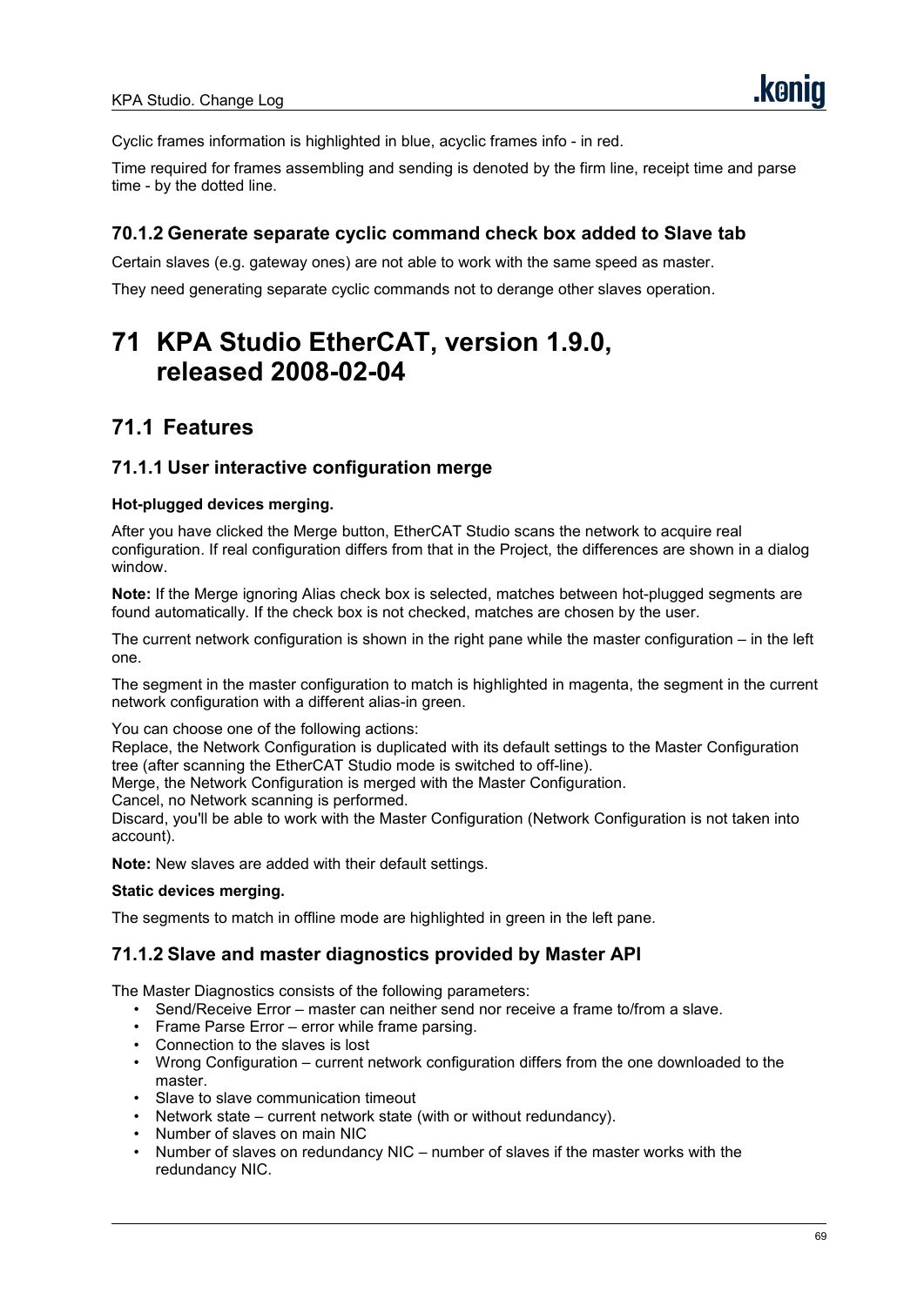Cyclic frames information is highlighted in blue, acyclic frames info - in red.

Time required for frames assembling and sending is denoted by the firm line, receipt time and parse time - by the dotted line.

### 70.1.2 Generate separate cyclic command check box added to Slave tab

Certain slaves (e.g. gateway ones) are not able to work with the same speed as master.

They need generating separate cyclic commands not to derange other slaves operation.

# 71 KPA Studio EtherCAT, version 1.9.0, released 2008-02-04

## 71.1 Features

### 71.1.1 User interactive configuration merge

**Hot-plugged devices merging.**

After you have clicked the Merge button, EtherCAT Studio scans the network to acquire real configuration. If real configuration differs from that in the Project, the differences are shown in a dialog window.

**Note:** If the Merge ignoring Alias check box is selected, matches between hot-plugged segments are found automatically. If the check box is not checked, matches are chosen by the user.

The current network configuration is shown in the right pane while the master configuration – in the left one.

The segment in the master configuration to match is highlighted in magenta, the segment in the current network configuration with a different alias-in green.

You can choose one of the following actions:
Replace, the Network Configuration is duplicated with its default settings to the Master Configuration tree (after scanning the EtherCAT Studio mode is switched to off-line).
Merge, the Network Configuration is merged with the Master Configuration.
Cancel, no Network scanning is performed.
Discard, you'll be able to work with the Master Configuration (Network Configuration is not taken into account).

**Note:** New slaves are added with their default settings.

**Static devices merging.**

The segments to match in offline mode are highlighted in green in the left pane.

### 71.1.2 Slave and master diagnostics provided by Master API

The Master Diagnostics consists of the following parameters:

- Send/Receive Error – master can neither send nor receive a frame to/from a slave.
- Frame Parse Error – error while frame parsing.
- Connection to the slaves is lost
- Wrong Configuration – current network configuration differs from the one downloaded to the master.
- Slave to slave communication timeout
- Network state – current network state (with or without redundancy).
- Number of slaves on main NIC
- Number of slaves on redundancy NIC – number of slaves if the master works with the redundancy NIC.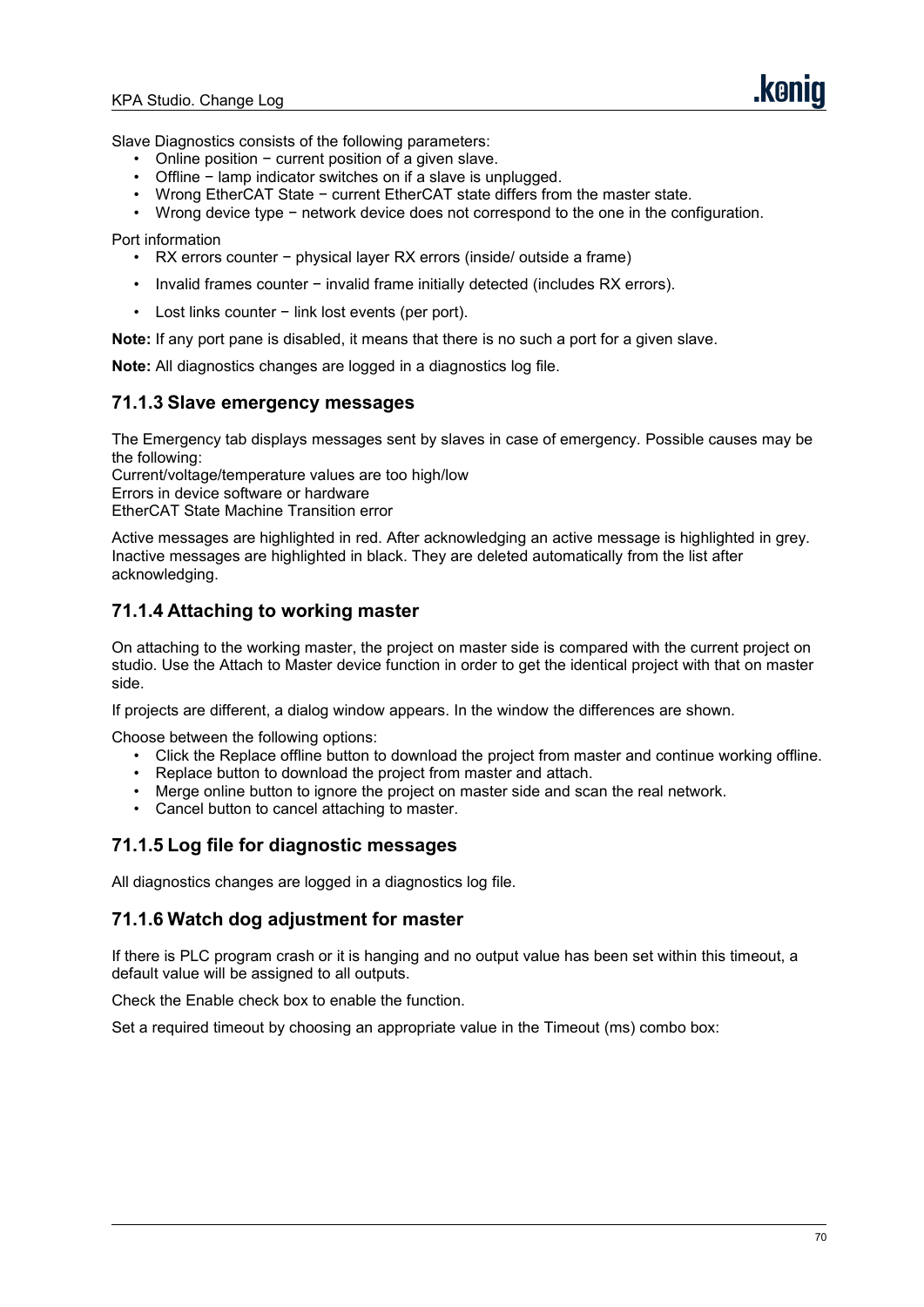Slave Diagnostics consists of the following parameters:

- Online position − current position of a given slave.
- Offline − lamp indicator switches on if a slave is unplugged.
- Wrong EtherCAT State − current EtherCAT state differs from the master state.
- Wrong device type − network device does not correspond to the one in the configuration.

Port information

- RX errors counter − physical layer RX errors (inside/ outside a frame)
- Invalid frames counter − invalid frame initially detected (includes RX errors).
- Lost links counter − link lost events (per port).

**Note:** If any port pane is disabled, it means that there is no such a port for a given slave.

**Note:** All diagnostics changes are logged in a diagnostics log file.

### 71.1.3 Slave emergency messages

The Emergency tab displays messages sent by slaves in case of emergency. Possible causes may be the following:
Current/voltage/temperature values are too high/low
Errors in device software or hardware
EtherCAT State Machine Transition error

Active messages are highlighted in red. After acknowledging an active message is highlighted in grey. Inactive messages are highlighted in black. They are deleted automatically from the list after acknowledging.

### 71.1.4 Attaching to working master

On attaching to the working master, the project on master side is compared with the current project on studio. Use the Attach to Master device function in order to get the identical project with that on master side.

If projects are different, a dialog window appears. In the window the differences are shown.

Choose between the following options:

- Click the Replace offline button to download the project from master and continue working offline.
- Replace button to download the project from master and attach.
- Merge online button to ignore the project on master side and scan the real network.
- Cancel button to cancel attaching to master.

### 71.1.5 Log file for diagnostic messages

All diagnostics changes are logged in a diagnostics log file.

### 71.1.6 Watch dog adjustment for master

If there is PLC program crash or it is hanging and no output value has been set within this timeout, a default value will be assigned to all outputs.

Check the Enable check box to enable the function.

Set a required timeout by choosing an appropriate value in the Timeout (ms) combo box: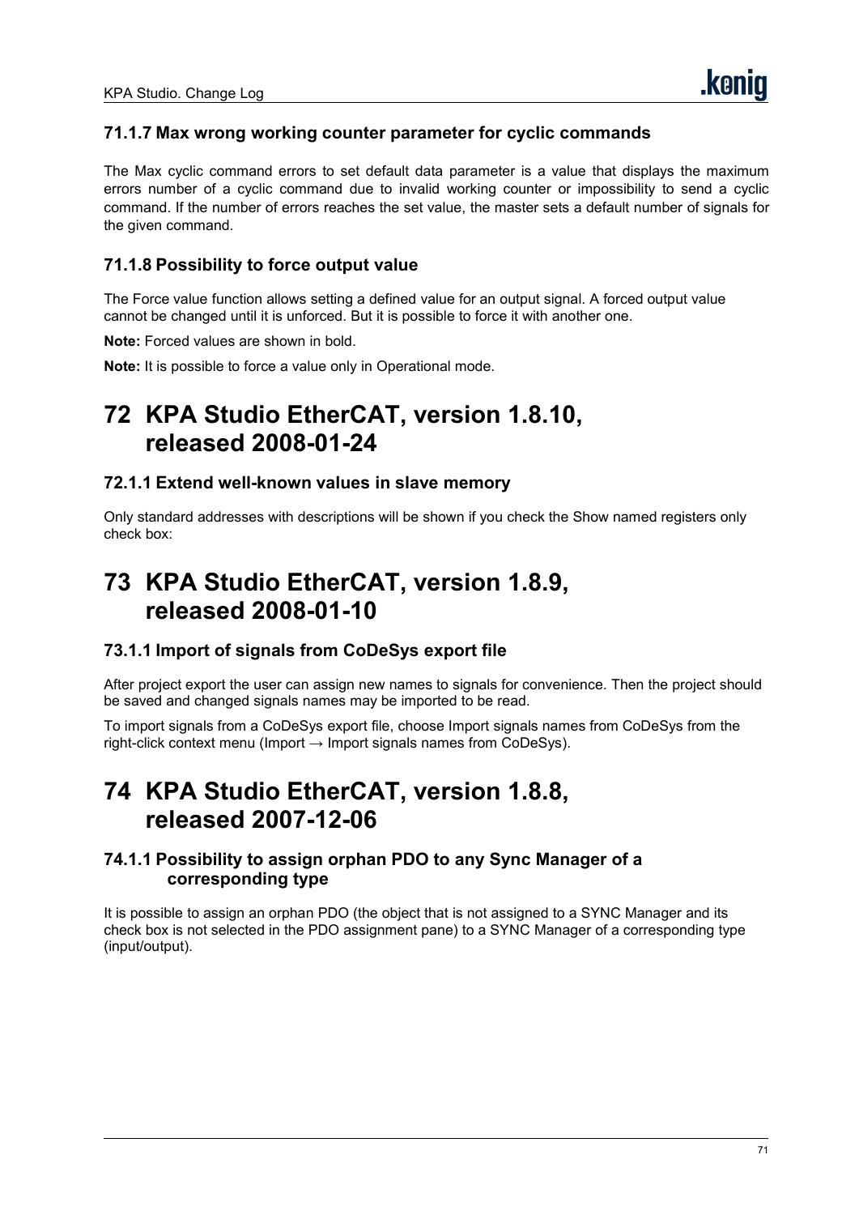### 71.1.7 Max wrong working counter parameter for cyclic commands

The Max cyclic command errors to set default data parameter is a value that displays the maximum errors number of a cyclic command due to invalid working counter or impossibility to send a cyclic command. If the number of errors reaches the set value, the master sets a default number of signals for the given command.

### 71.1.8 Possibility to force output value

The Force value function allows setting a defined value for an output signal. A forced output value cannot be changed until it is unforced. But it is possible to force it with another one.

**Note:** Forced values are shown in bold.

**Note:** It is possible to force a value only in Operational mode.

# 72 KPA Studio EtherCAT, version 1.8.10, released 2008-01-24

### 72.1.1 Extend well-known values in slave memory

Only standard addresses with descriptions will be shown if you check the Show named registers only check box:

# 73 KPA Studio EtherCAT, version 1.8.9, released 2008-01-10

### 73.1.1 Import of signals from CoDeSys export file

After project export the user can assign new names to signals for convenience. Then the project should be saved and changed signals names may be imported to be read.

To import signals from a CoDeSys export file, choose Import signals names from CoDeSys from the right-click context menu (Import → Import signals names from CoDeSys).

# 74 KPA Studio EtherCAT, version 1.8.8, released 2007-12-06

### 74.1.1 Possibility to assign orphan PDO to any Sync Manager of a corresponding type

It is possible to assign an orphan PDO (the object that is not assigned to a SYNC Manager and its check box is not selected in the PDO assignment pane) to a SYNC Manager of a corresponding type (input/output).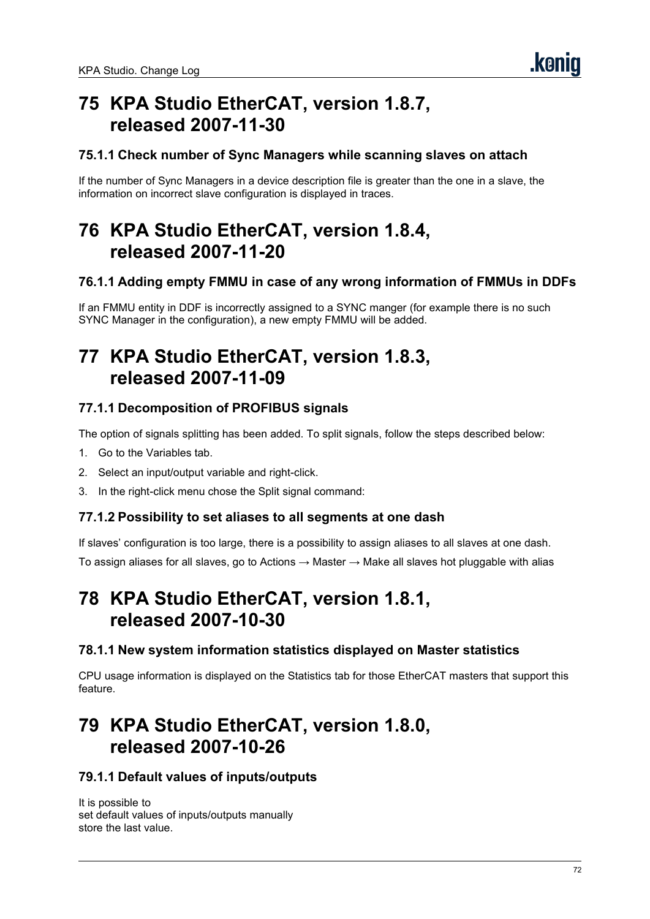# 75 KPA Studio EtherCAT, version 1.8.7, released 2007-11-30

### 75.1.1 Check number of Sync Managers while scanning slaves on attach

If the number of Sync Managers in a device description file is greater than the one in a slave, the information on incorrect slave configuration is displayed in traces.

# 76 KPA Studio EtherCAT, version 1.8.4, released 2007-11-20

### 76.1.1 Adding empty FMMU in case of any wrong information of FMMUs in DDFs

If an FMMU entity in DDF is incorrectly assigned to a SYNC manger (for example there is no such SYNC Manager in the configuration), a new empty FMMU will be added.

# 77 KPA Studio EtherCAT, version 1.8.3, released 2007-11-09

### 77.1.1 Decomposition of PROFIBUS signals

The option of signals splitting has been added. To split signals, follow the steps described below:

1. Go to the Variables tab.
2. Select an input/output variable and right-click.
3. In the right-click menu chose the Split signal command:

### 77.1.2 Possibility to set aliases to all segments at one dash

If slaves' configuration is too large, there is a possibility to assign aliases to all slaves at one dash.

To assign aliases for all slaves, go to Actions → Master → Make all slaves hot pluggable with alias

# 78 KPA Studio EtherCAT, version 1.8.1, released 2007-10-30

### 78.1.1 New system information statistics displayed on Master statistics

CPU usage information is displayed on the Statistics tab for those EtherCAT masters that support this feature.

# 79 KPA Studio EtherCAT, version 1.8.0, released 2007-10-26

### 79.1.1 Default values of inputs/outputs

It is possible to
set default values of inputs/outputs manually
store the last value.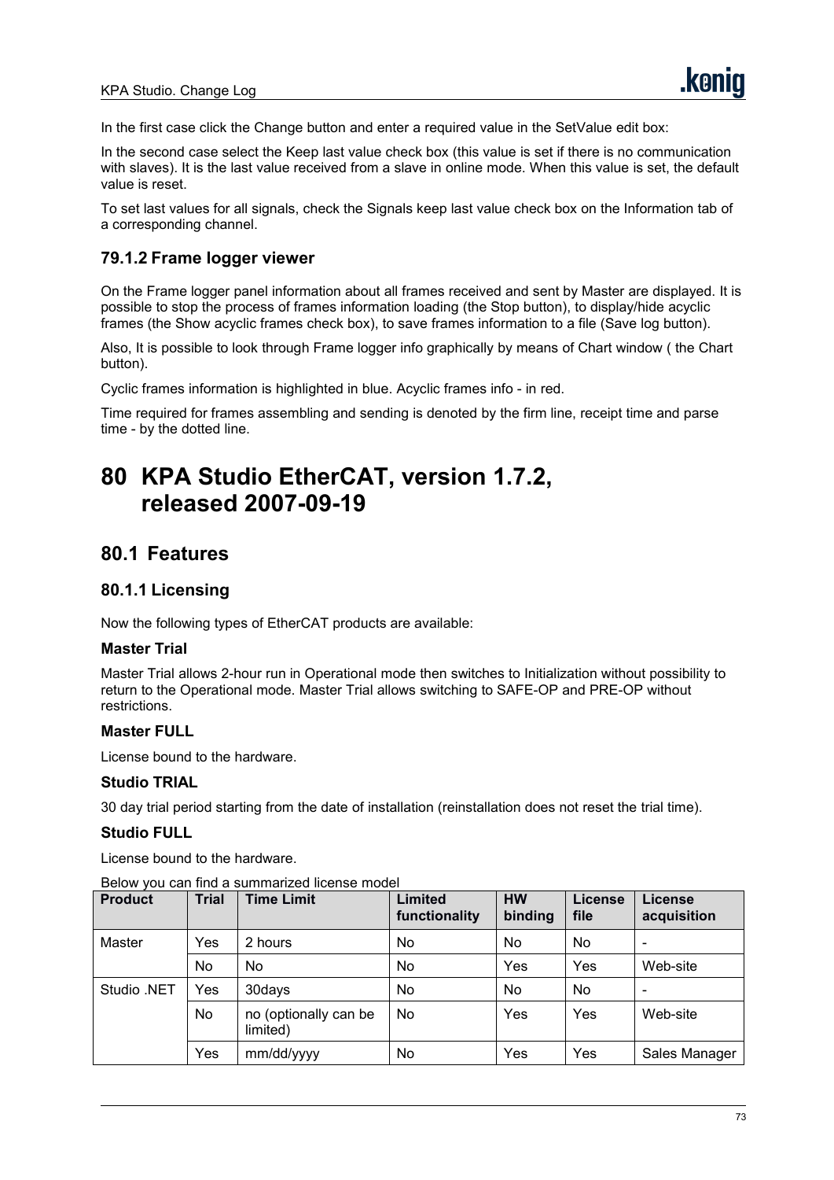In the first case click the Change button and enter a required value in the SetValue edit box:

In the second case select the Keep last value check box (this value is set if there is no communication with slaves). It is the last value received from a slave in online mode. When this value is set, the default value is reset.

To set last values for all signals, check the Signals keep last value check box on the Information tab of a corresponding channel.

### 79.1.2 Frame logger viewer

On the Frame logger panel information about all frames received and sent by Master are displayed. It is possible to stop the process of frames information loading (the Stop button), to display/hide acyclic frames (the Show acyclic frames check box), to save frames information to a file (Save log button).

Also, It is possible to look through Frame logger info graphically by means of Chart window ( the Chart button).

Cyclic frames information is highlighted in blue. Acyclic frames info - in red.

Time required for frames assembling and sending is denoted by the firm line, receipt time and parse time - by the dotted line.

# 80 KPA Studio EtherCAT, version 1.7.2, released 2007-09-19

## 80.1 Features

### 80.1.1 Licensing

Now the following types of EtherCAT products are available:

**Master Trial**

Master Trial allows 2-hour run in Operational mode then switches to Initialization without possibility to return to the Operational mode. Master Trial allows switching to SAFE-OP and PRE-OP without restrictions.

**Master FULL**

License bound to the hardware.

**Studio TRIAL**

30 day trial period starting from the date of installation (reinstallation does not reset the trial time).

**Studio FULL**

License bound to the hardware.

Below you can find a summarized license model

| Product | Trial | Time Limit | Limited functionality | HW binding | License file | License acquisition |
|---|---|---|---|---|---|---|
| Master | Yes | 2 hours | No | No | No | - |
| | No | No | No | Yes | Yes | Web-site |
| Studio .NET | Yes | 30days | No | No | No | - |
| | No | no (optionally can be limited) | No | Yes | Yes | Web-site |
| | Yes | mm/dd/yyyy | No | Yes | Yes | Sales Manager |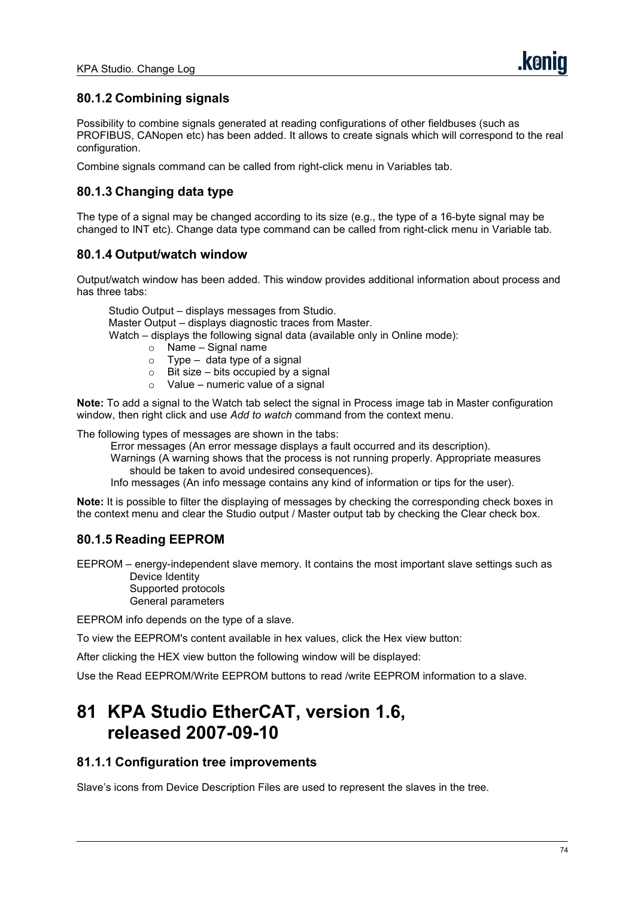### 80.1.2 Combining signals

Possibility to combine signals generated at reading configurations of other fieldbuses (such as PROFIBUS, CANopen etc) has been added. It allows to create signals which will correspond to the real configuration.

Combine signals command can be called from right-click menu in Variables tab.

### 80.1.3 Changing data type

The type of a signal may be changed according to its size (e.g., the type of a 16-byte signal may be changed to INT etc). Change data type command can be called from right-click menu in Variable tab.

### 80.1.4 Output/watch window

Output/watch window has been added. This window provides additional information about process and has three tabs:

Studio Output – displays messages from Studio.
Master Output – displays diagnostic traces from Master.
Watch – displays the following signal data (available only in Online mode):

- Name – Signal name
- Type – data type of a signal
- Bit size – bits occupied by a signal
- Value – numeric value of a signal

**Note:** To add a signal to the Watch tab select the signal in Process image tab in Master configuration window, then right click and use *Add to watch* command from the context menu.

The following types of messages are shown in the tabs:

Error messages (An error message displays a fault occurred and its description).
Warnings (A warning shows that the process is not running properly. Appropriate measures should be taken to avoid undesired consequences).
Info messages (An info message contains any kind of information or tips for the user).

**Note:** It is possible to filter the displaying of messages by checking the corresponding check boxes in the context menu and clear the Studio output / Master output tab by checking the Clear check box.

### 80.1.5 Reading EEPROM

EEPROM – energy-independent slave memory. It contains the most important slave settings such as
Device Identity
Supported protocols
General parameters

EEPROM info depends on the type of a slave.

To view the EEPROM's content available in hex values, click the Hex view button:

After clicking the HEX view button the following window will be displayed:

Use the Read EEPROM/Write EEPROM buttons to read /write EEPROM information to a slave.

# 81 KPA Studio EtherCAT, version 1.6, released 2007-09-10

### 81.1.1 Configuration tree improvements

Slave's icons from Device Description Files are used to represent the slaves in the tree.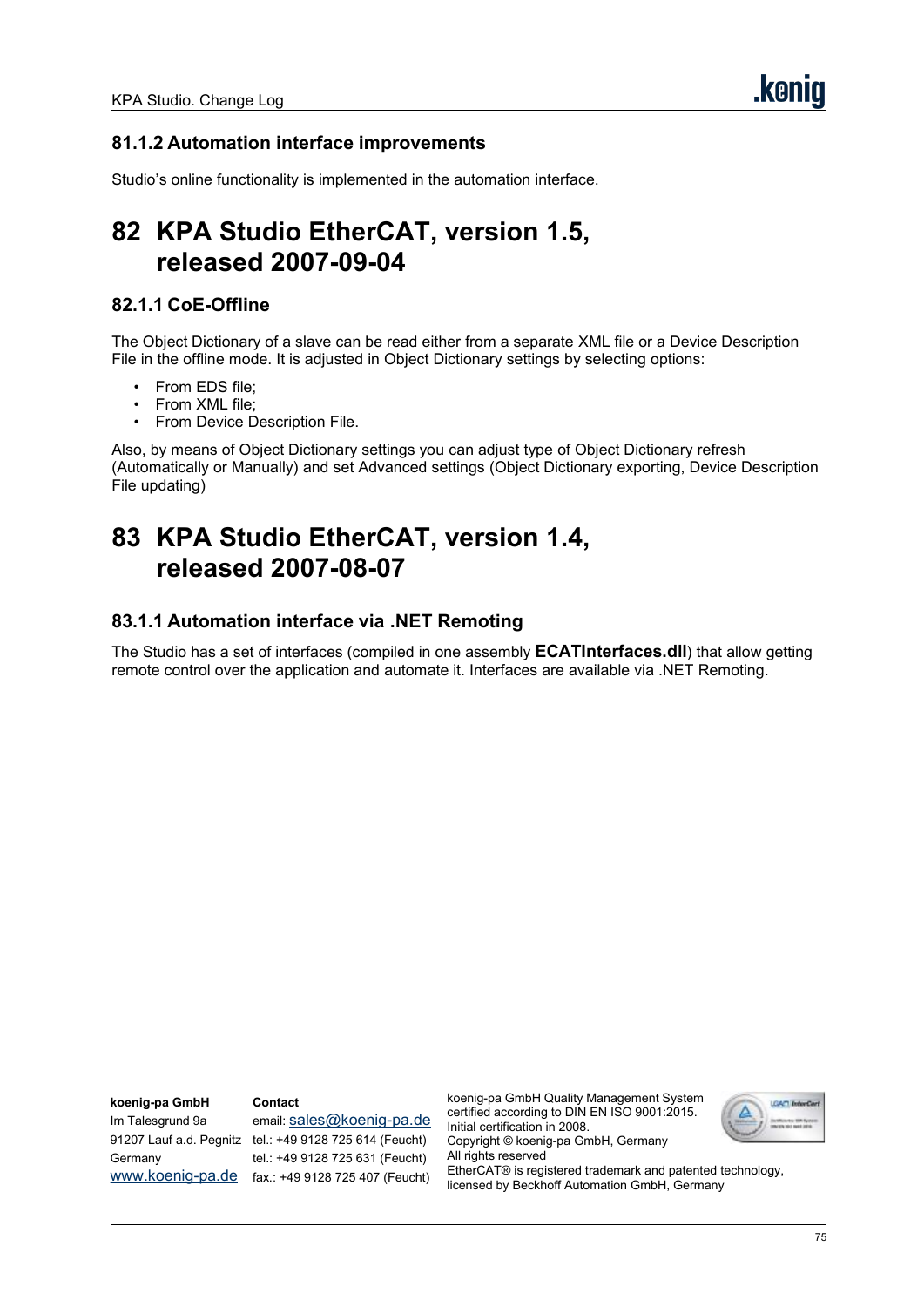### 81.1.2 Automation interface improvements

Studio's online functionality is implemented in the automation interface.

# 82 KPA Studio EtherCAT, version 1.5, released 2007-09-04

### 82.1.1 CoE-Offline

The Object Dictionary of a slave can be read either from a separate XML file or a Device Description File in the offline mode. It is adjusted in Object Dictionary settings by selecting options:

- From EDS file;
- From XML file;
- From Device Description File.

Also, by means of Object Dictionary settings you can adjust type of Object Dictionary refresh (Automatically or Manually) and set Advanced settings (Object Dictionary exporting, Device Description File updating)

# 83 KPA Studio EtherCAT, version 1.4, released 2007-08-07

### 83.1.1 Automation interface via .NET Remoting

The Studio has a set of interfaces (compiled in one assembly **ECATInterfaces.dll**) that allow getting remote control over the application and automate it. Interfaces are available via .NET Remoting.